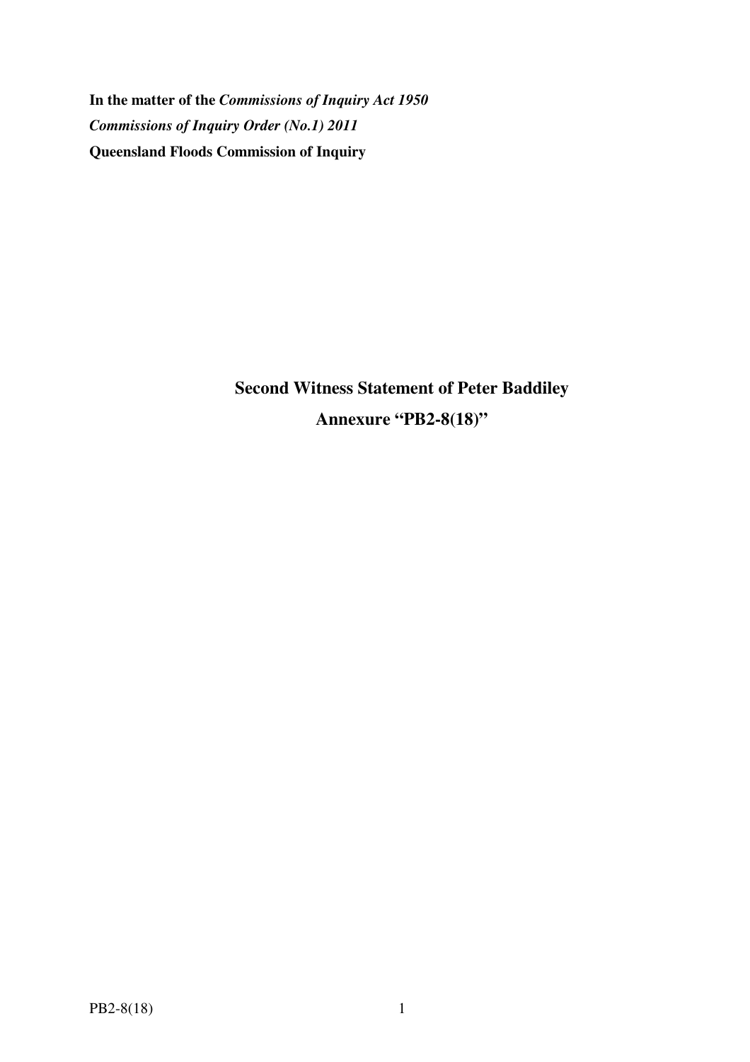**In the matter of the *Commissions of Inquiry Act 1950***

***Commissions of Inquiry Order (No.1) 2011***

**Queensland Floods Commission of Inquiry**

## Second Witness Statement of Peter Baddiley

## Annexure "PB2-8(18)"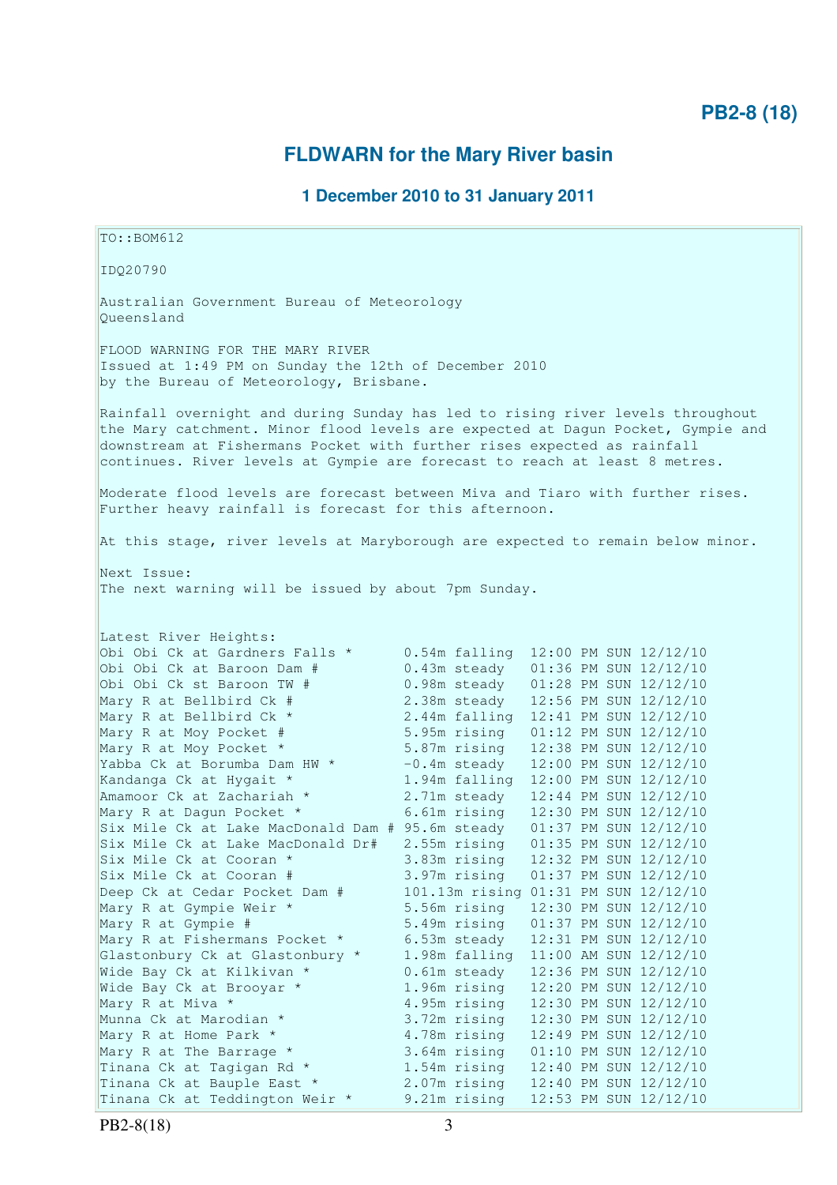## FLDWARN for the Mary River basin

### 1 December 2010 to 31 January 2011

```
TO::BOM612

IDQ20790

Australian Government Bureau of Meteorology
Queensland

FLOOD WARNING FOR THE MARY RIVER
Issued at 1:49 PM on Sunday the 12th of December 2010
by the Bureau of Meteorology, Brisbane.

Rainfall overnight and during Sunday has led to rising river levels throughout
the Mary catchment. Minor flood levels are expected at Dagun Pocket, Gympie and
downstream at Fishermans Pocket with further rises expected as rainfall
continues. River levels at Gympie are forecast to reach at least 8 metres.

Moderate flood levels are forecast between Miva and Tiaro with further rises.
Further heavy rainfall is forecast for this afternoon.

At this stage, river levels at Maryborough are expected to remain below minor.

Next Issue:
The next warning will be issued by about 7pm Sunday.


Latest River Heights:
Obi Obi Ck at Gardners Falls *      0.54m falling  12:00 PM SUN 12/12/10
Obi Obi Ck at Baroon Dam #          0.43m steady   01:36 PM SUN 12/12/10
Obi Obi Ck st Baroon TW #           0.98m steady   01:28 PM SUN 12/12/10
Mary R at Bellbird Ck #             2.38m steady   12:56 PM SUN 12/12/10
Mary R at Bellbird Ck *             2.44m falling  12:41 PM SUN 12/12/10
Mary R at Moy Pocket #              5.95m rising   01:12 PM SUN 12/12/10
Mary R at Moy Pocket *              5.87m rising   12:38 PM SUN 12/12/10
Yabba Ck at Borumba Dam HW *        -0.4m steady   12:00 PM SUN 12/12/10
Kandanga Ck at Hygait *             1.94m falling  12:00 PM SUN 12/12/10
Amamoor Ck at Zachariah *           2.71m steady   12:44 PM SUN 12/12/10
Mary R at Dagun Pocket *            6.61m rising   12:30 PM SUN 12/12/10
Six Mile Ck at Lake MacDonald Dam # 95.6m steady   01:37 PM SUN 12/12/10
Six Mile Ck at Lake MacDonald Dr#   2.55m rising   01:35 PM SUN 12/12/10
Six Mile Ck at Cooran *             3.83m rising   12:32 PM SUN 12/12/10
Six Mile Ck at Cooran #             3.97m rising   01:37 PM SUN 12/12/10
Deep Ck at Cedar Pocket Dam #       101.13m rising 01:31 PM SUN 12/12/10
Mary R at Gympie Weir *             5.56m rising   12:30 PM SUN 12/12/10
Mary R at Gympie #                  5.49m rising   01:37 PM SUN 12/12/10
Mary R at Fishermans Pocket *       6.53m steady   12:31 PM SUN 12/12/10
Glastonbury Ck at Glastonbury *     1.98m falling  11:00 AM SUN 12/12/10
Wide Bay Ck at Kilkivan *           0.61m steady   12:36 PM SUN 12/12/10
Wide Bay Ck at Brooyar *            1.96m rising   12:20 PM SUN 12/12/10
Mary R at Miva *                    4.95m rising   12:30 PM SUN 12/12/10
Munna Ck at Marodian *              3.72m rising   12:30 PM SUN 12/12/10
Mary R at Home Park *               4.78m rising   12:49 PM SUN 12/12/10
Mary R at The Barrage *             3.64m rising   01:10 PM SUN 12/12/10
Tinana Ck at Tagigan Rd *           1.54m rising   12:40 PM SUN 12/12/10
Tinana Ck at Bauple East *          2.07m rising   12:40 PM SUN 12/12/10
Tinana Ck at Teddington Weir *      9.21m rising   12:53 PM SUN 12/12/10
```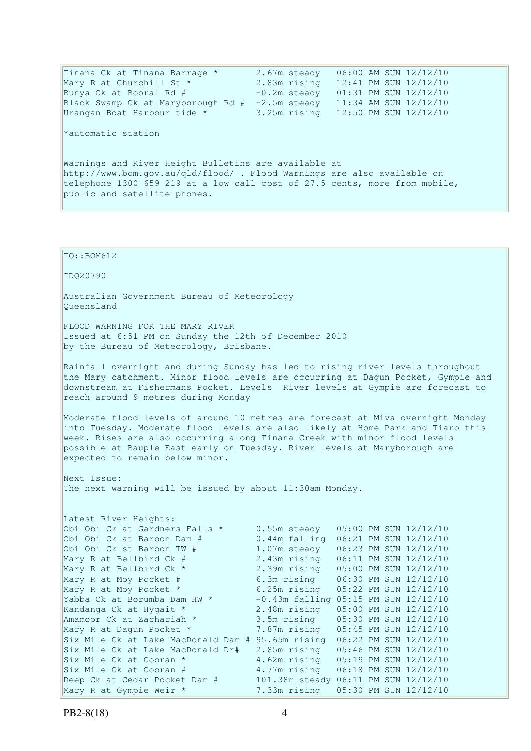```
Tinana Ck at Tinana Barrage *       2.67m steady   06:00 AM SUN 12/12/10
Mary R at Churchill St *            2.83m rising   12:41 PM SUN 12/12/10
Bunya Ck at Booral Rd #             -0.2m steady   01:31 PM SUN 12/12/10
Black Swamp Ck at Maryborough Rd #  -2.5m steady   11:34 AM SUN 12/12/10
Urangan Boat Harbour tide *         3.25m rising   12:50 PM SUN 12/12/10
```

*automatic station

Warnings and River Height Bulletins are available at http://www.bom.gov.au/qld/flood/ . Flood Warnings are also available on telephone 1300 659 219 at a low call cost of 27.5 cents, more from mobile, public and satellite phones.

TO::BOM612

IDQ20790

Australian Government Bureau of Meteorology
Queensland

FLOOD WARNING FOR THE MARY RIVER
Issued at 6:51 PM on Sunday the 12th of December 2010
by the Bureau of Meteorology, Brisbane.

Rainfall overnight and during Sunday has led to rising river levels throughout the Mary catchment. Minor flood levels are occurring at Dagun Pocket, Gympie and downstream at Fishermans Pocket. Levels River levels at Gympie are forecast to reach around 9 metres during Monday

Moderate flood levels of around 10 metres are forecast at Miva overnight Monday into Tuesday. Moderate flood levels are also likely at Home Park and Tiaro this week. Rises are also occurring along Tinana Creek with minor flood levels possible at Bauple East early on Tuesday. River levels at Maryborough are expected to remain below minor.

Next Issue:
The next warning will be issued by about 11:30am Monday.

Latest River Heights:

```
Obi Obi Ck at Gardners Falls *      0.55m steady   05:00 PM SUN 12/12/10
Obi Obi Ck at Baroon Dam #          0.44m falling  06:21 PM SUN 12/12/10
Obi Obi Ck st Baroon TW #           1.07m steady   06:23 PM SUN 12/12/10
Mary R at Bellbird Ck #             2.43m rising   06:11 PM SUN 12/12/10
Mary R at Bellbird Ck *             2.39m rising   05:00 PM SUN 12/12/10
Mary R at Moy Pocket #              6.3m rising    06:30 PM SUN 12/12/10
Mary R at Moy Pocket *              6.25m rising   05:22 PM SUN 12/12/10
Yabba Ck at Borumba Dam HW *        -0.43m falling 05:15 PM SUN 12/12/10
Kandanga Ck at Hygait *             2.48m rising   05:00 PM SUN 12/12/10
Amamoor Ck at Zachariah *           3.5m rising    05:30 PM SUN 12/12/10
Mary R at Dagun Pocket *            7.87m rising   05:45 PM SUN 12/12/10
Six Mile Ck at Lake MacDonald Dam # 95.65m rising  06:22 PM SUN 12/12/10
Six Mile Ck at Lake MacDonald Dr#   2.85m rising   05:46 PM SUN 12/12/10
Six Mile Ck at Cooran *             4.62m rising   05:19 PM SUN 12/12/10
Six Mile Ck at Cooran #             4.77m rising   06:18 PM SUN 12/12/10
Deep Ck at Cedar Pocket Dam #       101.38m steady 06:11 PM SUN 12/12/10
Mary R at Gympie Weir *             7.33m rising   05:30 PM SUN 12/12/10
```

PB2-8(18)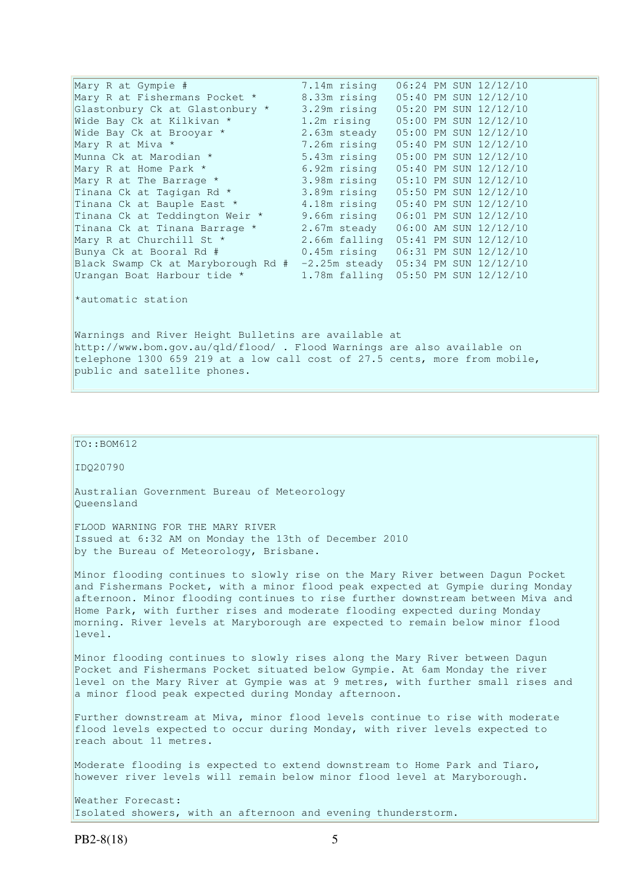| Station | Height | Trend | Time |
|---|---|---|---|
| Mary R at Gympie # | 7.14m | rising | 06:24 PM SUN 12/12/10 |
| Mary R at Fishermans Pocket * | 8.33m | rising | 05:40 PM SUN 12/12/10 |
| Glastonbury Ck at Glastonbury * | 3.29m | rising | 05:20 PM SUN 12/12/10 |
| Wide Bay Ck at Kilkivan * | 1.2m | rising | 05:00 PM SUN 12/12/10 |
| Wide Bay Ck at Brooyar * | 2.63m | steady | 05:00 PM SUN 12/12/10 |
| Mary R at Miva * | 7.26m | rising | 05:40 PM SUN 12/12/10 |
| Munna Ck at Marodian * | 5.43m | rising | 05:00 PM SUN 12/12/10 |
| Mary R at Home Park * | 6.92m | rising | 05:40 PM SUN 12/12/10 |
| Mary R at The Barrage * | 3.98m | rising | 05:10 PM SUN 12/12/10 |
| Tinana Ck at Tagigan Rd * | 3.89m | rising | 05:50 PM SUN 12/12/10 |
| Tinana Ck at Bauple East * | 4.18m | rising | 05:40 PM SUN 12/12/10 |
| Tinana Ck at Teddington Weir * | 9.66m | rising | 06:01 PM SUN 12/12/10 |
| Tinana Ck at Tinana Barrage * | 2.67m | steady | 06:00 AM SUN 12/12/10 |
| Mary R at Churchill St * | 2.66m | falling | 05:41 PM SUN 12/12/10 |
| Bunya Ck at Booral Rd # | 0.45m | rising | 06:31 PM SUN 12/12/10 |
| Black Swamp Ck at Maryborough Rd # | -2.25m | steady | 05:34 PM SUN 12/12/10 |
| Urangan Boat Harbour tide * | 1.78m | falling | 05:50 PM SUN 12/12/10 |

*automatic station

Warnings and River Height Bulletins are available at http://www.bom.gov.au/qld/flood/ . Flood Warnings are also available on telephone 1300 659 219 at a low call cost of 27.5 cents, more from mobile, public and satellite phones.

TO::BOM612

IDQ20790

Australian Government Bureau of Meteorology
Queensland

FLOOD WARNING FOR THE MARY RIVER
Issued at 6:32 AM on Monday the 13th of December 2010
by the Bureau of Meteorology, Brisbane.

Minor flooding continues to slowly rise on the Mary River between Dagun Pocket and Fishermans Pocket, with a minor flood peak expected at Gympie during Monday afternoon. Minor flooding continues to rise further downstream between Miva and Home Park, with further rises and moderate flooding expected during Monday morning. River levels at Maryborough are expected to remain below minor flood level.

Minor flooding continues to slowly rises along the Mary River between Dagun Pocket and Fishermans Pocket situated below Gympie. At 6am Monday the river level on the Mary River at Gympie was at 9 metres, with further small rises and a minor flood peak expected during Monday afternoon.

Further downstream at Miva, minor flood levels continue to rise with moderate flood levels expected to occur during Monday, with river levels expected to reach about 11 metres.

Moderate flooding is expected to extend downstream to Home Park and Tiaro, however river levels will remain below minor flood level at Maryborough.

Weather Forecast:
Isolated showers, with an afternoon and evening thunderstorm.

PB2-8(18)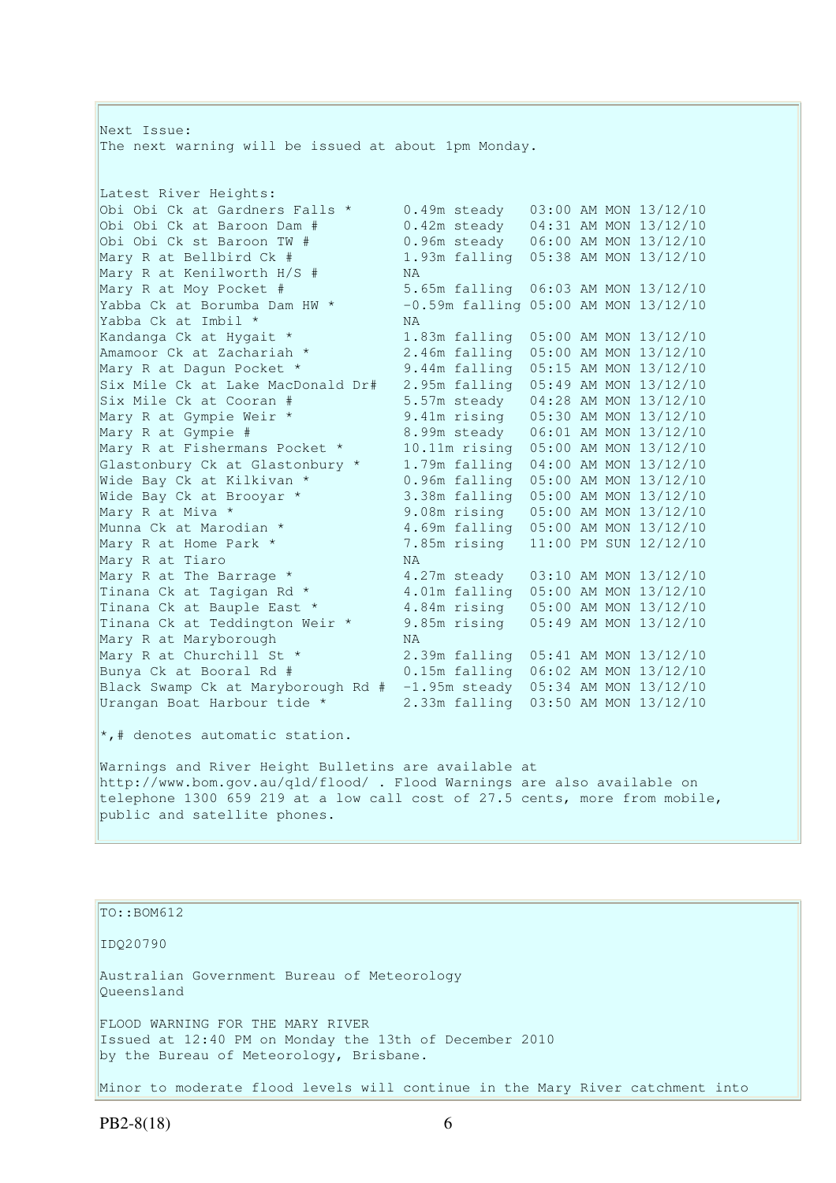Next Issue:
The next warning will be issued at about 1pm Monday.

Latest River Heights:

| Location | Height | Trend | Time |
|---|---|---|---|
| Obi Obi Ck at Gardners Falls * | 0.49m | steady | 03:00 AM MON 13/12/10 |
| Obi Obi Ck at Baroon Dam # | 0.42m | steady | 04:31 AM MON 13/12/10 |
| Obi Obi Ck st Baroon TW # | 0.96m | steady | 06:00 AM MON 13/12/10 |
| Mary R at Bellbird Ck # | 1.93m | falling | 05:38 AM MON 13/12/10 |
| Mary R at Kenilworth H/S # | NA | | |
| Mary R at Moy Pocket # | 5.65m | falling | 06:03 AM MON 13/12/10 |
| Yabba Ck at Borumba Dam HW * | -0.59m | falling | 05:00 AM MON 13/12/10 |
| Yabba Ck at Imbil * | NA | | |
| Kandanga Ck at Hygait * | 1.83m | falling | 05:00 AM MON 13/12/10 |
| Amamoor Ck at Zachariah * | 2.46m | falling | 05:00 AM MON 13/12/10 |
| Mary R at Dagun Pocket * | 9.44m | falling | 05:15 AM MON 13/12/10 |
| Six Mile Ck at Lake MacDonald Dr# | 2.95m | falling | 05:49 AM MON 13/12/10 |
| Six Mile Ck at Cooran # | 5.57m | steady | 04:28 AM MON 13/12/10 |
| Mary R at Gympie Weir * | 9.41m | rising | 05:30 AM MON 13/12/10 |
| Mary R at Gympie # | 8.99m | steady | 06:01 AM MON 13/12/10 |
| Mary R at Fishermans Pocket * | 10.11m | rising | 05:00 AM MON 13/12/10 |
| Glastonbury Ck at Glastonbury * | 1.79m | falling | 04:00 AM MON 13/12/10 |
| Wide Bay Ck at Kilkivan * | 0.96m | falling | 05:00 AM MON 13/12/10 |
| Wide Bay Ck at Brooyar * | 3.38m | falling | 05:00 AM MON 13/12/10 |
| Mary R at Miva * | 9.08m | rising | 05:00 AM MON 13/12/10 |
| Munna Ck at Marodian * | 4.69m | falling | 05:00 AM MON 13/12/10 |
| Mary R at Home Park * | 7.85m | rising | 11:00 PM SUN 12/12/10 |
| Mary R at Tiaro | NA | | |
| Mary R at The Barrage * | 4.27m | steady | 03:10 AM MON 13/12/10 |
| Tinana Ck at Tagigan Rd * | 4.01m | falling | 05:00 AM MON 13/12/10 |
| Tinana Ck at Bauple East * | 4.84m | rising | 05:00 AM MON 13/12/10 |
| Tinana Ck at Teddington Weir * | 9.85m | rising | 05:49 AM MON 13/12/10 |
| Mary R at Maryborough | NA | | |
| Mary R at Churchill St * | 2.39m | falling | 05:41 AM MON 13/12/10 |
| Bunya Ck at Booral Rd # | 0.15m | falling | 06:02 AM MON 13/12/10 |
| Black Swamp Ck at Maryborough Rd # | -1.95m | steady | 05:34 AM MON 13/12/10 |
| Urangan Boat Harbour tide * | 2.33m | falling | 03:50 AM MON 13/12/10 |

*,# denotes automatic station.

Warnings and River Height Bulletins are available at http://www.bom.gov.au/qld/flood/ . Flood Warnings are also available on telephone 1300 659 219 at a low call cost of 27.5 cents, more from mobile, public and satellite phones.

---

TO::BOM612

IDQ20790

Australian Government Bureau of Meteorology
Queensland

FLOOD WARNING FOR THE MARY RIVER
Issued at 12:40 PM on Monday the 13th of December 2010
by the Bureau of Meteorology, Brisbane.

Minor to moderate flood levels will continue in the Mary River catchment into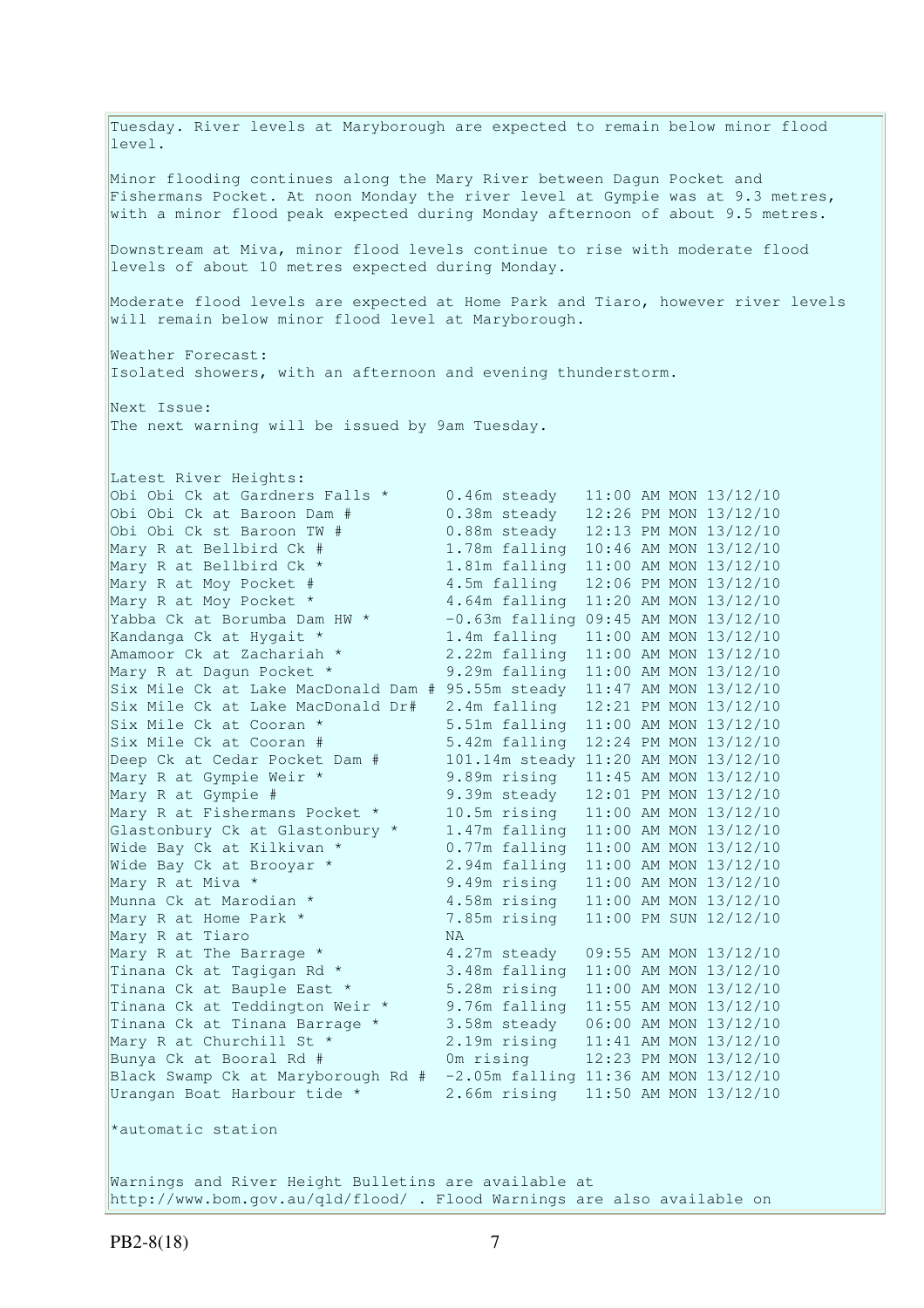Tuesday. River levels at Maryborough are expected to remain below minor flood level.

Minor flooding continues along the Mary River between Dagun Pocket and Fishermans Pocket. At noon Monday the river level at Gympie was at 9.3 metres, with a minor flood peak expected during Monday afternoon of about 9.5 metres.

Downstream at Miva, minor flood levels continue to rise with moderate flood levels of about 10 metres expected during Monday.

Moderate flood levels are expected at Home Park and Tiaro, however river levels will remain below minor flood level at Maryborough.

Weather Forecast:
Isolated showers, with an afternoon and evening thunderstorm.

Next Issue:
The next warning will be issued by 9am Tuesday.

Latest River Heights:

```
Obi Obi Ck at Gardners Falls *      0.46m steady   11:00 AM MON 13/12/10
Obi Obi Ck at Baroon Dam #          0.38m steady   12:26 PM MON 13/12/10
Obi Obi Ck st Baroon TW #           0.88m steady   12:13 PM MON 13/12/10
Mary R at Bellbird Ck #             1.78m falling  10:46 AM MON 13/12/10
Mary R at Bellbird Ck *             1.81m falling  11:00 AM MON 13/12/10
Mary R at Moy Pocket #              4.5m falling   12:06 PM MON 13/12/10
Mary R at Moy Pocket *              4.64m falling  11:20 AM MON 13/12/10
Yabba Ck at Borumba Dam HW *        -0.63m falling 09:45 AM MON 13/12/10
Kandanga Ck at Hygait *             1.4m falling   11:00 AM MON 13/12/10
Amamoor Ck at Zachariah *           2.22m falling  11:00 AM MON 13/12/10
Mary R at Dagun Pocket *            9.29m falling  11:00 AM MON 13/12/10
Six Mile Ck at Lake MacDonald Dam # 95.55m steady  11:47 AM MON 13/12/10
Six Mile Ck at Lake MacDonald Dr#   2.4m falling   12:21 PM MON 13/12/10
Six Mile Ck at Cooran *             5.51m falling  11:00 AM MON 13/12/10
Six Mile Ck at Cooran #             5.42m falling  12:24 PM MON 13/12/10
Deep Ck at Cedar Pocket Dam #       101.14m steady 11:20 AM MON 13/12/10
Mary R at Gympie Weir *             9.89m rising   11:45 AM MON 13/12/10
Mary R at Gympie #                  9.39m steady   12:01 PM MON 13/12/10
Mary R at Fishermans Pocket *       10.5m rising   11:00 AM MON 13/12/10
Glastonbury Ck at Glastonbury *     1.47m falling  11:00 AM MON 13/12/10
Wide Bay Ck at Kilkivan *           0.77m falling  11:00 AM MON 13/12/10
Wide Bay Ck at Brooyar *            2.94m falling  11:00 AM MON 13/12/10
Mary R at Miva *                    9.49m rising   11:00 AM MON 13/12/10
Munna Ck at Marodian *              4.58m rising   11:00 AM MON 13/12/10
Mary R at Home Park *               7.85m rising   11:00 PM SUN 12/12/10
Mary R at Tiaro                     NA
Mary R at The Barrage *             4.27m steady   09:55 AM MON 13/12/10
Tinana Ck at Tagigan Rd *           3.48m falling  11:00 AM MON 13/12/10
Tinana Ck at Bauple East *          5.28m rising   11:00 AM MON 13/12/10
Tinana Ck at Teddington Weir *      9.76m falling  11:55 AM MON 13/12/10
Tinana Ck at Tinana Barrage *       3.58m steady   06:00 AM MON 13/12/10
Mary R at Churchill St *            2.19m rising   11:41 AM MON 13/12/10
Bunya Ck at Booral Rd #             0m rising      12:23 PM MON 13/12/10
Black Swamp Ck at Maryborough Rd #  -2.05m falling 11:36 AM MON 13/12/10
Urangan Boat Harbour tide *         2.66m rising   11:50 AM MON 13/12/10
```

*automatic station

Warnings and River Height Bulletins are available at http://www.bom.gov.au/qld/flood/ . Flood Warnings are also available on

PB2-8(18)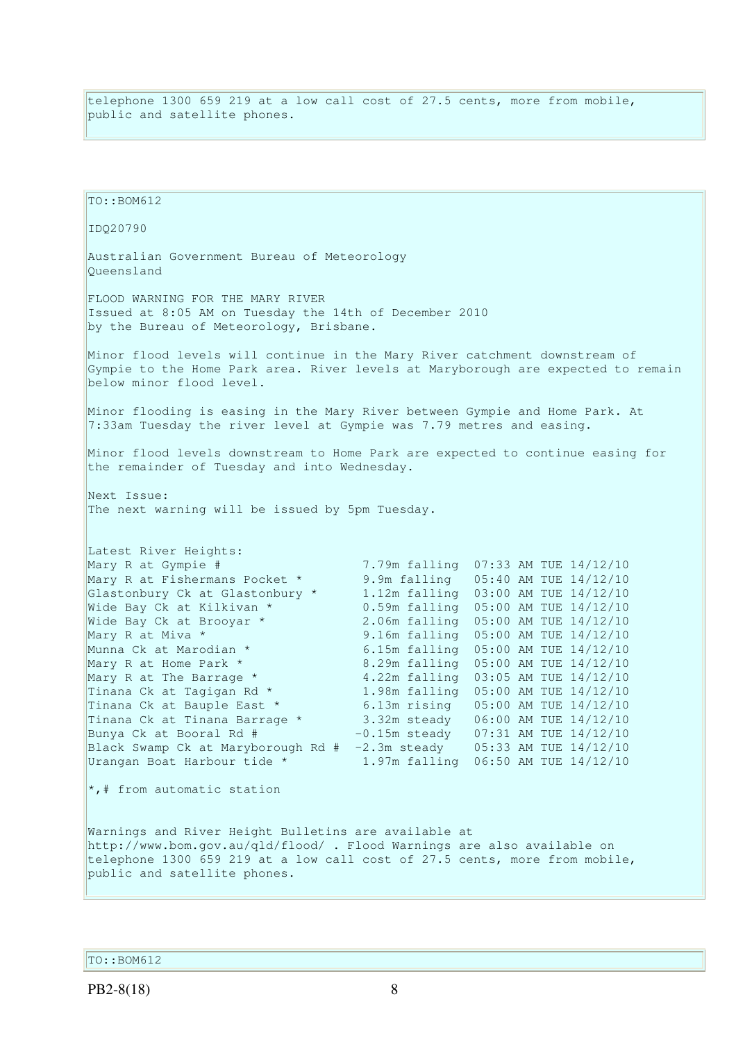telephone 1300 659 219 at a low call cost of 27.5 cents, more from mobile, public and satellite phones.

TO::BOM612

IDQ20790

Australian Government Bureau of Meteorology
Queensland

FLOOD WARNING FOR THE MARY RIVER
Issued at 8:05 AM on Tuesday the 14th of December 2010
by the Bureau of Meteorology, Brisbane.

Minor flood levels will continue in the Mary River catchment downstream of Gympie to the Home Park area. River levels at Maryborough are expected to remain below minor flood level.

Minor flooding is easing in the Mary River between Gympie and Home Park. At 7:33am Tuesday the river level at Gympie was 7.79 metres and easing.

Minor flood levels downstream to Home Park are expected to continue easing for the remainder of Tuesday and into Wednesday.

Next Issue:
The next warning will be issued by 5pm Tuesday.

Latest River Heights:

```
Mary R at Gympie #                    7.79m falling  07:33 AM TUE 14/12/10
Mary R at Fishermans Pocket *         9.9m falling   05:40 AM TUE 14/12/10
Glastonbury Ck at Glastonbury *       1.12m falling  03:00 AM TUE 14/12/10
Wide Bay Ck at Kilkivan *             0.59m falling  05:00 AM TUE 14/12/10
Wide Bay Ck at Brooyar *              2.06m falling  05:00 AM TUE 14/12/10
Mary R at Miva *                      9.16m falling  05:00 AM TUE 14/12/10
Munna Ck at Marodian *                6.15m falling  05:00 AM TUE 14/12/10
Mary R at Home Park *                 8.29m falling  05:00 AM TUE 14/12/10
Mary R at The Barrage *               4.22m falling  03:05 AM TUE 14/12/10
Tinana Ck at Tagigan Rd *             1.98m falling  05:00 AM TUE 14/12/10
Tinana Ck at Bauple East *            6.13m rising   05:00 AM TUE 14/12/10
Tinana Ck at Tinana Barrage *         3.32m steady   06:00 AM TUE 14/12/10
Bunya Ck at Booral Rd #              -0.15m steady   07:31 AM TUE 14/12/10
Black Swamp Ck at Maryborough Rd #  -2.3m steady    05:33 AM TUE 14/12/10
Urangan Boat Harbour tide *           1.97m falling  06:50 AM TUE 14/12/10
```

*,# from automatic station

Warnings and River Height Bulletins are available at http://www.bom.gov.au/qld/flood/ . Flood Warnings are also available on telephone 1300 659 219 at a low call cost of 27.5 cents, more from mobile, public and satellite phones.

TO::BOM612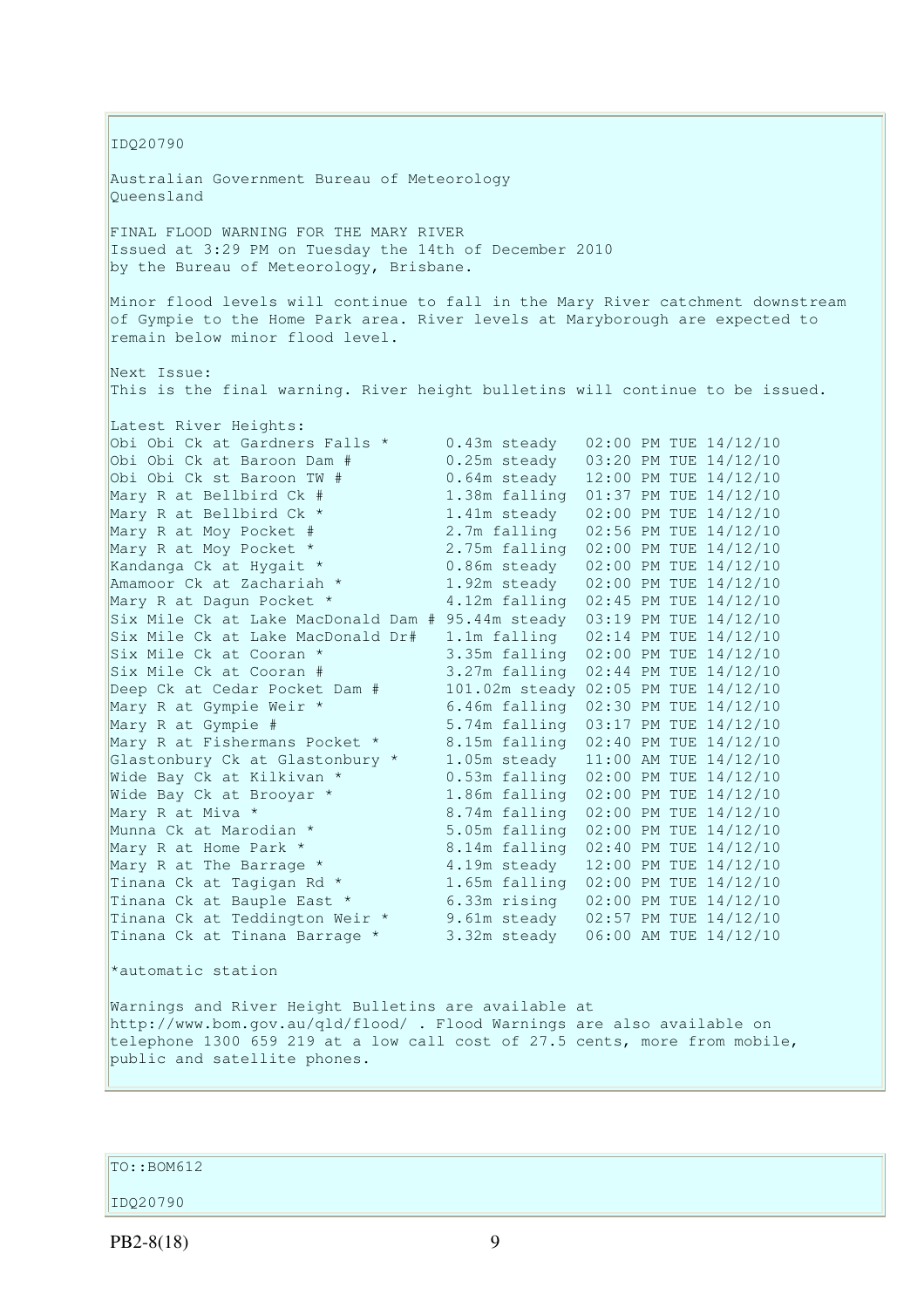IDQ20790

Australian Government Bureau of Meteorology
Queensland

FINAL FLOOD WARNING FOR THE MARY RIVER
Issued at 3:29 PM on Tuesday the 14th of December 2010
by the Bureau of Meteorology, Brisbane.

Minor flood levels will continue to fall in the Mary River catchment downstream of Gympie to the Home Park area. River levels at Maryborough are expected to remain below minor flood level.

Next Issue:
This is the final warning. River height bulletins will continue to be issued.

Latest River Heights:

```
Obi Obi Ck at Gardners Falls *      0.43m steady   02:00 PM TUE 14/12/10
Obi Obi Ck at Baroon Dam #          0.25m steady   03:20 PM TUE 14/12/10
Obi Obi Ck st Baroon TW #           0.64m steady   12:00 PM TUE 14/12/10
Mary R at Bellbird Ck #             1.38m falling  01:37 PM TUE 14/12/10
Mary R at Bellbird Ck *             1.41m steady   02:00 PM TUE 14/12/10
Mary R at Moy Pocket #              2.7m falling   02:56 PM TUE 14/12/10
Mary R at Moy Pocket *              2.75m falling  02:00 PM TUE 14/12/10
Kandanga Ck at Hygait *             0.86m steady   02:00 PM TUE 14/12/10
Amamoor Ck at Zachariah *           1.92m steady   02:00 PM TUE 14/12/10
Mary R at Dagun Pocket *            4.12m falling  02:45 PM TUE 14/12/10
Six Mile Ck at Lake MacDonald Dam # 95.44m steady  03:19 PM TUE 14/12/10
Six Mile Ck at Lake MacDonald Dr#   1.1m falling   02:14 PM TUE 14/12/10
Six Mile Ck at Cooran *             3.35m falling  02:00 PM TUE 14/12/10
Six Mile Ck at Cooran #             3.27m falling  02:44 PM TUE 14/12/10
Deep Ck at Cedar Pocket Dam #       101.02m steady 02:05 PM TUE 14/12/10
Mary R at Gympie Weir *             6.46m falling  02:30 PM TUE 14/12/10
Mary R at Gympie #                  5.74m falling  03:17 PM TUE 14/12/10
Mary R at Fishermans Pocket *       8.15m falling  02:40 PM TUE 14/12/10
Glastonbury Ck at Glastonbury *     1.05m steady   11:00 AM TUE 14/12/10
Wide Bay Ck at Kilkivan *           0.53m falling  02:00 PM TUE 14/12/10
Wide Bay Ck at Brooyar *            1.86m falling  02:00 PM TUE 14/12/10
Mary R at Miva *                    8.74m falling  02:00 PM TUE 14/12/10
Munna Ck at Marodian *              5.05m falling  02:00 PM TUE 14/12/10
Mary R at Home Park *               8.14m falling  02:40 PM TUE 14/12/10
Mary R at The Barrage *             4.19m steady   12:00 PM TUE 14/12/10
Tinana Ck at Tagigan Rd *           1.65m falling  02:00 PM TUE 14/12/10
Tinana Ck at Bauple East *          6.33m rising   02:00 PM TUE 14/12/10
Tinana Ck at Teddington Weir *      9.61m steady   02:57 PM TUE 14/12/10
Tinana Ck at Tinana Barrage *       3.32m steady   06:00 AM TUE 14/12/10
```

*automatic station

Warnings and River Height Bulletins are available at http://www.bom.gov.au/qld/flood/ . Flood Warnings are also available on telephone 1300 659 219 at a low call cost of 27.5 cents, more from mobile, public and satellite phones.

TO::BOM612

IDQ20790

PB2-8(18)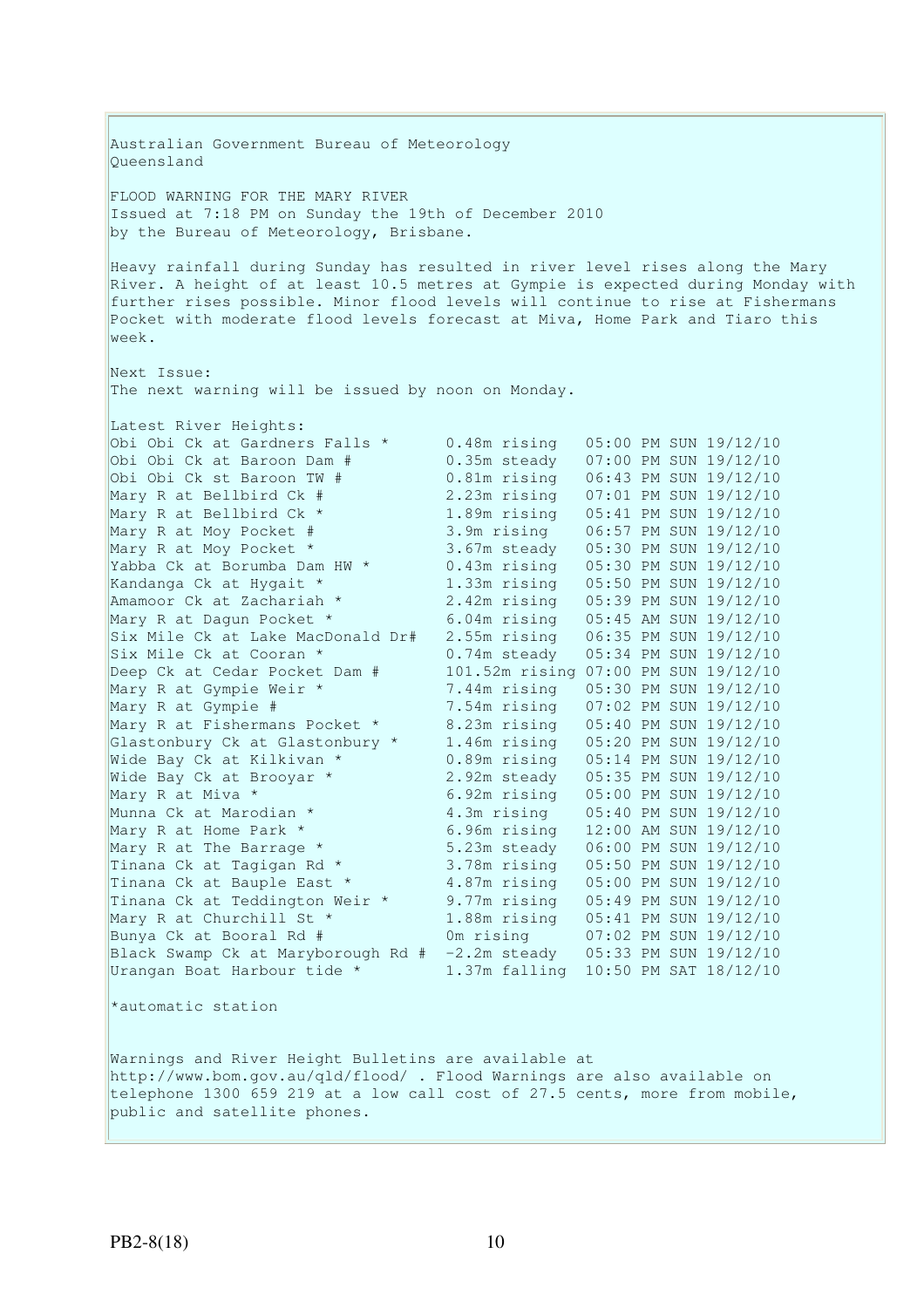Australian Government Bureau of Meteorology
Queensland

FLOOD WARNING FOR THE MARY RIVER
Issued at 7:18 PM on Sunday the 19th of December 2010
by the Bureau of Meteorology, Brisbane.

Heavy rainfall during Sunday has resulted in river level rises along the Mary River. A height of at least 10.5 metres at Gympie is expected during Monday with further rises possible. Minor flood levels will continue to rise at Fishermans Pocket with moderate flood levels forecast at Miva, Home Park and Tiaro this week.

Next Issue:
The next warning will be issued by noon on Monday.

Latest River Heights:

| Location | Height | Time |
|---|---|---|
| Obi Obi Ck at Gardners Falls * | 0.48m rising | 05:00 PM SUN 19/12/10 |
| Obi Obi Ck at Baroon Dam # | 0.35m steady | 07:00 PM SUN 19/12/10 |
| Obi Obi Ck st Baroon TW # | 0.81m rising | 06:43 PM SUN 19/12/10 |
| Mary R at Bellbird Ck # | 2.23m rising | 07:01 PM SUN 19/12/10 |
| Mary R at Bellbird Ck * | 1.89m rising | 05:41 PM SUN 19/12/10 |
| Mary R at Moy Pocket # | 3.9m rising | 06:57 PM SUN 19/12/10 |
| Mary R at Moy Pocket * | 3.67m steady | 05:30 PM SUN 19/12/10 |
| Yabba Ck at Borumba Dam HW * | 0.43m rising | 05:30 PM SUN 19/12/10 |
| Kandanga Ck at Hygait * | 1.33m rising | 05:50 PM SUN 19/12/10 |
| Amamoor Ck at Zachariah * | 2.42m rising | 05:39 PM SUN 19/12/10 |
| Mary R at Dagun Pocket * | 6.04m rising | 05:45 AM SUN 19/12/10 |
| Six Mile Ck at Lake MacDonald Dr# | 2.55m rising | 06:35 PM SUN 19/12/10 |
| Six Mile Ck at Cooran * | 0.74m steady | 05:34 PM SUN 19/12/10 |
| Deep Ck at Cedar Pocket Dam # | 101.52m rising | 07:00 PM SUN 19/12/10 |
| Mary R at Gympie Weir * | 7.44m rising | 05:30 PM SUN 19/12/10 |
| Mary R at Gympie # | 7.54m rising | 07:02 PM SUN 19/12/10 |
| Mary R at Fishermans Pocket * | 8.23m rising | 05:40 PM SUN 19/12/10 |
| Glastonbury Ck at Glastonbury * | 1.46m rising | 05:20 PM SUN 19/12/10 |
| Wide Bay Ck at Kilkivan * | 0.89m rising | 05:14 PM SUN 19/12/10 |
| Wide Bay Ck at Brooyar * | 2.92m steady | 05:35 PM SUN 19/12/10 |
| Mary R at Miva * | 6.92m rising | 05:00 PM SUN 19/12/10 |
| Munna Ck at Marodian * | 4.3m rising | 05:40 PM SUN 19/12/10 |
| Mary R at Home Park * | 6.96m rising | 12:00 AM SUN 19/12/10 |
| Mary R at The Barrage * | 5.23m steady | 06:00 PM SUN 19/12/10 |
| Tinana Ck at Tagigan Rd * | 3.78m rising | 05:50 PM SUN 19/12/10 |
| Tinana Ck at Bauple East * | 4.87m rising | 05:00 PM SUN 19/12/10 |
| Tinana Ck at Teddington Weir * | 9.77m rising | 05:49 PM SUN 19/12/10 |
| Mary R at Churchill St * | 1.88m rising | 05:41 PM SUN 19/12/10 |
| Bunya Ck at Booral Rd # | 0m rising | 07:02 PM SUN 19/12/10 |
| Black Swamp Ck at Maryborough Rd # | -2.2m steady | 05:33 PM SUN 19/12/10 |
| Urangan Boat Harbour tide * | 1.37m falling | 10:50 PM SAT 18/12/10 |

*automatic station

Warnings and River Height Bulletins are available at http://www.bom.gov.au/qld/flood/ . Flood Warnings are also available on telephone 1300 659 219 at a low call cost of 27.5 cents, more from mobile, public and satellite phones.

PB2-8(18)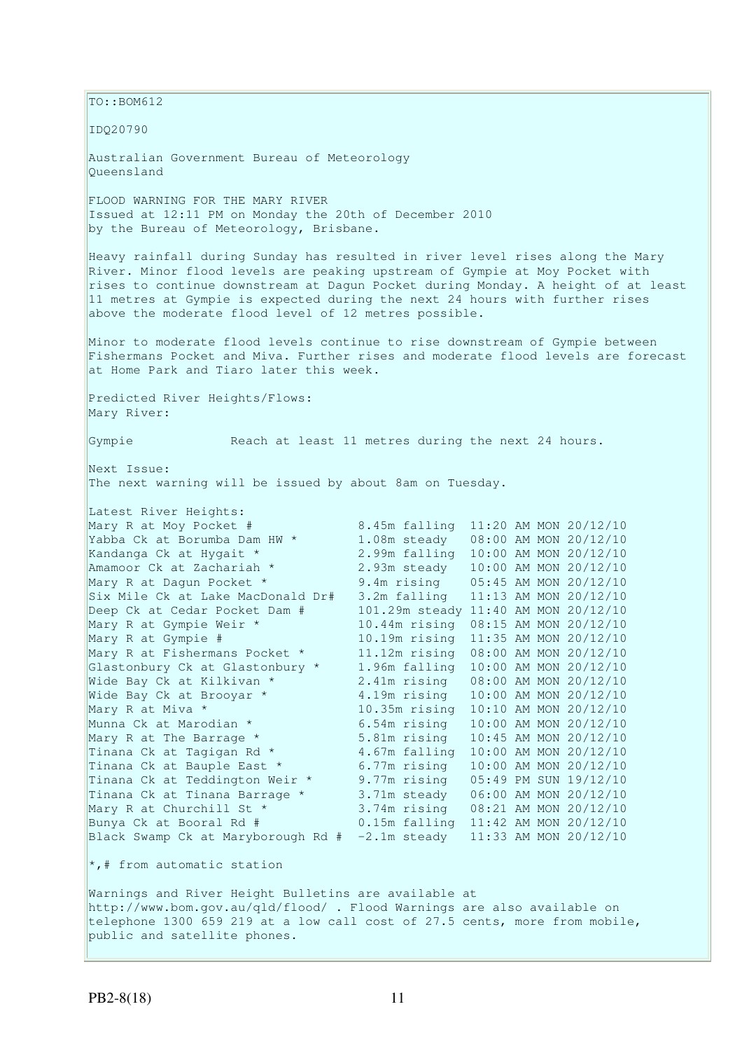TO::BOM612

IDQ20790

Australian Government Bureau of Meteorology
Queensland

FLOOD WARNING FOR THE MARY RIVER
Issued at 12:11 PM on Monday the 20th of December 2010
by the Bureau of Meteorology, Brisbane.

Heavy rainfall during Sunday has resulted in river level rises along the Mary River. Minor flood levels are peaking upstream of Gympie at Moy Pocket with rises to continue downstream at Dagun Pocket during Monday. A height of at least 11 metres at Gympie is expected during the next 24 hours with further rises above the moderate flood level of 12 metres possible.

Minor to moderate flood levels continue to rise downstream of Gympie between Fishermans Pocket and Miva. Further rises and moderate flood levels are forecast at Home Park and Tiaro later this week.

Predicted River Heights/Flows:
Mary River:

Gympie Reach at least 11 metres during the next 24 hours.

Next Issue:
The next warning will be issued by about 8am on Tuesday.

Latest River Heights:

```
Mary R at Moy Pocket #             8.45m falling  11:20 AM MON 20/12/10
Yabba Ck at Borumba Dam HW *       1.08m steady   08:00 AM MON 20/12/10
Kandanga Ck at Hygait *            2.99m falling  10:00 AM MON 20/12/10
Amamoor Ck at Zachariah *          2.93m steady   10:00 AM MON 20/12/10
Mary R at Dagun Pocket *           9.4m rising    05:45 AM MON 20/12/10
Six Mile Ck at Lake MacDonald Dr#  3.2m falling   11:13 AM MON 20/12/10
Deep Ck at Cedar Pocket Dam #      101.29m steady 11:40 AM MON 20/12/10
Mary R at Gympie Weir *            10.44m rising  08:15 AM MON 20/12/10
Mary R at Gympie #                 10.19m rising  11:35 AM MON 20/12/10
Mary R at Fishermans Pocket *      11.12m rising  08:00 AM MON 20/12/10
Glastonbury Ck at Glastonbury *    1.96m falling  10:00 AM MON 20/12/10
Wide Bay Ck at Kilkivan *          2.41m rising   08:00 AM MON 20/12/10
Wide Bay Ck at Brooyar *           4.19m rising   10:00 AM MON 20/12/10
Mary R at Miva *                   10.35m rising  10:10 AM MON 20/12/10
Munna Ck at Marodian *             6.54m rising   10:00 AM MON 20/12/10
Mary R at The Barrage *            5.81m rising   10:45 AM MON 20/12/10
Tinana Ck at Tagigan Rd *          4.67m falling  10:00 AM MON 20/12/10
Tinana Ck at Bauple East *         6.77m rising   10:00 AM MON 20/12/10
Tinana Ck at Teddington Weir *     9.77m rising   05:49 PM SUN 19/12/10
Tinana Ck at Tinana Barrage *      3.71m steady   06:00 AM MON 20/12/10
Mary R at Churchill St *           3.74m rising   08:21 AM MON 20/12/10
Bunya Ck at Booral Rd #            0.15m falling  11:42 AM MON 20/12/10
Black Swamp Ck at Maryborough Rd # -2.1m steady   11:33 AM MON 20/12/10
```

*,# from automatic station

Warnings and River Height Bulletins are available at http://www.bom.gov.au/qld/flood/ . Flood Warnings are also available on telephone 1300 659 219 at a low call cost of 27.5 cents, more from mobile, public and satellite phones.

PB2-8(18)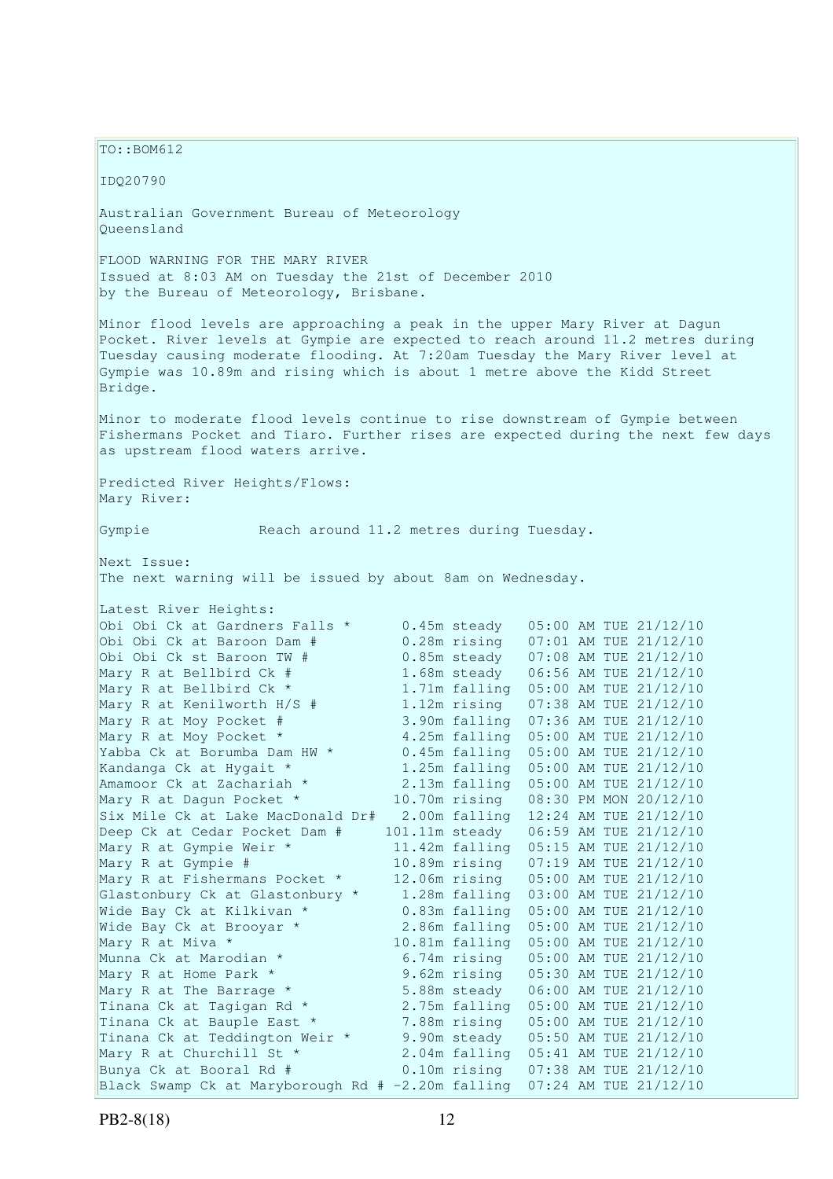TO::BOM612

IDQ20790

Australian Government Bureau of Meteorology
Queensland

FLOOD WARNING FOR THE MARY RIVER
Issued at 8:03 AM on Tuesday the 21st of December 2010
by the Bureau of Meteorology, Brisbane.

Minor flood levels are approaching a peak in the upper Mary River at Dagun Pocket. River levels at Gympie are expected to reach around 11.2 metres during Tuesday causing moderate flooding. At 7:20am Tuesday the Mary River level at Gympie was 10.89m and rising which is about 1 metre above the Kidd Street Bridge.

Minor to moderate flood levels continue to rise downstream of Gympie between Fishermans Pocket and Tiaro. Further rises are expected during the next few days as upstream flood waters arrive.

Predicted River Heights/Flows:
Mary River:

Gympie Reach around 11.2 metres during Tuesday.

Next Issue:
The next warning will be issued by about 8am on Wednesday.

Latest River Heights:

| Location | Height | Trend | Time |
|---|---|---|---|
| Obi Obi Ck at Gardners Falls * | 0.45m | steady | 05:00 AM TUE 21/12/10 |
| Obi Obi Ck at Baroon Dam # | 0.28m | rising | 07:01 AM TUE 21/12/10 |
| Obi Obi Ck st Baroon TW # | 0.85m | steady | 07:08 AM TUE 21/12/10 |
| Mary R at Bellbird Ck # | 1.68m | steady | 06:56 AM TUE 21/12/10 |
| Mary R at Bellbird Ck * | 1.71m | falling | 05:00 AM TUE 21/12/10 |
| Mary R at Kenilworth H/S # | 1.12m | rising | 07:38 AM TUE 21/12/10 |
| Mary R at Moy Pocket # | 3.90m | falling | 07:36 AM TUE 21/12/10 |
| Mary R at Moy Pocket * | 4.25m | falling | 05:00 AM TUE 21/12/10 |
| Yabba Ck at Borumba Dam HW * | 0.45m | falling | 05:00 AM TUE 21/12/10 |
| Kandanga Ck at Hygait * | 1.25m | falling | 05:00 AM TUE 21/12/10 |
| Amamoor Ck at Zachariah * | 2.13m | falling | 05:00 AM TUE 21/12/10 |
| Mary R at Dagun Pocket * | 10.70m | rising | 08:30 PM MON 20/12/10 |
| Six Mile Ck at Lake MacDonald Dr# | 2.00m | falling | 12:24 AM TUE 21/12/10 |
| Deep Ck at Cedar Pocket Dam # | 101.11m | steady | 06:59 AM TUE 21/12/10 |
| Mary R at Gympie Weir * | 11.42m | falling | 05:15 AM TUE 21/12/10 |
| Mary R at Gympie # | 10.89m | rising | 07:19 AM TUE 21/12/10 |
| Mary R at Fishermans Pocket * | 12.06m | rising | 05:00 AM TUE 21/12/10 |
| Glastonbury Ck at Glastonbury * | 1.28m | falling | 03:00 AM TUE 21/12/10 |
| Wide Bay Ck at Kilkivan * | 0.83m | falling | 05:00 AM TUE 21/12/10 |
| Wide Bay Ck at Brooyar * | 2.86m | falling | 05:00 AM TUE 21/12/10 |
| Mary R at Miva * | 10.81m | falling | 05:00 AM TUE 21/12/10 |
| Munna Ck at Marodian * | 6.74m | rising | 05:00 AM TUE 21/12/10 |
| Mary R at Home Park * | 9.62m | rising | 05:30 AM TUE 21/12/10 |
| Mary R at The Barrage * | 5.88m | steady | 06:00 AM TUE 21/12/10 |
| Tinana Ck at Tagigan Rd * | 2.75m | falling | 05:00 AM TUE 21/12/10 |
| Tinana Ck at Bauple East * | 7.88m | rising | 05:00 AM TUE 21/12/10 |
| Tinana Ck at Teddington Weir * | 9.90m | steady | 05:50 AM TUE 21/12/10 |
| Mary R at Churchill St * | 2.04m | falling | 05:41 AM TUE 21/12/10 |
| Bunya Ck at Booral Rd # | 0.10m | rising | 07:38 AM TUE 21/12/10 |
| Black Swamp Ck at Maryborough Rd # | -2.20m | falling | 07:24 AM TUE 21/12/10 |

PB2-8(18)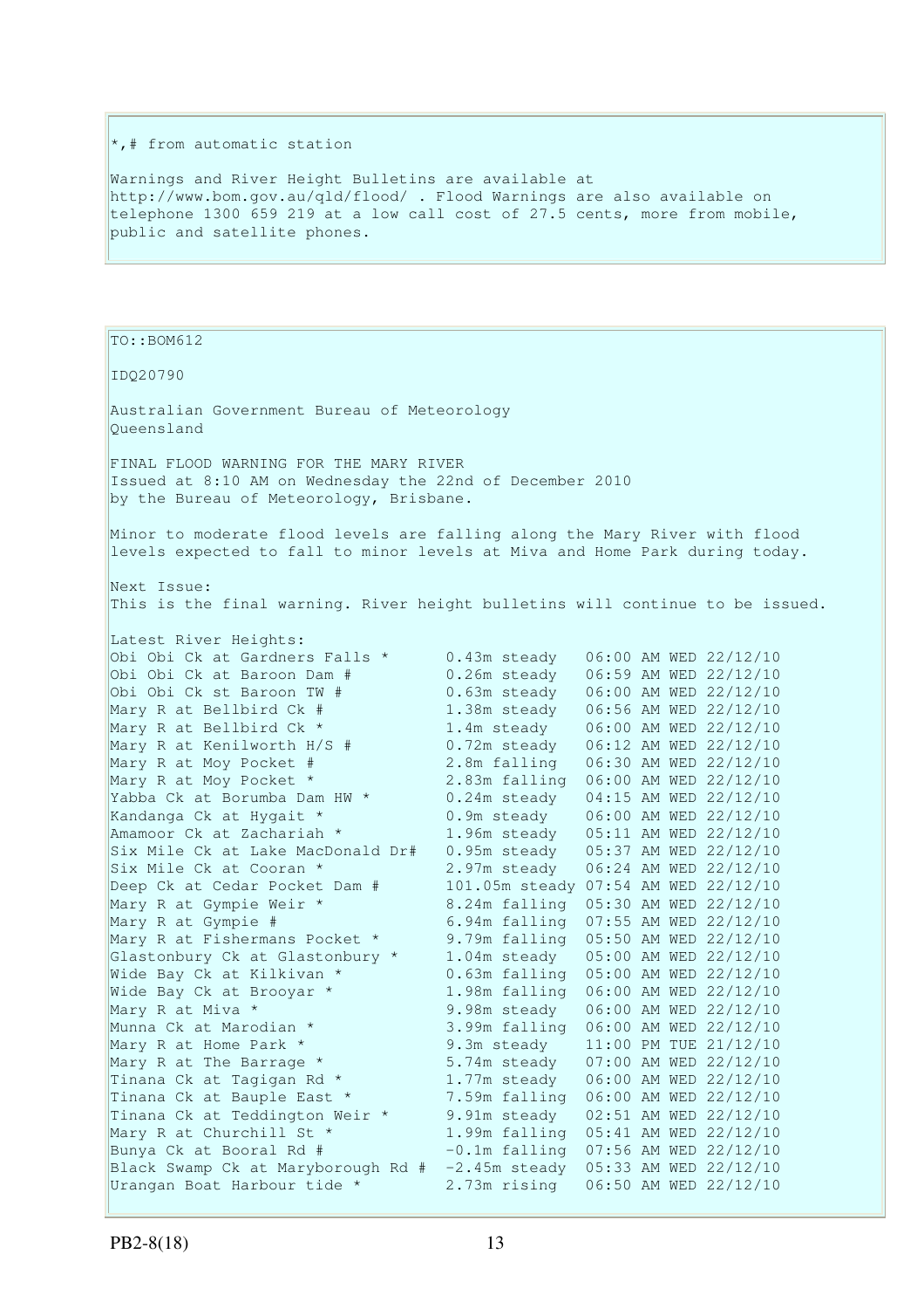*,# from automatic station

Warnings and River Height Bulletins are available at http://www.bom.gov.au/qld/flood/ . Flood Warnings are also available on telephone 1300 659 219 at a low call cost of 27.5 cents, more from mobile, public and satellite phones.

TO::BOM612

IDQ20790

Australian Government Bureau of Meteorology
Queensland

FINAL FLOOD WARNING FOR THE MARY RIVER
Issued at 8:10 AM on Wednesday the 22nd of December 2010
by the Bureau of Meteorology, Brisbane.

Minor to moderate flood levels are falling along the Mary River with flood levels expected to fall to minor levels at Miva and Home Park during today.

Next Issue:
This is the final warning. River height bulletins will continue to be issued.

Latest River Heights:

| Station | Height | Time |
|---|---|---|
| Obi Obi Ck at Gardners Falls * | 0.43m steady | 06:00 AM WED 22/12/10 |
| Obi Obi Ck at Baroon Dam # | 0.26m steady | 06:59 AM WED 22/12/10 |
| Obi Obi Ck st Baroon TW # | 0.63m steady | 06:00 AM WED 22/12/10 |
| Mary R at Bellbird Ck # | 1.38m steady | 06:56 AM WED 22/12/10 |
| Mary R at Bellbird Ck * | 1.4m steady | 06:00 AM WED 22/12/10 |
| Mary R at Kenilworth H/S # | 0.72m steady | 06:12 AM WED 22/12/10 |
| Mary R at Moy Pocket # | 2.8m falling | 06:30 AM WED 22/12/10 |
| Mary R at Moy Pocket * | 2.83m falling | 06:00 AM WED 22/12/10 |
| Yabba Ck at Borumba Dam HW * | 0.24m steady | 04:15 AM WED 22/12/10 |
| Kandanga Ck at Hygait * | 0.9m steady | 06:00 AM WED 22/12/10 |
| Amamoor Ck at Zachariah * | 1.96m steady | 05:11 AM WED 22/12/10 |
| Six Mile Ck at Lake MacDonald Dr# | 0.95m steady | 05:37 AM WED 22/12/10 |
| Six Mile Ck at Cooran * | 2.97m steady | 06:24 AM WED 22/12/10 |
| Deep Ck at Cedar Pocket Dam # | 101.05m steady | 07:54 AM WED 22/12/10 |
| Mary R at Gympie Weir * | 8.24m falling | 05:30 AM WED 22/12/10 |
| Mary R at Gympie # | 6.94m falling | 07:55 AM WED 22/12/10 |
| Mary R at Fishermans Pocket * | 9.79m falling | 05:50 AM WED 22/12/10 |
| Glastonbury Ck at Glastonbury * | 1.04m steady | 05:00 AM WED 22/12/10 |
| Wide Bay Ck at Kilkivan * | 0.63m falling | 05:00 AM WED 22/12/10 |
| Wide Bay Ck at Brooyar * | 1.98m falling | 06:00 AM WED 22/12/10 |
| Mary R at Miva * | 9.98m steady | 06:00 AM WED 22/12/10 |
| Munna Ck at Marodian * | 3.99m falling | 06:00 AM WED 22/12/10 |
| Mary R at Home Park * | 9.3m steady | 11:00 PM TUE 21/12/10 |
| Mary R at The Barrage * | 5.74m steady | 07:00 AM WED 22/12/10 |
| Tinana Ck at Tagigan Rd * | 1.77m steady | 06:00 AM WED 22/12/10 |
| Tinana Ck at Bauple East * | 7.59m falling | 06:00 AM WED 22/12/10 |
| Tinana Ck at Teddington Weir * | 9.91m steady | 02:51 AM WED 22/12/10 |
| Mary R at Churchill St * | 1.99m falling | 05:41 AM WED 22/12/10 |
| Bunya Ck at Booral Rd # | -0.1m falling | 07:56 AM WED 22/12/10 |
| Black Swamp Ck at Maryborough Rd # | -2.45m steady | 05:33 AM WED 22/12/10 |
| Urangan Boat Harbour tide * | 2.73m rising | 06:50 AM WED 22/12/10 |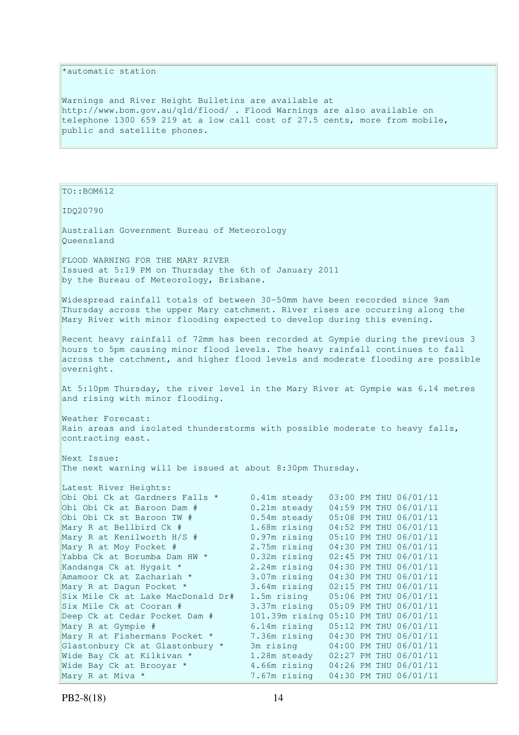*automatic station

Warnings and River Height Bulletins are available at http://www.bom.gov.au/qld/flood/ . Flood Warnings are also available on telephone 1300 659 219 at a low call cost of 27.5 cents, more from mobile, public and satellite phones.

TO::BOM612

IDQ20790

Australian Government Bureau of Meteorology
Queensland

FLOOD WARNING FOR THE MARY RIVER
Issued at 5:19 PM on Thursday the 6th of January 2011
by the Bureau of Meteorology, Brisbane.

Widespread rainfall totals of between 30-50mm have been recorded since 9am Thursday across the upper Mary catchment. River rises are occurring along the Mary River with minor flooding expected to develop during this evening.

Recent heavy rainfall of 72mm has been recorded at Gympie during the previous 3 hours to 5pm causing minor flood levels. The heavy rainfall continues to fall across the catchment, and higher flood levels and moderate flooding are possible overnight.

At 5:10pm Thursday, the river level in the Mary River at Gympie was 6.14 metres and rising with minor flooding.

Weather Forecast:
Rain areas and isolated thunderstorms with possible moderate to heavy falls, contracting east.

Next Issue:
The next warning will be issued at about 8:30pm Thursday.

Latest River Heights:

| Station | Height | Time |
|---|---|---|
| Obi Obi Ck at Gardners Falls * | 0.41m steady | 03:00 PM THU 06/01/11 |
| Obi Obi Ck at Baroon Dam # | 0.21m steady | 04:59 PM THU 06/01/11 |
| Obi Obi Ck st Baroon TW # | 0.54m steady | 05:08 PM THU 06/01/11 |
| Mary R at Bellbird Ck # | 1.68m rising | 04:52 PM THU 06/01/11 |
| Mary R at Kenilworth H/S # | 0.97m rising | 05:10 PM THU 06/01/11 |
| Mary R at Moy Pocket # | 2.75m rising | 04:30 PM THU 06/01/11 |
| Yabba Ck at Borumba Dam HW * | 0.32m rising | 02:45 PM THU 06/01/11 |
| Kandanga Ck at Hygait * | 2.24m rising | 04:30 PM THU 06/01/11 |
| Amamoor Ck at Zachariah * | 3.07m rising | 04:30 PM THU 06/01/11 |
| Mary R at Dagun Pocket * | 3.64m rising | 02:15 PM THU 06/01/11 |
| Six Mile Ck at Lake MacDonald Dr# | 1.5m rising | 05:06 PM THU 06/01/11 |
| Six Mile Ck at Cooran # | 3.37m rising | 05:09 PM THU 06/01/11 |
| Deep Ck at Cedar Pocket Dam # | 101.39m rising | 05:10 PM THU 06/01/11 |
| Mary R at Gympie # | 6.14m rising | 05:12 PM THU 06/01/11 |
| Mary R at Fishermans Pocket * | 7.36m rising | 04:30 PM THU 06/01/11 |
| Glastonbury Ck at Glastonbury * | 3m rising | 04:00 PM THU 06/01/11 |
| Wide Bay Ck at Kilkivan * | 1.28m steady | 02:27 PM THU 06/01/11 |
| Wide Bay Ck at Brooyar * | 4.66m rising | 04:26 PM THU 06/01/11 |
| Mary R at Miva * | 7.67m rising | 04:30 PM THU 06/01/11 |

PB2-8(18)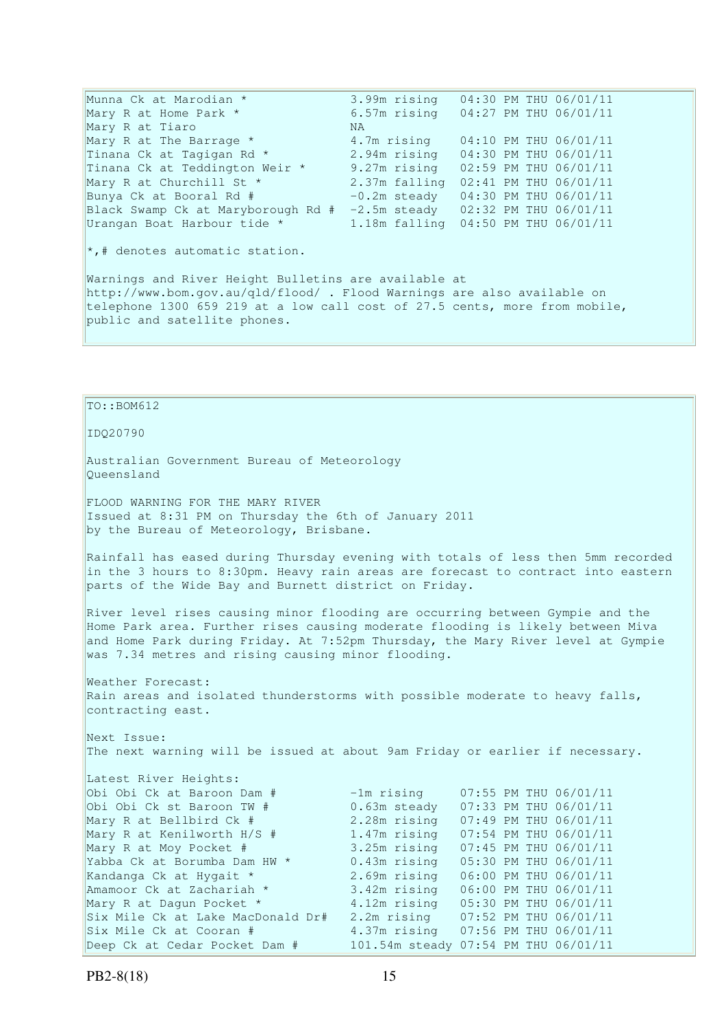| | | |
|---|---|---|
| Munna Ck at Marodian * | 3.99m rising | 04:30 PM THU 06/01/11 |
| Mary R at Home Park * | 6.57m rising | 04:27 PM THU 06/01/11 |
| Mary R at Tiaro | NA | |
| Mary R at The Barrage * | 4.7m rising | 04:10 PM THU 06/01/11 |
| Tinana Ck at Tagigan Rd * | 2.94m rising | 04:30 PM THU 06/01/11 |
| Tinana Ck at Teddington Weir * | 9.27m rising | 02:59 PM THU 06/01/11 |
| Mary R at Churchill St * | 2.37m falling | 02:41 PM THU 06/01/11 |
| Bunya Ck at Booral Rd # | -0.2m steady | 04:30 PM THU 06/01/11 |
| Black Swamp Ck at Maryborough Rd # | -2.5m steady | 02:32 PM THU 06/01/11 |
| Urangan Boat Harbour tide * | 1.18m falling | 04:50 PM THU 06/01/11 |

*,# denotes automatic station.

Warnings and River Height Bulletins are available at http://www.bom.gov.au/qld/flood/ . Flood Warnings are also available on telephone 1300 659 219 at a low call cost of 27.5 cents, more from mobile, public and satellite phones.

---

TO::BOM612

IDQ20790

Australian Government Bureau of Meteorology
Queensland

FLOOD WARNING FOR THE MARY RIVER
Issued at 8:31 PM on Thursday the 6th of January 2011
by the Bureau of Meteorology, Brisbane.

Rainfall has eased during Thursday evening with totals of less then 5mm recorded in the 3 hours to 8:30pm. Heavy rain areas are forecast to contract into eastern parts of the Wide Bay and Burnett district on Friday.

River level rises causing minor flooding are occurring between Gympie and the Home Park area. Further rises causing moderate flooding is likely between Miva and Home Park during Friday. At 7:52pm Thursday, the Mary River level at Gympie was 7.34 metres and rising causing minor flooding.

Weather Forecast:
Rain areas and isolated thunderstorms with possible moderate to heavy falls, contracting east.

Next Issue:
The next warning will be issued at about 9am Friday or earlier if necessary.

Latest River Heights:

| | | |
|---|---|---|
| Obi Obi Ck at Baroon Dam # | -1m rising | 07:55 PM THU 06/01/11 |
| Obi Obi Ck st Baroon TW # | 0.63m steady | 07:33 PM THU 06/01/11 |
| Mary R at Bellbird Ck # | 2.28m rising | 07:49 PM THU 06/01/11 |
| Mary R at Kenilworth H/S # | 1.47m rising | 07:54 PM THU 06/01/11 |
| Mary R at Moy Pocket # | 3.25m rising | 07:45 PM THU 06/01/11 |
| Yabba Ck at Borumba Dam HW * | 0.43m rising | 05:30 PM THU 06/01/11 |
| Kandanga Ck at Hygait * | 2.69m rising | 06:00 PM THU 06/01/11 |
| Amamoor Ck at Zachariah * | 3.42m rising | 06:00 PM THU 06/01/11 |
| Mary R at Dagun Pocket * | 4.12m rising | 05:30 PM THU 06/01/11 |
| Six Mile Ck at Lake MacDonald Dr# | 2.2m rising | 07:52 PM THU 06/01/11 |
| Six Mile Ck at Cooran # | 4.37m rising | 07:56 PM THU 06/01/11 |
| Deep Ck at Cedar Pocket Dam # | 101.54m steady | 07:54 PM THU 06/01/11 |

PB2-8(18)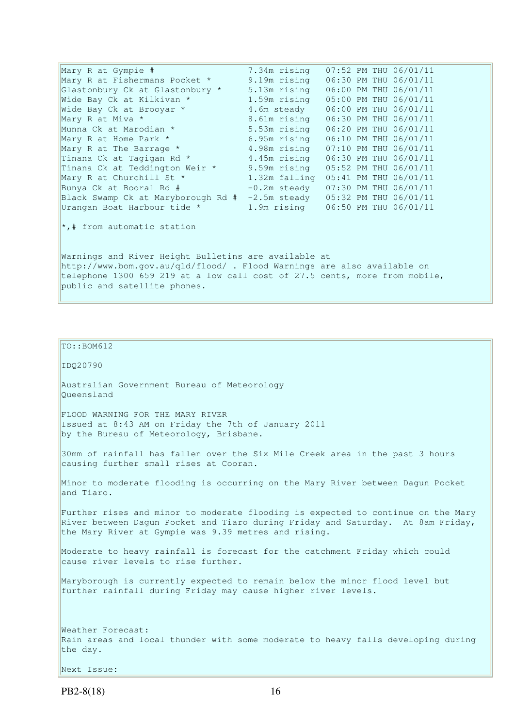| | | |
|---|---|---|
| Mary R at Gympie # | 7.34m rising | 07:52 PM THU 06/01/11 |
| Mary R at Fishermans Pocket * | 9.19m rising | 06:30 PM THU 06/01/11 |
| Glastonbury Ck at Glastonbury * | 5.13m rising | 06:00 PM THU 06/01/11 |
| Wide Bay Ck at Kilkivan * | 1.59m rising | 05:00 PM THU 06/01/11 |
| Wide Bay Ck at Brooyar * | 4.6m steady | 06:00 PM THU 06/01/11 |
| Mary R at Miva * | 8.61m rising | 06:30 PM THU 06/01/11 |
| Munna Ck at Marodian * | 5.53m rising | 06:20 PM THU 06/01/11 |
| Mary R at Home Park * | 6.95m rising | 06:10 PM THU 06/01/11 |
| Mary R at The Barrage * | 4.98m rising | 07:10 PM THU 06/01/11 |
| Tinana Ck at Tagigan Rd * | 4.45m rising | 06:30 PM THU 06/01/11 |
| Tinana Ck at Teddington Weir * | 9.59m rising | 05:52 PM THU 06/01/11 |
| Mary R at Churchill St * | 1.32m falling | 05:41 PM THU 06/01/11 |
| Bunya Ck at Booral Rd # | -0.2m steady | 07:30 PM THU 06/01/11 |
| Black Swamp Ck at Maryborough Rd # | -2.5m steady | 05:32 PM THU 06/01/11 |
| Urangan Boat Harbour tide * | 1.9m rising | 06:50 PM THU 06/01/11 |

*,# from automatic station

Warnings and River Height Bulletins are available at http://www.bom.gov.au/qld/flood/ . Flood Warnings are also available on telephone 1300 659 219 at a low call cost of 27.5 cents, more from mobile, public and satellite phones.

TO::BOM612

IDQ20790

Australian Government Bureau of Meteorology
Queensland

FLOOD WARNING FOR THE MARY RIVER
Issued at 8:43 AM on Friday the 7th of January 2011
by the Bureau of Meteorology, Brisbane.

30mm of rainfall has fallen over the Six Mile Creek area in the past 3 hours causing further small rises at Cooran.

Minor to moderate flooding is occurring on the Mary River between Dagun Pocket and Tiaro.

Further rises and minor to moderate flooding is expected to continue on the Mary River between Dagun Pocket and Tiaro during Friday and Saturday. At 8am Friday, the Mary River at Gympie was 9.39 metres and rising.

Moderate to heavy rainfall is forecast for the catchment Friday which could cause river levels to rise further.

Maryborough is currently expected to remain below the minor flood level but further rainfall during Friday may cause higher river levels.

Weather Forecast:
Rain areas and local thunder with some moderate to heavy falls developing during the day.

Next Issue: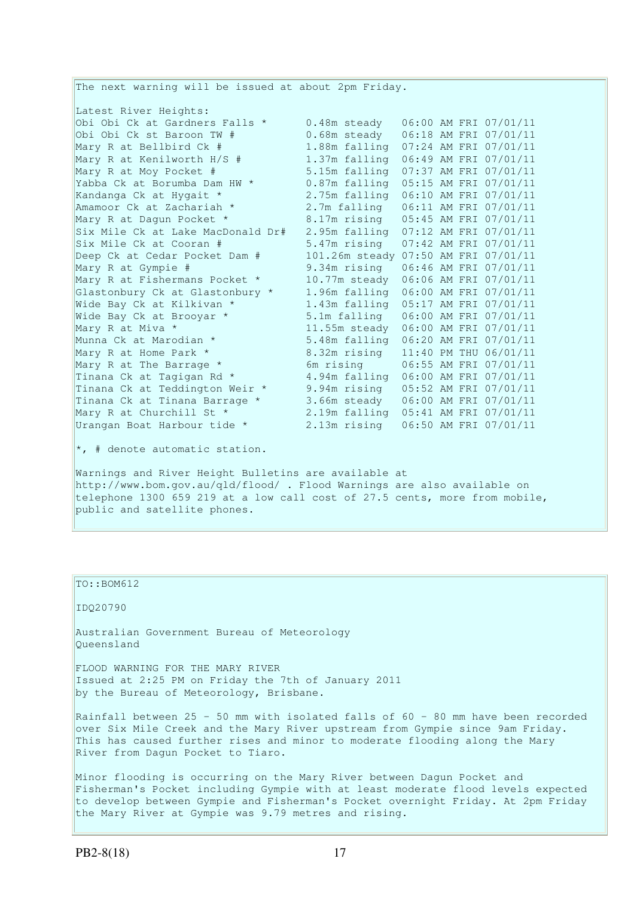The next warning will be issued at about 2pm Friday.

Latest River Heights:

| Station | Height | Time |
|---|---|---|
| Obi Obi Ck at Gardners Falls * | 0.48m steady | 06:00 AM FRI 07/01/11 |
| Obi Obi Ck st Baroon TW # | 0.68m steady | 06:18 AM FRI 07/01/11 |
| Mary R at Bellbird Ck # | 1.88m falling | 07:24 AM FRI 07/01/11 |
| Mary R at Kenilworth H/S # | 1.37m falling | 06:49 AM FRI 07/01/11 |
| Mary R at Moy Pocket # | 5.15m falling | 07:37 AM FRI 07/01/11 |
| Yabba Ck at Borumba Dam HW * | 0.87m falling | 05:15 AM FRI 07/01/11 |
| Kandanga Ck at Hygait * | 2.75m falling | 06:10 AM FRI 07/01/11 |
| Amamoor Ck at Zachariah * | 2.7m falling | 06:11 AM FRI 07/01/11 |
| Mary R at Dagun Pocket * | 8.17m rising | 05:45 AM FRI 07/01/11 |
| Six Mile Ck at Lake MacDonald Dr# | 2.95m falling | 07:12 AM FRI 07/01/11 |
| Six Mile Ck at Cooran # | 5.47m rising | 07:42 AM FRI 07/01/11 |
| Deep Ck at Cedar Pocket Dam # | 101.26m steady | 07:50 AM FRI 07/01/11 |
| Mary R at Gympie # | 9.34m rising | 06:46 AM FRI 07/01/11 |
| Mary R at Fishermans Pocket * | 10.77m steady | 06:06 AM FRI 07/01/11 |
| Glastonbury Ck at Glastonbury * | 1.96m falling | 06:00 AM FRI 07/01/11 |
| Wide Bay Ck at Kilkivan * | 1.43m falling | 05:17 AM FRI 07/01/11 |
| Wide Bay Ck at Brooyar * | 5.1m falling | 06:00 AM FRI 07/01/11 |
| Mary R at Miva * | 11.55m steady | 06:00 AM FRI 07/01/11 |
| Munna Ck at Marodian * | 5.48m falling | 06:20 AM FRI 07/01/11 |
| Mary R at Home Park * | 8.32m rising | 11:40 PM THU 06/01/11 |
| Mary R at The Barrage * | 6m rising | 06:55 AM FRI 07/01/11 |
| Tinana Ck at Tagigan Rd * | 4.94m falling | 06:00 AM FRI 07/01/11 |
| Tinana Ck at Teddington Weir * | 9.94m rising | 05:52 AM FRI 07/01/11 |
| Tinana Ck at Tinana Barrage * | 3.66m steady | 06:00 AM FRI 07/01/11 |
| Mary R at Churchill St * | 2.19m falling | 05:41 AM FRI 07/01/11 |
| Urangan Boat Harbour tide * | 2.13m rising | 06:50 AM FRI 07/01/11 |

*, # denote automatic station.

Warnings and River Height Bulletins are available at http://www.bom.gov.au/qld/flood/ . Flood Warnings are also available on telephone 1300 659 219 at a low call cost of 27.5 cents, more from mobile, public and satellite phones.

TO::BOM612

IDQ20790

Australian Government Bureau of Meteorology
Queensland

FLOOD WARNING FOR THE MARY RIVER
Issued at 2:25 PM on Friday the 7th of January 2011
by the Bureau of Meteorology, Brisbane.

Rainfall between 25 - 50 mm with isolated falls of 60 - 80 mm have been recorded over Six Mile Creek and the Mary River upstream from Gympie since 9am Friday. This has caused further rises and minor to moderate flooding along the Mary River from Dagun Pocket to Tiaro.

Minor flooding is occurring on the Mary River between Dagun Pocket and Fisherman's Pocket including Gympie with at least moderate flood levels expected to develop between Gympie and Fisherman's Pocket overnight Friday. At 2pm Friday the Mary River at Gympie was 9.79 metres and rising.

PB2-8(18)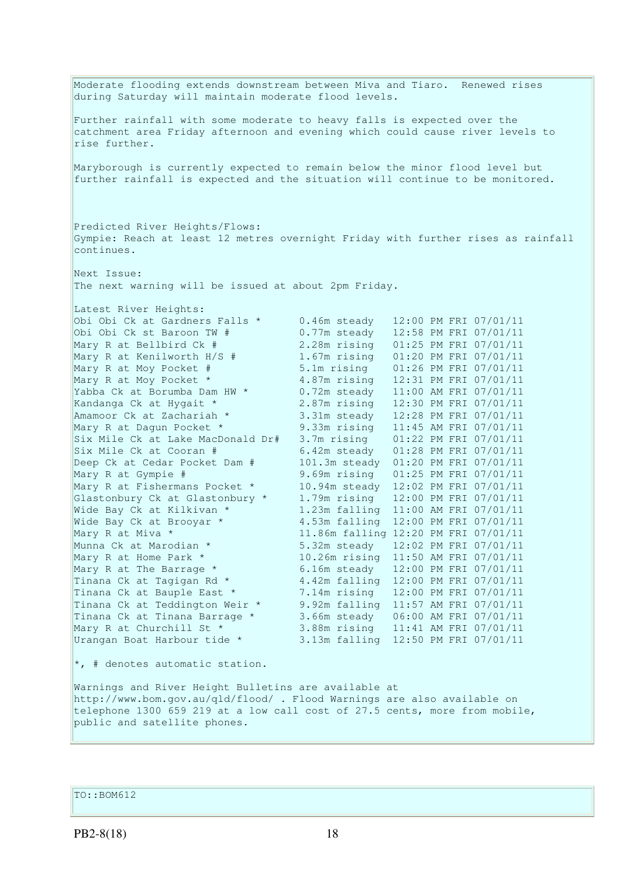Moderate flooding extends downstream between Miva and Tiaro. Renewed rises during Saturday will maintain moderate flood levels.

Further rainfall with some moderate to heavy falls is expected over the catchment area Friday afternoon and evening which could cause river levels to rise further.

Maryborough is currently expected to remain below the minor flood level but further rainfall is expected and the situation will continue to be monitored.

Predicted River Heights/Flows:
Gympie: Reach at least 12 metres overnight Friday with further rises as rainfall continues.

Next Issue:
The next warning will be issued at about 2pm Friday.

Latest River Heights:

| | | |
|---|---|---|
| Obi Obi Ck at Gardners Falls * | 0.46m steady | 12:00 PM FRI 07/01/11 |
| Obi Obi Ck st Baroon TW # | 0.77m steady | 12:58 PM FRI 07/01/11 |
| Mary R at Bellbird Ck # | 2.28m rising | 01:25 PM FRI 07/01/11 |
| Mary R at Kenilworth H/S # | 1.67m rising | 01:20 PM FRI 07/01/11 |
| Mary R at Moy Pocket # | 5.1m rising | 01:26 PM FRI 07/01/11 |
| Mary R at Moy Pocket * | 4.87m rising | 12:31 PM FRI 07/01/11 |
| Yabba Ck at Borumba Dam HW * | 0.72m steady | 11:00 AM FRI 07/01/11 |
| Kandanga Ck at Hygait * | 2.87m rising | 12:30 PM FRI 07/01/11 |
| Amamoor Ck at Zachariah * | 3.31m steady | 12:28 PM FRI 07/01/11 |
| Mary R at Dagun Pocket * | 9.33m rising | 11:45 AM FRI 07/01/11 |
| Six Mile Ck at Lake MacDonald Dr# | 3.7m rising | 01:22 PM FRI 07/01/11 |
| Six Mile Ck at Cooran # | 6.42m steady | 01:28 PM FRI 07/01/11 |
| Deep Ck at Cedar Pocket Dam # | 101.3m steady | 01:20 PM FRI 07/01/11 |
| Mary R at Gympie # | 9.69m rising | 01:25 PM FRI 07/01/11 |
| Mary R at Fishermans Pocket * | 10.94m steady | 12:02 PM FRI 07/01/11 |
| Glastonbury Ck at Glastonbury * | 1.79m rising | 12:00 PM FRI 07/01/11 |
| Wide Bay Ck at Kilkivan * | 1.23m falling | 11:00 AM FRI 07/01/11 |
| Wide Bay Ck at Brooyar * | 4.53m falling | 12:00 PM FRI 07/01/11 |
| Mary R at Miva * | 11.86m falling | 12:20 PM FRI 07/01/11 |
| Munna Ck at Marodian * | 5.32m steady | 12:02 PM FRI 07/01/11 |
| Mary R at Home Park * | 10.26m rising | 11:50 AM FRI 07/01/11 |
| Mary R at The Barrage * | 6.16m steady | 12:00 PM FRI 07/01/11 |
| Tinana Ck at Tagigan Rd * | 4.42m falling | 12:00 PM FRI 07/01/11 |
| Tinana Ck at Bauple East * | 7.14m rising | 12:00 PM FRI 07/01/11 |
| Tinana Ck at Teddington Weir * | 9.92m falling | 11:57 AM FRI 07/01/11 |
| Tinana Ck at Tinana Barrage * | 3.66m steady | 06:00 AM FRI 07/01/11 |
| Mary R at Churchill St * | 3.88m rising | 11:41 AM FRI 07/01/11 |
| Urangan Boat Harbour tide * | 3.13m falling | 12:50 PM FRI 07/01/11 |

*, # denotes automatic station.

Warnings and River Height Bulletins are available at http://www.bom.gov.au/qld/flood/ . Flood Warnings are also available on telephone 1300 659 219 at a low call cost of 27.5 cents, more from mobile, public and satellite phones.

TO::BOM612

PB2-8(18)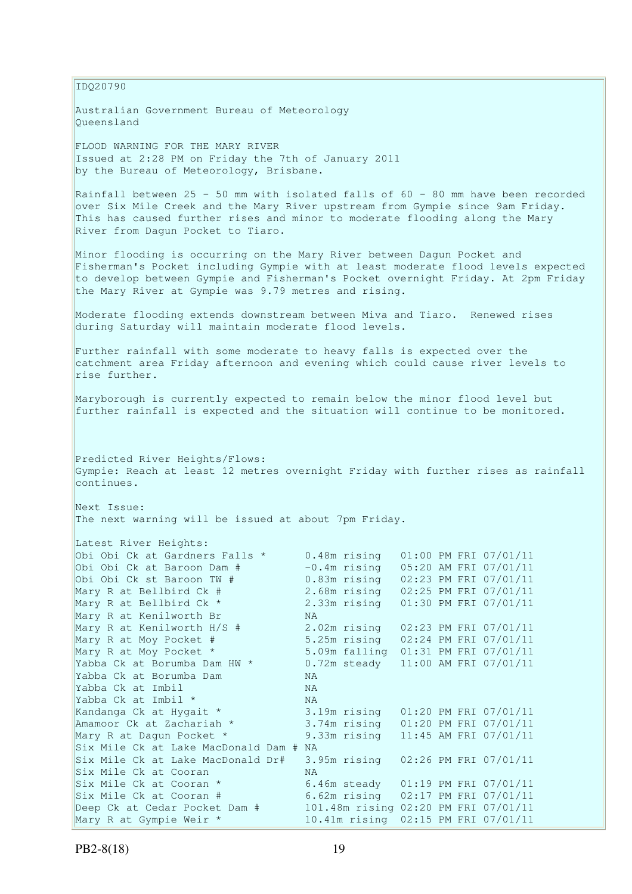IDQ20790

Australian Government Bureau of Meteorology
Queensland

FLOOD WARNING FOR THE MARY RIVER
Issued at 2:28 PM on Friday the 7th of January 2011
by the Bureau of Meteorology, Brisbane.

Rainfall between 25 - 50 mm with isolated falls of 60 - 80 mm have been recorded over Six Mile Creek and the Mary River upstream from Gympie since 9am Friday. This has caused further rises and minor to moderate flooding along the Mary River from Dagun Pocket to Tiaro.

Minor flooding is occurring on the Mary River between Dagun Pocket and Fisherman's Pocket including Gympie with at least moderate flood levels expected to develop between Gympie and Fisherman's Pocket overnight Friday. At 2pm Friday the Mary River at Gympie was 9.79 metres and rising.

Moderate flooding extends downstream between Miva and Tiaro. Renewed rises during Saturday will maintain moderate flood levels.

Further rainfall with some moderate to heavy falls is expected over the catchment area Friday afternoon and evening which could cause river levels to rise further.

Maryborough is currently expected to remain below the minor flood level but further rainfall is expected and the situation will continue to be monitored.

Predicted River Heights/Flows:
Gympie: Reach at least 12 metres overnight Friday with further rises as rainfall continues.

Next Issue:
The next warning will be issued at about 7pm Friday.

Latest River Heights:

```
Obi Obi Ck at Gardners Falls *      0.48m rising   01:00 PM FRI 07/01/11
Obi Obi Ck at Baroon Dam #          -0.4m rising   05:20 AM FRI 07/01/11
Obi Obi Ck st Baroon TW #           0.83m rising   02:23 PM FRI 07/01/11
Mary R at Bellbird Ck #             2.68m rising   02:25 PM FRI 07/01/11
Mary R at Bellbird Ck *             2.33m rising   01:30 PM FRI 07/01/11
Mary R at Kenilworth Br             NA
Mary R at Kenilworth H/S #          2.02m rising   02:23 PM FRI 07/01/11
Mary R at Moy Pocket #              5.25m rising   02:24 PM FRI 07/01/11
Mary R at Moy Pocket *              5.09m falling  01:31 PM FRI 07/01/11
Yabba Ck at Borumba Dam HW *        0.72m steady   11:00 AM FRI 07/01/11
Yabba Ck at Borumba Dam             NA
Yabba Ck at Imbil                   NA
Yabba Ck at Imbil *                 NA
Kandanga Ck at Hygait *             3.19m rising   01:20 PM FRI 07/01/11
Amamoor Ck at Zachariah *           3.74m rising   01:20 PM FRI 07/01/11
Mary R at Dagun Pocket *            9.33m rising   11:45 AM FRI 07/01/11
Six Mile Ck at Lake MacDonald Dam # NA
Six Mile Ck at Lake MacDonald Dr#   3.95m rising   02:26 PM FRI 07/01/11
Six Mile Ck at Cooran               NA
Six Mile Ck at Cooran *             6.46m steady   01:19 PM FRI 07/01/11
Six Mile Ck at Cooran #             6.62m rising   02:17 PM FRI 07/01/11
Deep Ck at Cedar Pocket Dam #       101.48m rising 02:20 PM FRI 07/01/11
Mary R at Gympie Weir *             10.41m rising  02:15 PM FRI 07/01/11
```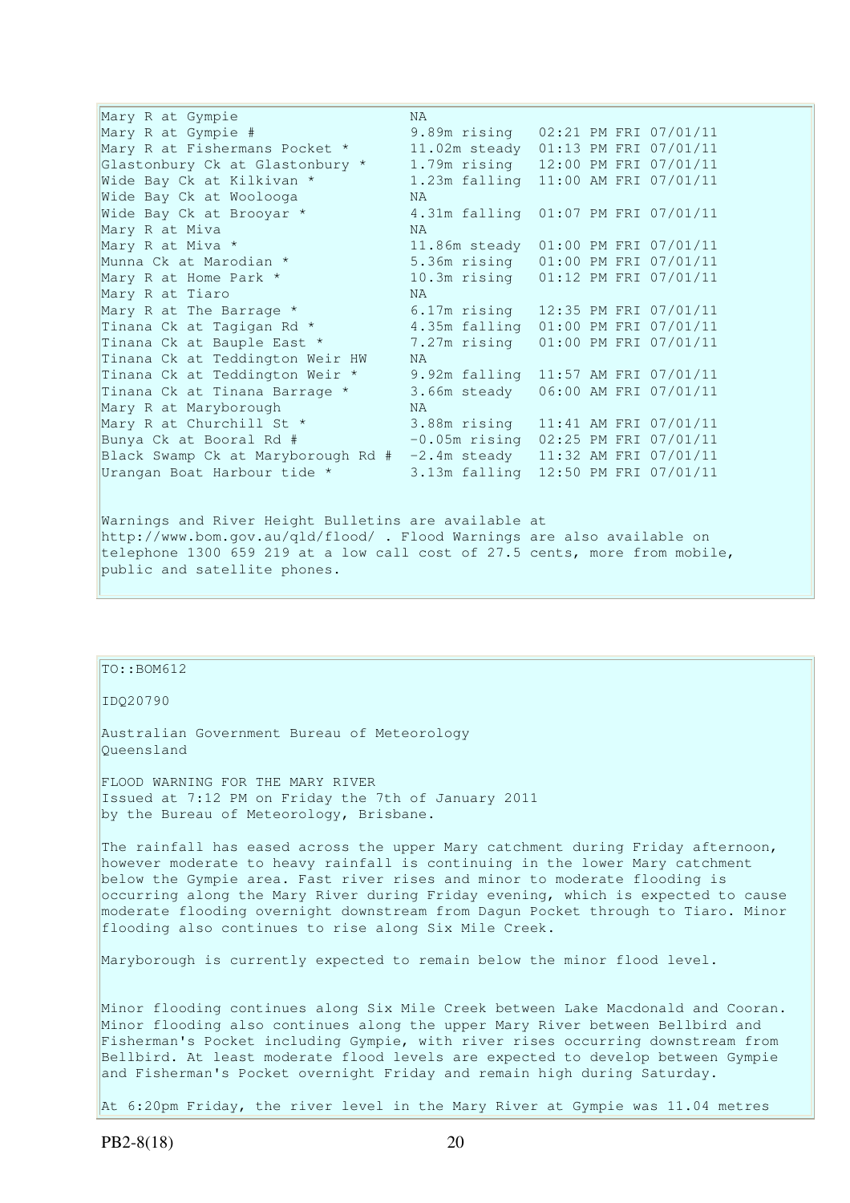```
Mary R at Gympie                    NA
Mary R at Gympie #                  9.89m rising   02:21 PM FRI 07/01/11
Mary R at Fishermans Pocket *       11.02m steady  01:13 PM FRI 07/01/11
Glastonbury Ck at Glastonbury *     1.79m rising   12:00 PM FRI 07/01/11
Wide Bay Ck at Kilkivan *           1.23m falling  11:00 AM FRI 07/01/11
Wide Bay Ck at Woolooga             NA
Wide Bay Ck at Brooyar *            4.31m falling  01:07 PM FRI 07/01/11
Mary R at Miva                      NA
Mary R at Miva *                    11.86m steady  01:00 PM FRI 07/01/11
Munna Ck at Marodian *              5.36m rising   01:00 PM FRI 07/01/11
Mary R at Home Park *               10.3m rising   01:12 PM FRI 07/01/11
Mary R at Tiaro                     NA
Mary R at The Barrage *             6.17m rising   12:35 PM FRI 07/01/11
Tinana Ck at Tagigan Rd *           4.35m falling  01:00 PM FRI 07/01/11
Tinana Ck at Bauple East *          7.27m rising   01:00 PM FRI 07/01/11
Tinana Ck at Teddington Weir HW     NA
Tinana Ck at Teddington Weir *      9.92m falling  11:57 AM FRI 07/01/11
Tinana Ck at Tinana Barrage *       3.66m steady   06:00 AM FRI 07/01/11
Mary R at Maryborough               NA
Mary R at Churchill St *            3.88m rising   11:41 AM FRI 07/01/11
Bunya Ck at Booral Rd #             -0.05m rising  02:25 PM FRI 07/01/11
Black Swamp Ck at Maryborough Rd #  -2.4m steady   11:32 AM FRI 07/01/11
Urangan Boat Harbour tide *         3.13m falling  12:50 PM FRI 07/01/11
```

Warnings and River Height Bulletins are available at http://www.bom.gov.au/qld/flood/ . Flood Warnings are also available on telephone 1300 659 219 at a low call cost of 27.5 cents, more from mobile, public and satellite phones.

TO::BOM612

IDQ20790

Australian Government Bureau of Meteorology
Queensland

FLOOD WARNING FOR THE MARY RIVER
Issued at 7:12 PM on Friday the 7th of January 2011
by the Bureau of Meteorology, Brisbane.

The rainfall has eased across the upper Mary catchment during Friday afternoon, however moderate to heavy rainfall is continuing in the lower Mary catchment below the Gympie area. Fast river rises and minor to moderate flooding is occurring along the Mary River during Friday evening, which is expected to cause moderate flooding overnight downstream from Dagun Pocket through to Tiaro. Minor flooding also continues to rise along Six Mile Creek.

Maryborough is currently expected to remain below the minor flood level.

Minor flooding continues along Six Mile Creek between Lake Macdonald and Cooran. Minor flooding also continues along the upper Mary River between Bellbird and Fisherman's Pocket including Gympie, with river rises occurring downstream from Bellbird. At least moderate flood levels are expected to develop between Gympie and Fisherman's Pocket overnight Friday and remain high during Saturday.

At 6:20pm Friday, the river level in the Mary River at Gympie was 11.04 metres

PB2-8(18)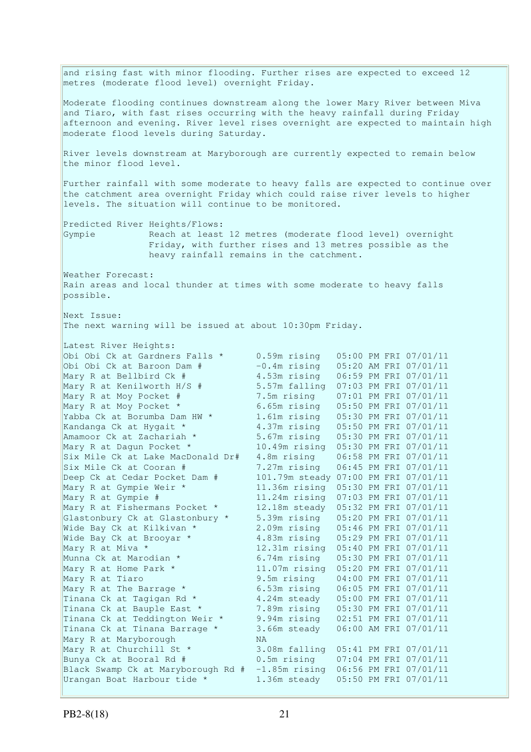and rising fast with minor flooding. Further rises are expected to exceed 12 metres (moderate flood level) overnight Friday.

Moderate flooding continues downstream along the lower Mary River between Miva and Tiaro, with fast rises occurring with the heavy rainfall during Friday afternoon and evening. River level rises overnight are expected to maintain high moderate flood levels during Saturday.

River levels downstream at Maryborough are currently expected to remain below the minor flood level.

Further rainfall with some moderate to heavy falls are expected to continue over the catchment area overnight Friday which could raise river levels to higher levels. The situation will continue to be monitored.

Predicted River Heights/Flows:

Gympie — Reach at least 12 metres (moderate flood level) overnight Friday, with further rises and 13 metres possible as the heavy rainfall remains in the catchment.

Weather Forecast:
Rain areas and local thunder at times with some moderate to heavy falls possible.

Next Issue:
The next warning will be issued at about 10:30pm Friday.

Latest River Heights:

```
Obi Obi Ck at Gardners Falls *      0.59m rising   05:00 PM FRI 07/01/11
Obi Obi Ck at Baroon Dam #          -0.4m rising   05:20 AM FRI 07/01/11
Mary R at Bellbird Ck #             4.53m rising   06:59 PM FRI 07/01/11
Mary R at Kenilworth H/S #          5.57m falling  07:03 PM FRI 07/01/11
Mary R at Moy Pocket #              7.5m rising    07:01 PM FRI 07/01/11
Mary R at Moy Pocket *              6.65m rising   05:50 PM FRI 07/01/11
Yabba Ck at Borumba Dam HW *        1.61m rising   05:30 PM FRI 07/01/11
Kandanga Ck at Hygait *             4.37m rising   05:50 PM FRI 07/01/11
Amamoor Ck at Zachariah *           5.67m rising   05:30 PM FRI 07/01/11
Mary R at Dagun Pocket *            10.49m rising  05:30 PM FRI 07/01/11
Six Mile Ck at Lake MacDonald Dr#   4.8m rising    06:58 PM FRI 07/01/11
Six Mile Ck at Cooran #             7.27m rising   06:45 PM FRI 07/01/11
Deep Ck at Cedar Pocket Dam #       101.79m steady 07:00 PM FRI 07/01/11
Mary R at Gympie Weir *             11.36m rising  05:30 PM FRI 07/01/11
Mary R at Gympie #                  11.24m rising  07:03 PM FRI 07/01/11
Mary R at Fishermans Pocket *       12.18m steady  05:32 PM FRI 07/01/11
Glastonbury Ck at Glastonbury *     5.39m rising   05:20 PM FRI 07/01/11
Wide Bay Ck at Kilkivan *           2.09m rising   05:46 PM FRI 07/01/11
Wide Bay Ck at Brooyar *            4.83m rising   05:29 PM FRI 07/01/11
Mary R at Miva *                    12.31m rising  05:40 PM FRI 07/01/11
Munna Ck at Marodian *              6.74m rising   05:30 PM FRI 07/01/11
Mary R at Home Park *               11.07m rising  05:20 PM FRI 07/01/11
Mary R at Tiaro                     9.5m rising    04:00 PM FRI 07/01/11
Mary R at The Barrage *             6.53m rising   06:05 PM FRI 07/01/11
Tinana Ck at Tagigan Rd *           4.24m steady   05:00 PM FRI 07/01/11
Tinana Ck at Bauple East *          7.89m rising   05:30 PM FRI 07/01/11
Tinana Ck at Teddington Weir *      9.94m rising   02:51 PM FRI 07/01/11
Tinana Ck at Tinana Barrage *       3.66m steady   06:00 AM FRI 07/01/11
Mary R at Maryborough               NA
Mary R at Churchill St *            3.08m falling  05:41 PM FRI 07/01/11
Bunya Ck at Booral Rd #             0.5m rising    07:04 PM FRI 07/01/11
Black Swamp Ck at Maryborough Rd #  -1.85m rising  06:56 PM FRI 07/01/11
Urangan Boat Harbour tide *         1.36m steady   05:50 PM FRI 07/01/11
```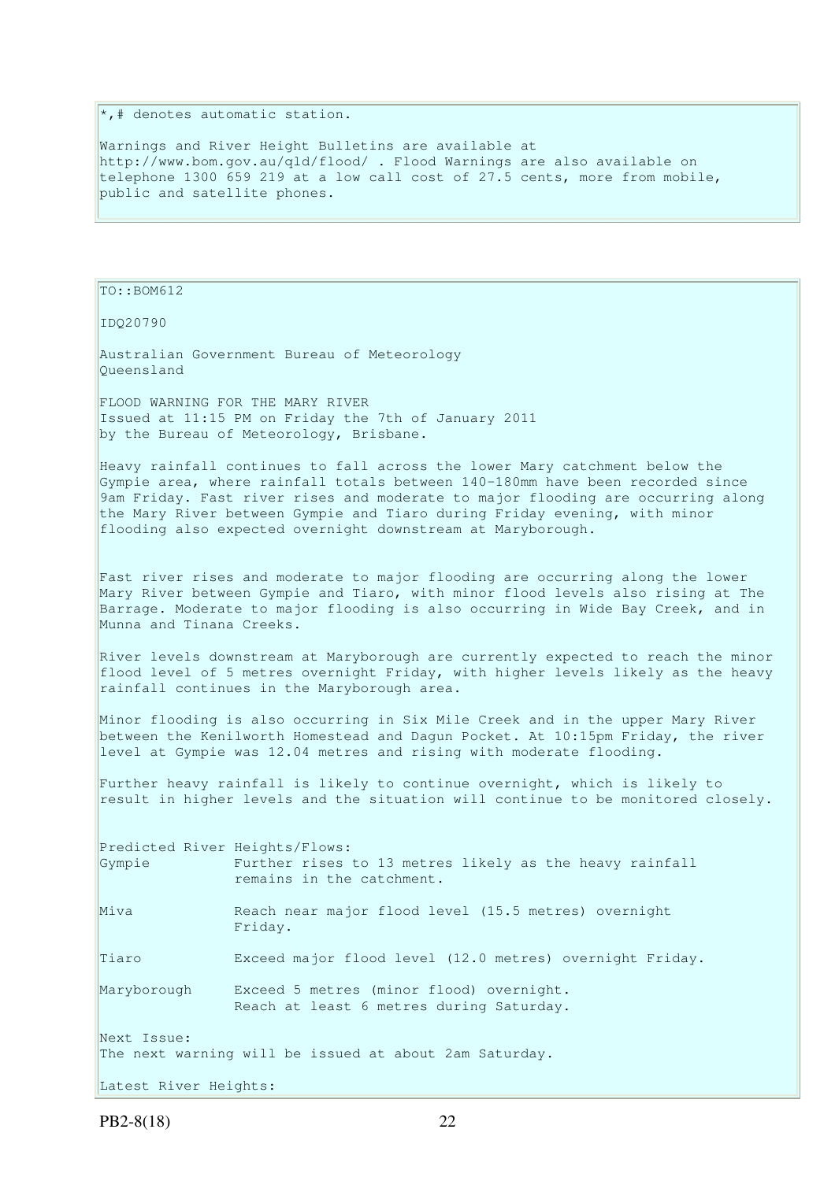*,# denotes automatic station.

Warnings and River Height Bulletins are available at http://www.bom.gov.au/qld/flood/ . Flood Warnings are also available on telephone 1300 659 219 at a low call cost of 27.5 cents, more from mobile, public and satellite phones.

TO::BOM612

IDQ20790

Australian Government Bureau of Meteorology
Queensland

FLOOD WARNING FOR THE MARY RIVER
Issued at 11:15 PM on Friday the 7th of January 2011
by the Bureau of Meteorology, Brisbane.

Heavy rainfall continues to fall across the lower Mary catchment below the Gympie area, where rainfall totals between 140-180mm have been recorded since 9am Friday. Fast river rises and moderate to major flooding are occurring along the Mary River between Gympie and Tiaro during Friday evening, with minor flooding also expected overnight downstream at Maryborough.

Fast river rises and moderate to major flooding are occurring along the lower Mary River between Gympie and Tiaro, with minor flood levels also rising at The Barrage. Moderate to major flooding is also occurring in Wide Bay Creek, and in Munna and Tinana Creeks.

River levels downstream at Maryborough are currently expected to reach the minor flood level of 5 metres overnight Friday, with higher levels likely as the heavy rainfall continues in the Maryborough area.

Minor flooding is also occurring in Six Mile Creek and in the upper Mary River between the Kenilworth Homestead and Dagun Pocket. At 10:15pm Friday, the river level at Gympie was 12.04 metres and rising with moderate flooding.

Further heavy rainfall is likely to continue overnight, which is likely to result in higher levels and the situation will continue to be monitored closely.

Predicted River Heights/Flows:

| | |
|---|---|
| Gympie | Further rises to 13 metres likely as the heavy rainfall remains in the catchment. |
| Miva | Reach near major flood level (15.5 metres) overnight Friday. |
| Tiaro | Exceed major flood level (12.0 metres) overnight Friday. |
| Maryborough | Exceed 5 metres (minor flood) overnight. Reach at least 6 metres during Saturday. |

Next Issue:
The next warning will be issued at about 2am Saturday.

Latest River Heights:

PB2-8(18)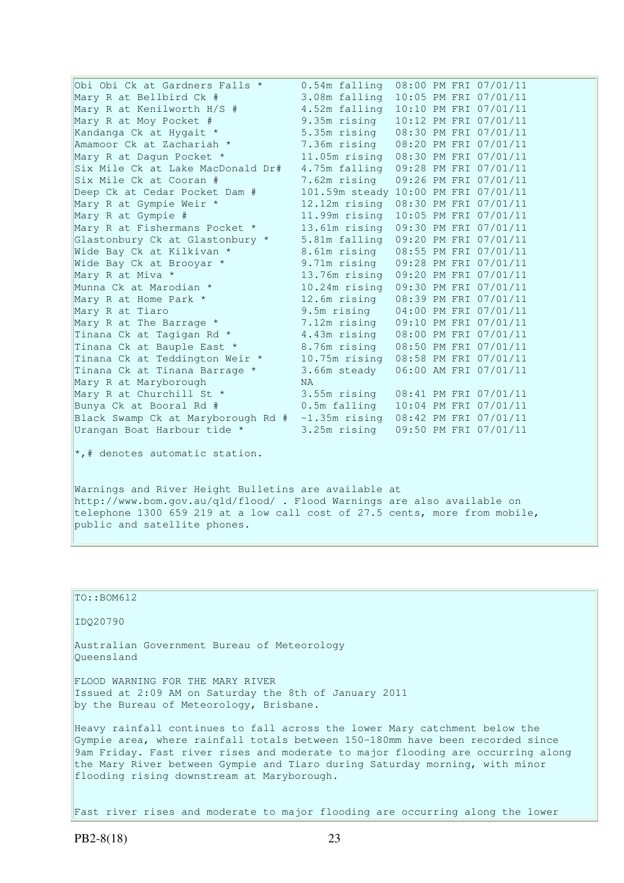| Station | Height | Time/Date |
|---|---|---|
| Obi Obi Ck at Gardners Falls * | 0.54m falling | 08:00 PM FRI 07/01/11 |
| Mary R at Bellbird Ck # | 3.08m falling | 10:05 PM FRI 07/01/11 |
| Mary R at Kenilworth H/S # | 4.52m falling | 10:10 PM FRI 07/01/11 |
| Mary R at Moy Pocket # | 9.35m rising | 10:12 PM FRI 07/01/11 |
| Kandanga Ck at Hygait * | 5.35m rising | 08:30 PM FRI 07/01/11 |
| Amamoor Ck at Zachariah * | 7.36m rising | 08:20 PM FRI 07/01/11 |
| Mary R at Dagun Pocket * | 11.05m rising | 08:30 PM FRI 07/01/11 |
| Six Mile Ck at Lake MacDonald Dr# | 4.75m falling | 09:28 PM FRI 07/01/11 |
| Six Mile Ck at Cooran # | 7.62m rising | 09:26 PM FRI 07/01/11 |
| Deep Ck at Cedar Pocket Dam # | 101.59m steady | 10:00 PM FRI 07/01/11 |
| Mary R at Gympie Weir * | 12.12m rising | 08:30 PM FRI 07/01/11 |
| Mary R at Gympie # | 11.99m rising | 10:05 PM FRI 07/01/11 |
| Mary R at Fishermans Pocket * | 13.61m rising | 09:30 PM FRI 07/01/11 |
| Glastonbury Ck at Glastonbury * | 5.81m falling | 09:20 PM FRI 07/01/11 |
| Wide Bay Ck at Kilkivan * | 8.61m rising | 08:55 PM FRI 07/01/11 |
| Wide Bay Ck at Brooyar * | 9.71m rising | 09:28 PM FRI 07/01/11 |
| Mary R at Miva * | 13.76m rising | 09:20 PM FRI 07/01/11 |
| Munna Ck at Marodian * | 10.24m rising | 09:30 PM FRI 07/01/11 |
| Mary R at Home Park * | 12.6m rising | 08:39 PM FRI 07/01/11 |
| Mary R at Tiaro | 9.5m rising | 04:00 PM FRI 07/01/11 |
| Mary R at The Barrage * | 7.12m rising | 09:10 PM FRI 07/01/11 |
| Tinana Ck at Tagigan Rd * | 4.43m rising | 08:00 PM FRI 07/01/11 |
| Tinana Ck at Bauple East * | 8.76m rising | 08:50 PM FRI 07/01/11 |
| Tinana Ck at Teddington Weir * | 10.75m rising | 08:58 PM FRI 07/01/11 |
| Tinana Ck at Tinana Barrage * | 3.66m steady | 06:00 AM FRI 07/01/11 |
| Mary R at Maryborough | NA | |
| Mary R at Churchill St * | 3.55m rising | 08:41 PM FRI 07/01/11 |
| Bunya Ck at Booral Rd # | 0.5m falling | 10:04 PM FRI 07/01/11 |
| Black Swamp Ck at Maryborough Rd # | -1.35m rising | 08:42 PM FRI 07/01/11 |
| Urangan Boat Harbour tide * | 3.25m rising | 09:50 PM FRI 07/01/11 |

*,# denotes automatic station.

Warnings and River Height Bulletins are available at http://www.bom.gov.au/qld/flood/ . Flood Warnings are also available on telephone 1300 659 219 at a low call cost of 27.5 cents, more from mobile, public and satellite phones.

TO::BOM612

IDQ20790

Australian Government Bureau of Meteorology
Queensland

FLOOD WARNING FOR THE MARY RIVER
Issued at 2:09 AM on Saturday the 8th of January 2011
by the Bureau of Meteorology, Brisbane.

Heavy rainfall continues to fall across the lower Mary catchment below the Gympie area, where rainfall totals between 150-180mm have been recorded since 9am Friday. Fast river rises and moderate to major flooding are occurring along the Mary River between Gympie and Tiaro during Saturday morning, with minor flooding rising downstream at Maryborough.

Fast river rises and moderate to major flooding are occurring along the lower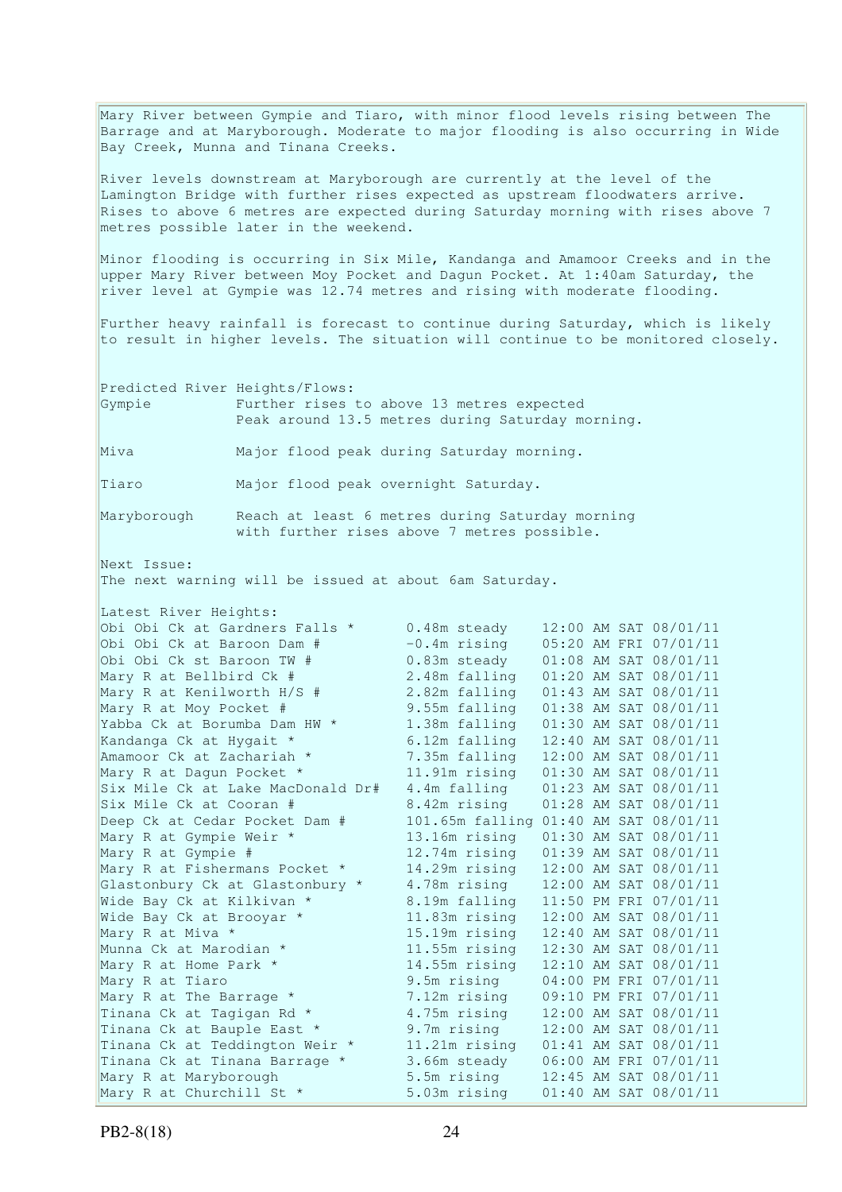Mary River between Gympie and Tiaro, with minor flood levels rising between The Barrage and at Maryborough. Moderate to major flooding is also occurring in Wide Bay Creek, Munna and Tinana Creeks.

River levels downstream at Maryborough are currently at the level of the Lamington Bridge with further rises expected as upstream floodwaters arrive. Rises to above 6 metres are expected during Saturday morning with rises above 7 metres possible later in the weekend.

Minor flooding is occurring in Six Mile, Kandanga and Amamoor Creeks and in the upper Mary River between Moy Pocket and Dagun Pocket. At 1:40am Saturday, the river level at Gympie was 12.74 metres and rising with moderate flooding.

Further heavy rainfall is forecast to continue during Saturday, which is likely to result in higher levels. The situation will continue to be monitored closely.

Predicted River Heights/Flows:

| | |
|---|---|
| Gympie | Further rises to above 13 metres expected<br>Peak around 13.5 metres during Saturday morning. |
| Miva | Major flood peak during Saturday morning. |
| Tiaro | Major flood peak overnight Saturday. |
| Maryborough | Reach at least 6 metres during Saturday morning<br>with further rises above 7 metres possible. |

Next Issue:
The next warning will be issued at about 6am Saturday.

Latest River Heights:

| Location | Height | Time |
|---|---|---|
| Obi Obi Ck at Gardners Falls * | 0.48m steady | 12:00 AM SAT 08/01/11 |
| Obi Obi Ck at Baroon Dam # | -0.4m rising | 05:20 AM FRI 07/01/11 |
| Obi Obi Ck st Baroon TW # | 0.83m steady | 01:08 AM SAT 08/01/11 |
| Mary R at Bellbird Ck # | 2.48m falling | 01:20 AM SAT 08/01/11 |
| Mary R at Kenilworth H/S # | 2.82m falling | 01:43 AM SAT 08/01/11 |
| Mary R at Moy Pocket # | 9.55m falling | 01:38 AM SAT 08/01/11 |
| Yabba Ck at Borumba Dam HW * | 1.38m falling | 01:30 AM SAT 08/01/11 |
| Kandanga Ck at Hygait * | 6.12m falling | 12:40 AM SAT 08/01/11 |
| Amamoor Ck at Zachariah * | 7.35m falling | 12:00 AM SAT 08/01/11 |
| Mary R at Dagun Pocket * | 11.91m rising | 01:30 AM SAT 08/01/11 |
| Six Mile Ck at Lake MacDonald Dr# | 4.4m falling | 01:23 AM SAT 08/01/11 |
| Six Mile Ck at Cooran # | 8.42m rising | 01:28 AM SAT 08/01/11 |
| Deep Ck at Cedar Pocket Dam # | 101.65m falling | 01:40 AM SAT 08/01/11 |
| Mary R at Gympie Weir * | 13.16m rising | 01:30 AM SAT 08/01/11 |
| Mary R at Gympie # | 12.74m rising | 01:39 AM SAT 08/01/11 |
| Mary R at Fishermans Pocket * | 14.29m rising | 12:00 AM SAT 08/01/11 |
| Glastonbury Ck at Glastonbury * | 4.78m rising | 12:00 AM SAT 08/01/11 |
| Wide Bay Ck at Kilkivan * | 8.19m falling | 11:50 PM FRI 07/01/11 |
| Wide Bay Ck at Brooyar * | 11.83m rising | 12:00 AM SAT 08/01/11 |
| Mary R at Miva * | 15.19m rising | 12:40 AM SAT 08/01/11 |
| Munna Ck at Marodian * | 11.55m rising | 12:30 AM SAT 08/01/11 |
| Mary R at Home Park * | 14.55m rising | 12:10 AM SAT 08/01/11 |
| Mary R at Tiaro | 9.5m rising | 04:00 PM FRI 07/01/11 |
| Mary R at The Barrage * | 7.12m rising | 09:10 PM FRI 07/01/11 |
| Tinana Ck at Tagigan Rd * | 4.75m rising | 12:00 AM SAT 08/01/11 |
| Tinana Ck at Bauple East * | 9.7m rising | 12:00 AM SAT 08/01/11 |
| Tinana Ck at Teddington Weir * | 11.21m rising | 01:41 AM SAT 08/01/11 |
| Tinana Ck at Tinana Barrage * | 3.66m steady | 06:00 AM FRI 07/01/11 |
| Mary R at Maryborough | 5.5m rising | 12:45 AM SAT 08/01/11 |
| Mary R at Churchill St * | 5.03m rising | 01:40 AM SAT 08/01/11 |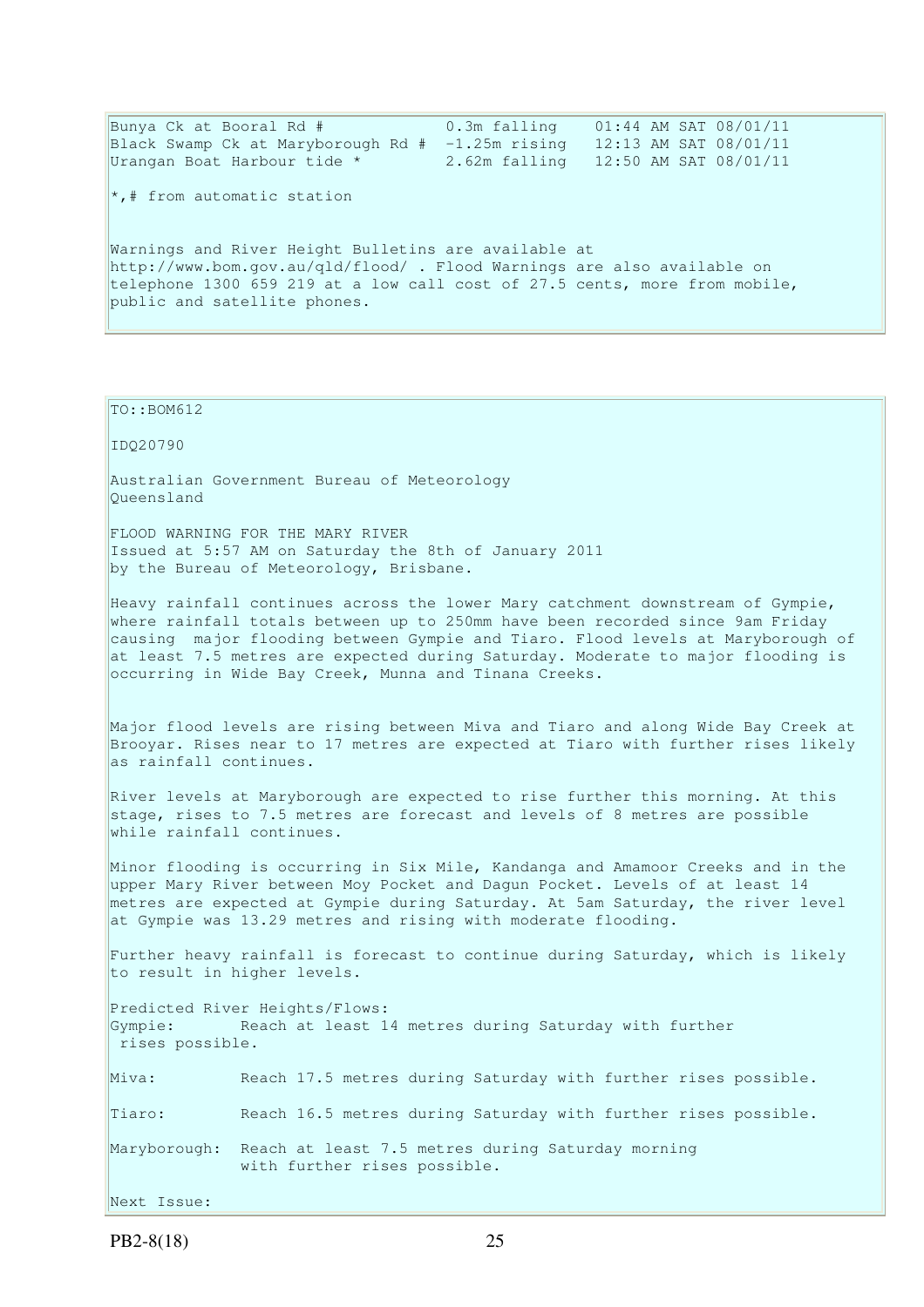```
Bunya Ck at Booral Rd #             0.3m falling    01:44 AM SAT 08/01/11
Black Swamp Ck at Maryborough Rd #  -1.25m rising   12:13 AM SAT 08/01/11
Urangan Boat Harbour tide *         2.62m falling   12:50 AM SAT 08/01/11
```

*,# from automatic station

Warnings and River Height Bulletins are available at http://www.bom.gov.au/qld/flood/ . Flood Warnings are also available on telephone 1300 659 219 at a low call cost of 27.5 cents, more from mobile, public and satellite phones.

TO::BOM612

IDQ20790

Australian Government Bureau of Meteorology
Queensland

FLOOD WARNING FOR THE MARY RIVER
Issued at 5:57 AM on Saturday the 8th of January 2011
by the Bureau of Meteorology, Brisbane.

Heavy rainfall continues across the lower Mary catchment downstream of Gympie, where rainfall totals between up to 250mm have been recorded since 9am Friday causing major flooding between Gympie and Tiaro. Flood levels at Maryborough of at least 7.5 metres are expected during Saturday. Moderate to major flooding is occurring in Wide Bay Creek, Munna and Tinana Creeks.

Major flood levels are rising between Miva and Tiaro and along Wide Bay Creek at Brooyar. Rises near to 17 metres are expected at Tiaro with further rises likely as rainfall continues.

River levels at Maryborough are expected to rise further this morning. At this stage, rises to 7.5 metres are forecast and levels of 8 metres are possible while rainfall continues.

Minor flooding is occurring in Six Mile, Kandanga and Amamoor Creeks and in the upper Mary River between Moy Pocket and Dagun Pocket. Levels of at least 14 metres are expected at Gympie during Saturday. At 5am Saturday, the river level at Gympie was 13.29 metres and rising with moderate flooding.

Further heavy rainfall is forecast to continue during Saturday, which is likely to result in higher levels.

Predicted River Heights/Flows:
Gympie: Reach at least 14 metres during Saturday with further rises possible.

Miva: Reach 17.5 metres during Saturday with further rises possible.

Tiaro: Reach 16.5 metres during Saturday with further rises possible.

Maryborough: Reach at least 7.5 metres during Saturday morning with further rises possible.

Next Issue: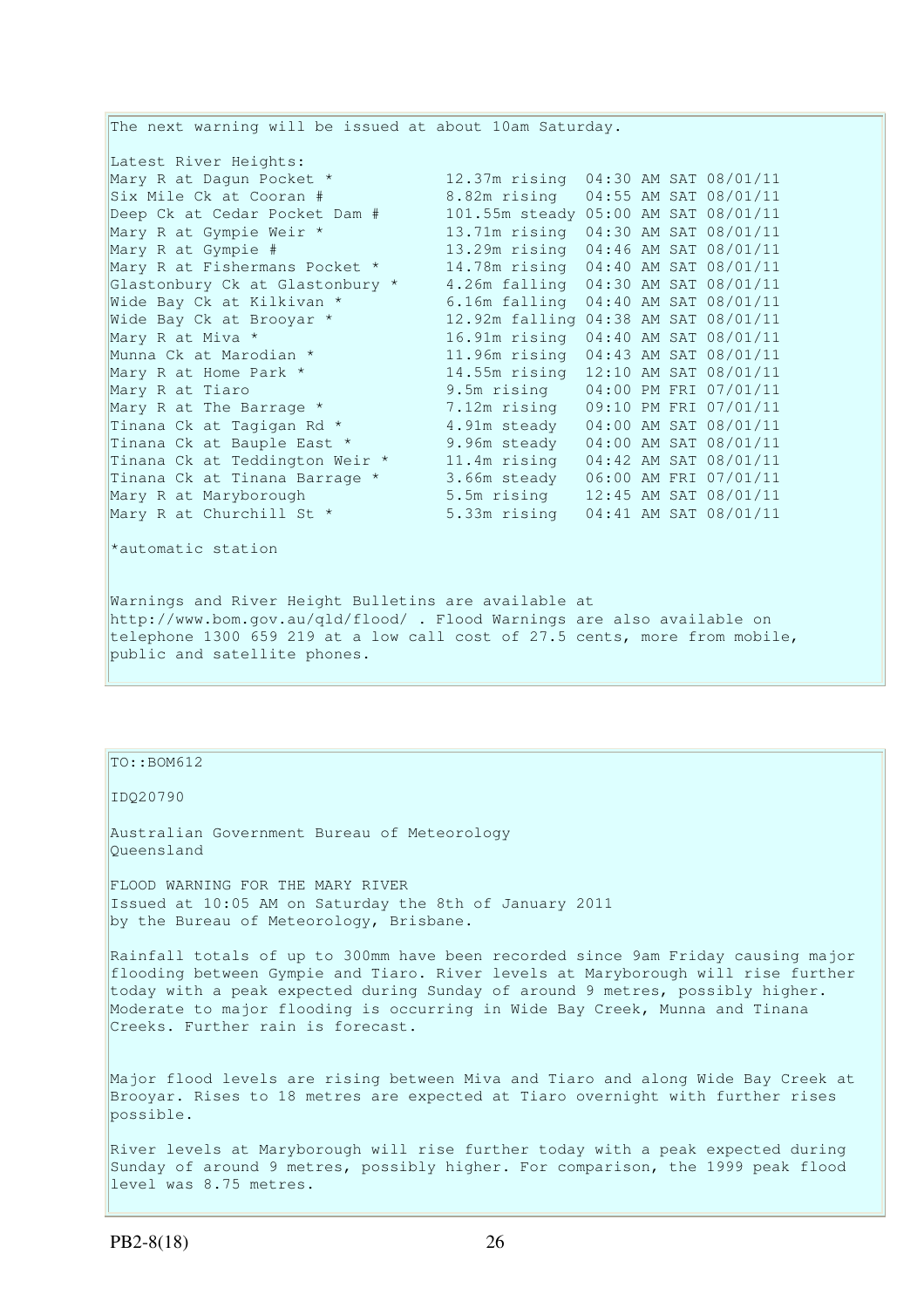The next warning will be issued at about 10am Saturday.

Latest River Heights:

| Station | Height | Time |
| --- | --- | --- |
| Mary R at Dagun Pocket * | 12.37m rising | 04:30 AM SAT 08/01/11 |
| Six Mile Ck at Cooran # | 8.82m rising | 04:55 AM SAT 08/01/11 |
| Deep Ck at Cedar Pocket Dam # | 101.55m steady | 05:00 AM SAT 08/01/11 |
| Mary R at Gympie Weir * | 13.71m rising | 04:30 AM SAT 08/01/11 |
| Mary R at Gympie # | 13.29m rising | 04:46 AM SAT 08/01/11 |
| Mary R at Fishermans Pocket * | 14.78m rising | 04:40 AM SAT 08/01/11 |
| Glastonbury Ck at Glastonbury * | 4.26m falling | 04:30 AM SAT 08/01/11 |
| Wide Bay Ck at Kilkivan * | 6.16m falling | 04:40 AM SAT 08/01/11 |
| Wide Bay Ck at Brooyar * | 12.92m falling | 04:38 AM SAT 08/01/11 |
| Mary R at Miva * | 16.91m rising | 04:40 AM SAT 08/01/11 |
| Munna Ck at Marodian * | 11.96m rising | 04:43 AM SAT 08/01/11 |
| Mary R at Home Park * | 14.55m rising | 12:10 AM SAT 08/01/11 |
| Mary R at Tiaro | 9.5m rising | 04:00 PM FRI 07/01/11 |
| Mary R at The Barrage * | 7.12m rising | 09:10 PM FRI 07/01/11 |
| Tinana Ck at Tagigan Rd * | 4.91m steady | 04:00 AM SAT 08/01/11 |
| Tinana Ck at Bauple East * | 9.96m steady | 04:00 AM SAT 08/01/11 |
| Tinana Ck at Teddington Weir * | 11.4m rising | 04:42 AM SAT 08/01/11 |
| Tinana Ck at Tinana Barrage * | 3.66m steady | 06:00 AM FRI 07/01/11 |
| Mary R at Maryborough | 5.5m rising | 12:45 AM SAT 08/01/11 |
| Mary R at Churchill St * | 5.33m rising | 04:41 AM SAT 08/01/11 |

*automatic station

Warnings and River Height Bulletins are available at http://www.bom.gov.au/qld/flood/ . Flood Warnings are also available on telephone 1300 659 219 at a low call cost of 27.5 cents, more from mobile, public and satellite phones.

TO::BOM612

IDQ20790

Australian Government Bureau of Meteorology
Queensland

FLOOD WARNING FOR THE MARY RIVER
Issued at 10:05 AM on Saturday the 8th of January 2011
by the Bureau of Meteorology, Brisbane.

Rainfall totals of up to 300mm have been recorded since 9am Friday causing major flooding between Gympie and Tiaro. River levels at Maryborough will rise further today with a peak expected during Sunday of around 9 metres, possibly higher. Moderate to major flooding is occurring in Wide Bay Creek, Munna and Tinana Creeks. Further rain is forecast.

Major flood levels are rising between Miva and Tiaro and along Wide Bay Creek at Brooyar. Rises to 18 metres are expected at Tiaro overnight with further rises possible.

River levels at Maryborough will rise further today with a peak expected during Sunday of around 9 metres, possibly higher. For comparison, the 1999 peak flood level was 8.75 metres.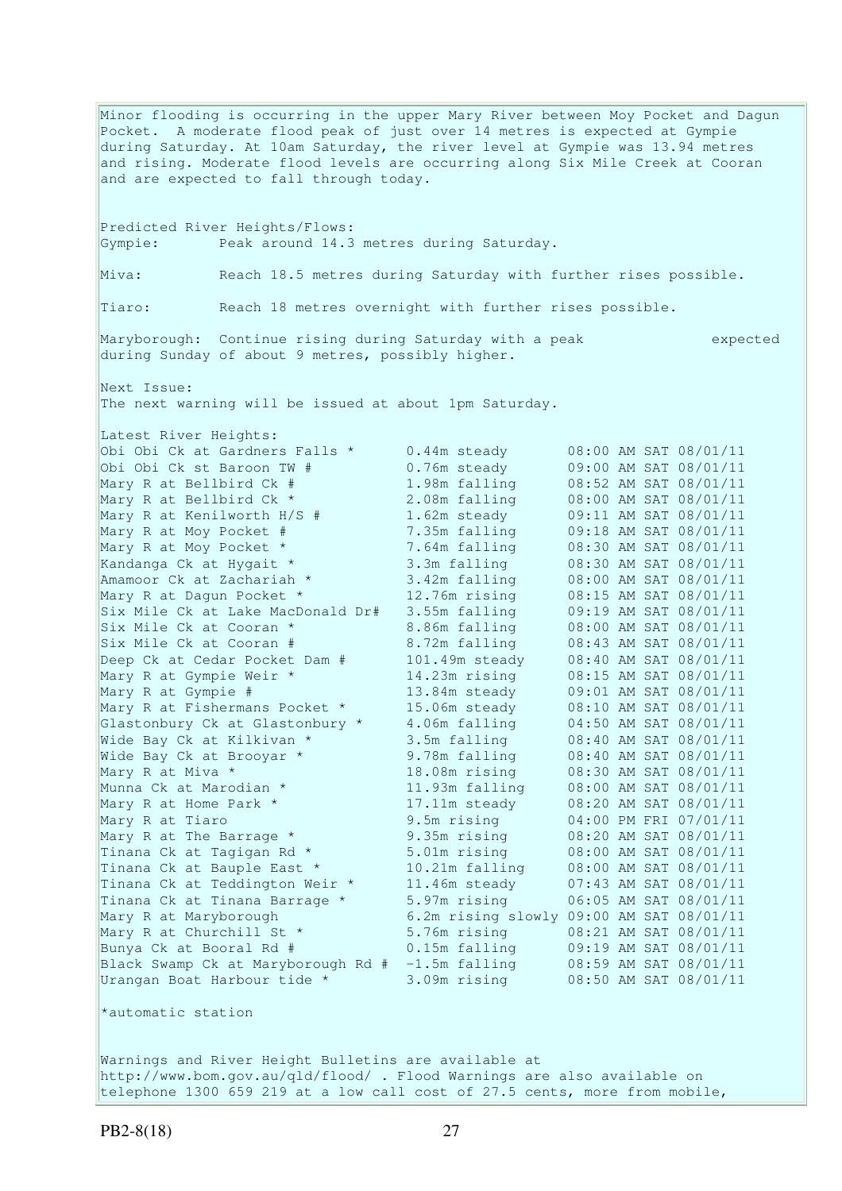Minor flooding is occurring in the upper Mary River between Moy Pocket and Dagun Pocket. A moderate flood peak of just over 14 metres is expected at Gympie during Saturday. At 10am Saturday, the river level at Gympie was 13.94 metres and rising. Moderate flood levels are occurring along Six Mile Creek at Cooran and are expected to fall through today.

Predicted River Heights/Flows:

Gympie: Peak around 14.3 metres during Saturday.

Miva: Reach 18.5 metres during Saturday with further rises possible.

Tiaro: Reach 18 metres overnight with further rises possible.

Maryborough: Continue rising during Saturday with a peak expected during Sunday of about 9 metres, possibly higher.

Next Issue:
The next warning will be issued at about 1pm Saturday.

Latest River Heights:

| Location | Height | Time |
|---|---|---|
| Obi Obi Ck at Gardners Falls * | 0.44m steady | 08:00 AM SAT 08/01/11 |
| Obi Obi Ck st Baroon TW # | 0.76m steady | 09:00 AM SAT 08/01/11 |
| Mary R at Bellbird Ck # | 1.98m falling | 08:52 AM SAT 08/01/11 |
| Mary R at Bellbird Ck * | 2.08m falling | 08:00 AM SAT 08/01/11 |
| Mary R at Kenilworth H/S # | 1.62m steady | 09:11 AM SAT 08/01/11 |
| Mary R at Moy Pocket # | 7.35m falling | 09:18 AM SAT 08/01/11 |
| Mary R at Moy Pocket * | 7.64m falling | 08:30 AM SAT 08/01/11 |
| Kandanga Ck at Hygait * | 3.3m falling | 08:30 AM SAT 08/01/11 |
| Amamoor Ck at Zachariah * | 3.42m falling | 08:00 AM SAT 08/01/11 |
| Mary R at Dagun Pocket * | 12.76m rising | 08:15 AM SAT 08/01/11 |
| Six Mile Ck at Lake MacDonald Dr# | 3.55m falling | 09:19 AM SAT 08/01/11 |
| Six Mile Ck at Cooran * | 8.86m falling | 08:00 AM SAT 08/01/11 |
| Six Mile Ck at Cooran # | 8.72m falling | 08:43 AM SAT 08/01/11 |
| Deep Ck at Cedar Pocket Dam # | 101.49m steady | 08:40 AM SAT 08/01/11 |
| Mary R at Gympie Weir * | 14.23m rising | 08:15 AM SAT 08/01/11 |
| Mary R at Gympie # | 13.84m steady | 09:01 AM SAT 08/01/11 |
| Mary R at Fishermans Pocket * | 15.06m steady | 08:10 AM SAT 08/01/11 |
| Glastonbury Ck at Glastonbury * | 4.06m falling | 04:50 AM SAT 08/01/11 |
| Wide Bay Ck at Kilkivan * | 3.5m falling | 08:40 AM SAT 08/01/11 |
| Wide Bay Ck at Brooyar * | 9.78m falling | 08:40 AM SAT 08/01/11 |
| Mary R at Miva * | 18.08m rising | 08:30 AM SAT 08/01/11 |
| Munna Ck at Marodian * | 11.93m falling | 08:00 AM SAT 08/01/11 |
| Mary R at Home Park * | 17.11m steady | 08:20 AM SAT 08/01/11 |
| Mary R at Tiaro | 9.5m rising | 04:00 PM FRI 07/01/11 |
| Mary R at The Barrage * | 9.35m rising | 08:20 AM SAT 08/01/11 |
| Tinana Ck at Tagigan Rd * | 5.01m rising | 08:00 AM SAT 08/01/11 |
| Tinana Ck at Bauple East * | 10.21m falling | 08:00 AM SAT 08/01/11 |
| Tinana Ck at Teddington Weir * | 11.46m steady | 07:43 AM SAT 08/01/11 |
| Tinana Ck at Tinana Barrage * | 5.97m rising | 06:05 AM SAT 08/01/11 |
| Mary R at Maryborough | 6.2m rising slowly | 09:00 AM SAT 08/01/11 |
| Mary R at Churchill St * | 5.76m rising | 08:21 AM SAT 08/01/11 |
| Bunya Ck at Booral Rd # | 0.15m falling | 09:19 AM SAT 08/01/11 |
| Black Swamp Ck at Maryborough Rd # | -1.5m falling | 08:59 AM SAT 08/01/11 |
| Urangan Boat Harbour tide * | 3.09m rising | 08:50 AM SAT 08/01/11 |

*automatic station

Warnings and River Height Bulletins are available at http://www.bom.gov.au/qld/flood/ . Flood Warnings are also available on telephone 1300 659 219 at a low call cost of 27.5 cents, more from mobile,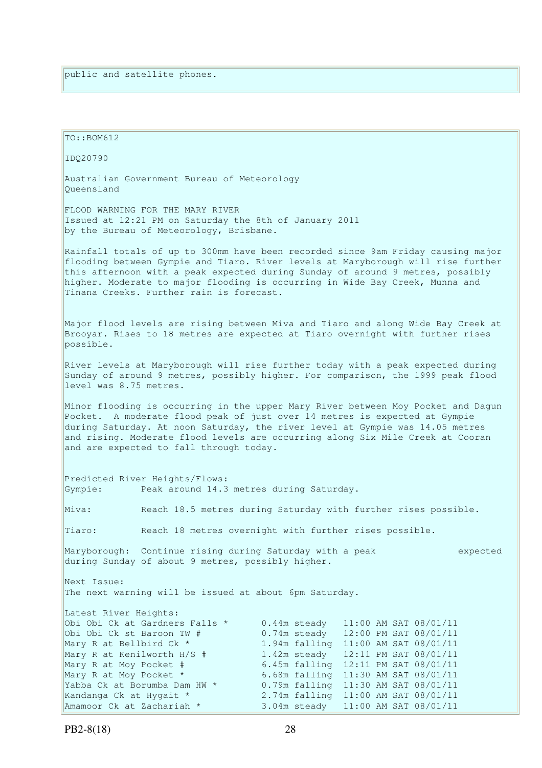public and satellite phones.

TO::BOM612

IDQ20790

Australian Government Bureau of Meteorology
Queensland

FLOOD WARNING FOR THE MARY RIVER
Issued at 12:21 PM on Saturday the 8th of January 2011
by the Bureau of Meteorology, Brisbane.

Rainfall totals of up to 300mm have been recorded since 9am Friday causing major flooding between Gympie and Tiaro. River levels at Maryborough will rise further this afternoon with a peak expected during Sunday of around 9 metres, possibly higher. Moderate to major flooding is occurring in Wide Bay Creek, Munna and Tinana Creeks. Further rain is forecast.

Major flood levels are rising between Miva and Tiaro and along Wide Bay Creek at Brooyar. Rises to 18 metres are expected at Tiaro overnight with further rises possible.

River levels at Maryborough will rise further today with a peak expected during Sunday of around 9 metres, possibly higher. For comparison, the 1999 peak flood level was 8.75 metres.

Minor flooding is occurring in the upper Mary River between Moy Pocket and Dagun Pocket. A moderate flood peak of just over 14 metres is expected at Gympie during Saturday. At noon Saturday, the river level at Gympie was 14.05 metres and rising. Moderate flood levels are occurring along Six Mile Creek at Cooran and are expected to fall through today.

Predicted River Heights/Flows:
Gympie: Peak around 14.3 metres during Saturday.

Miva: Reach 18.5 metres during Saturday with further rises possible.

Tiaro: Reach 18 metres overnight with further rises possible.

Maryborough: Continue rising during Saturday with a peak expected during Sunday of about 9 metres, possibly higher.

Next Issue:
The next warning will be issued at about 6pm Saturday.

Latest River Heights:

```
Obi Obi Ck at Gardners Falls *      0.44m steady   11:00 AM SAT 08/01/11
Obi Obi Ck st Baroon TW #           0.74m steady   12:00 PM SAT 08/01/11
Mary R at Bellbird Ck *             1.94m falling  11:00 AM SAT 08/01/11
Mary R at Kenilworth H/S #          1.42m steady   12:11 PM SAT 08/01/11
Mary R at Moy Pocket #              6.45m falling  12:11 PM SAT 08/01/11
Mary R at Moy Pocket *              6.68m falling  11:30 AM SAT 08/01/11
Yabba Ck at Borumba Dam HW *        0.79m falling  11:30 AM SAT 08/01/11
Kandanga Ck at Hygait *             2.74m falling  11:00 AM SAT 08/01/11
Amamoor Ck at Zachariah *           3.04m steady   11:00 AM SAT 08/01/11
```

PB2-8(18)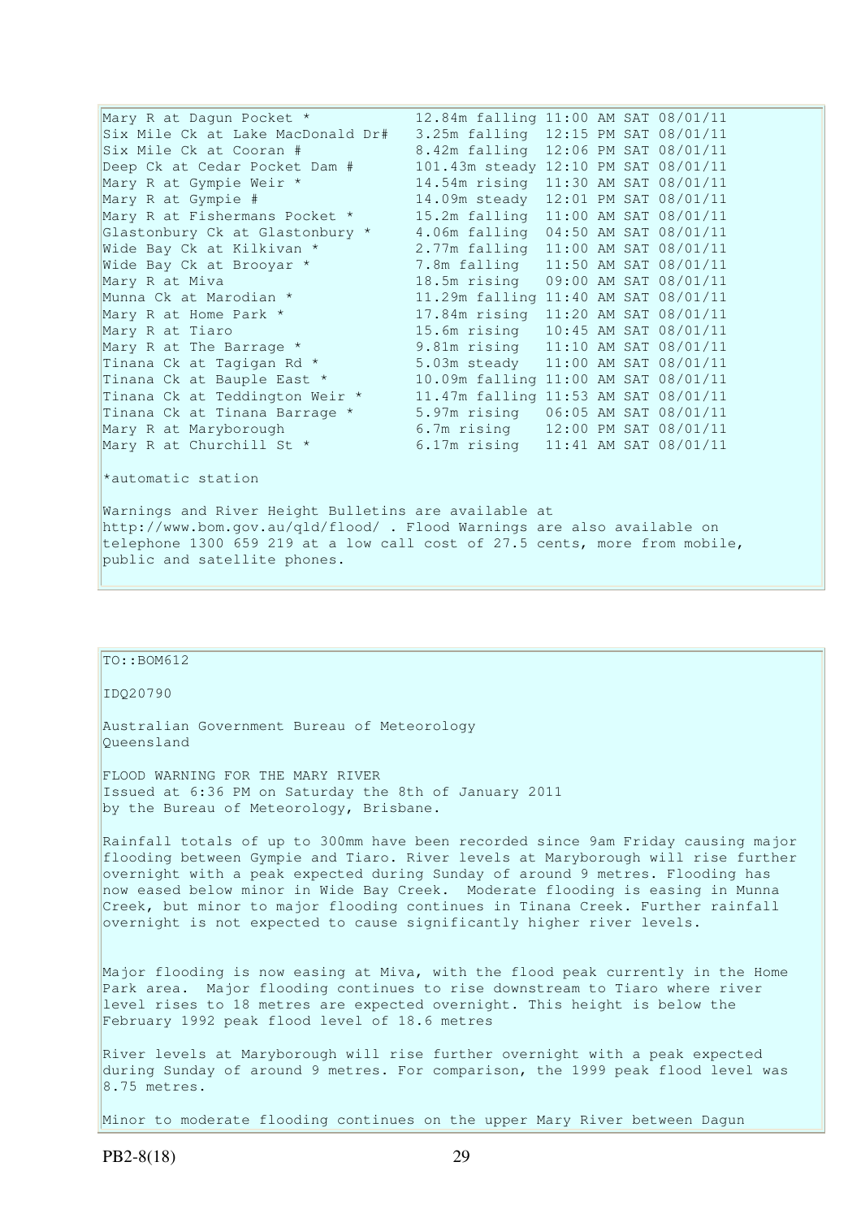| Station | Height | Time |
|---|---|---|
| Mary R at Dagun Pocket * | 12.84m falling | 11:00 AM SAT 08/01/11 |
| Six Mile Ck at Lake MacDonald Dr# | 3.25m falling | 12:15 PM SAT 08/01/11 |
| Six Mile Ck at Cooran # | 8.42m falling | 12:06 PM SAT 08/01/11 |
| Deep Ck at Cedar Pocket Dam # | 101.43m steady | 12:10 PM SAT 08/01/11 |
| Mary R at Gympie Weir * | 14.54m rising | 11:30 AM SAT 08/01/11 |
| Mary R at Gympie # | 14.09m steady | 12:01 PM SAT 08/01/11 |
| Mary R at Fishermans Pocket * | 15.2m falling | 11:00 AM SAT 08/01/11 |
| Glastonbury Ck at Glastonbury * | 4.06m falling | 04:50 AM SAT 08/01/11 |
| Wide Bay Ck at Kilkivan * | 2.77m falling | 11:00 AM SAT 08/01/11 |
| Wide Bay Ck at Brooyar * | 7.8m falling | 11:50 AM SAT 08/01/11 |
| Mary R at Miva | 18.5m rising | 09:00 AM SAT 08/01/11 |
| Munna Ck at Marodian * | 11.29m falling | 11:40 AM SAT 08/01/11 |
| Mary R at Home Park * | 17.84m rising | 11:20 AM SAT 08/01/11 |
| Mary R at Tiaro | 15.6m rising | 10:45 AM SAT 08/01/11 |
| Mary R at The Barrage * | 9.81m rising | 11:10 AM SAT 08/01/11 |
| Tinana Ck at Tagigan Rd * | 5.03m steady | 11:00 AM SAT 08/01/11 |
| Tinana Ck at Bauple East * | 10.09m falling | 11:00 AM SAT 08/01/11 |
| Tinana Ck at Teddington Weir * | 11.47m falling | 11:53 AM SAT 08/01/11 |
| Tinana Ck at Tinana Barrage * | 5.97m rising | 06:05 AM SAT 08/01/11 |
| Mary R at Maryborough | 6.7m rising | 12:00 PM SAT 08/01/11 |
| Mary R at Churchill St * | 6.17m rising | 11:41 AM SAT 08/01/11 |

*automatic station

Warnings and River Height Bulletins are available at http://www.bom.gov.au/qld/flood/ . Flood Warnings are also available on telephone 1300 659 219 at a low call cost of 27.5 cents, more from mobile, public and satellite phones.

---

TO::BOM612

IDQ20790

Australian Government Bureau of Meteorology
Queensland

FLOOD WARNING FOR THE MARY RIVER
Issued at 6:36 PM on Saturday the 8th of January 2011
by the Bureau of Meteorology, Brisbane.

Rainfall totals of up to 300mm have been recorded since 9am Friday causing major flooding between Gympie and Tiaro. River levels at Maryborough will rise further overnight with a peak expected during Sunday of around 9 metres. Flooding has now eased below minor in Wide Bay Creek. Moderate flooding is easing in Munna Creek, but minor to major flooding continues in Tinana Creek. Further rainfall overnight is not expected to cause significantly higher river levels.

Major flooding is now easing at Miva, with the flood peak currently in the Home Park area. Major flooding continues to rise downstream to Tiaro where river level rises to 18 metres are expected overnight. This height is below the February 1992 peak flood level of 18.6 metres

River levels at Maryborough will rise further overnight with a peak expected during Sunday of around 9 metres. For comparison, the 1999 peak flood level was 8.75 metres.

Minor to moderate flooding continues on the upper Mary River between Dagun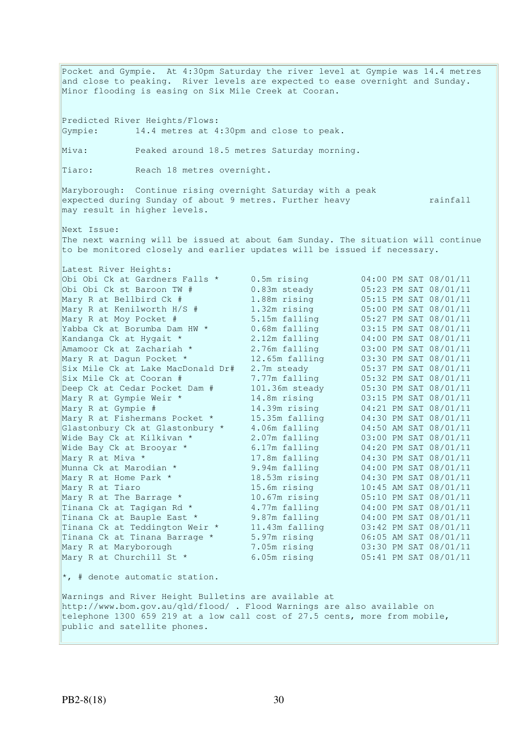Pocket and Gympie. At 4:30pm Saturday the river level at Gympie was 14.4 metres and close to peaking. River levels are expected to ease overnight and Sunday. Minor flooding is easing on Six Mile Creek at Cooran.

Predicted River Heights/Flows:

Gympie: 14.4 metres at 4:30pm and close to peak.

Miva: Peaked around 18.5 metres Saturday morning.

Tiaro: Reach 18 metres overnight.

Maryborough: Continue rising overnight Saturday with a peak expected during Sunday of about 9 metres. Further heavy rainfall may result in higher levels.

Next Issue:
The next warning will be issued at about 6am Sunday. The situation will continue to be monitored closely and earlier updates will be issued if necessary.

Latest River Heights:

| Station | Height | Time |
|---|---|---|
| Obi Obi Ck at Gardners Falls * | 0.5m rising | 04:00 PM SAT 08/01/11 |
| Obi Obi Ck st Baroon TW # | 0.83m steady | 05:23 PM SAT 08/01/11 |
| Mary R at Bellbird Ck # | 1.88m rising | 05:15 PM SAT 08/01/11 |
| Mary R at Kenilworth H/S # | 1.32m rising | 05:00 PM SAT 08/01/11 |
| Mary R at Moy Pocket # | 5.15m falling | 05:27 PM SAT 08/01/11 |
| Yabba Ck at Borumba Dam HW * | 0.68m falling | 03:15 PM SAT 08/01/11 |
| Kandanga Ck at Hygait * | 2.12m falling | 04:00 PM SAT 08/01/11 |
| Amamoor Ck at Zachariah * | 2.76m falling | 03:00 PM SAT 08/01/11 |
| Mary R at Dagun Pocket * | 12.65m falling | 03:30 PM SAT 08/01/11 |
| Six Mile Ck at Lake MacDonald Dr# | 2.7m steady | 05:37 PM SAT 08/01/11 |
| Six Mile Ck at Cooran # | 7.77m falling | 05:32 PM SAT 08/01/11 |
| Deep Ck at Cedar Pocket Dam # | 101.36m steady | 05:30 PM SAT 08/01/11 |
| Mary R at Gympie Weir * | 14.8m rising | 03:15 PM SAT 08/01/11 |
| Mary R at Gympie # | 14.39m rising | 04:21 PM SAT 08/01/11 |
| Mary R at Fishermans Pocket * | 15.35m falling | 04:30 PM SAT 08/01/11 |
| Glastonbury Ck at Glastonbury * | 4.06m falling | 04:50 AM SAT 08/01/11 |
| Wide Bay Ck at Kilkivan * | 2.07m falling | 03:00 PM SAT 08/01/11 |
| Wide Bay Ck at Brooyar * | 6.17m falling | 04:20 PM SAT 08/01/11 |
| Mary R at Miva * | 17.8m falling | 04:30 PM SAT 08/01/11 |
| Munna Ck at Marodian * | 9.94m falling | 04:00 PM SAT 08/01/11 |
| Mary R at Home Park * | 18.53m rising | 04:30 PM SAT 08/01/11 |
| Mary R at Tiaro | 15.6m rising | 10:45 AM SAT 08/01/11 |
| Mary R at The Barrage * | 10.67m rising | 05:10 PM SAT 08/01/11 |
| Tinana Ck at Tagigan Rd * | 4.77m falling | 04:00 PM SAT 08/01/11 |
| Tinana Ck at Bauple East * | 9.87m falling | 04:00 PM SAT 08/01/11 |
| Tinana Ck at Teddington Weir * | 11.43m falling | 03:42 PM SAT 08/01/11 |
| Tinana Ck at Tinana Barrage * | 5.97m rising | 06:05 AM SAT 08/01/11 |
| Mary R at Maryborough | 7.05m rising | 03:30 PM SAT 08/01/11 |
| Mary R at Churchill St * | 6.05m rising | 05:41 PM SAT 08/01/11 |

*, # denote automatic station.

Warnings and River Height Bulletins are available at http://www.bom.gov.au/qld/flood/ . Flood Warnings are also available on telephone 1300 659 219 at a low call cost of 27.5 cents, more from mobile, public and satellite phones.

PB2-8(18)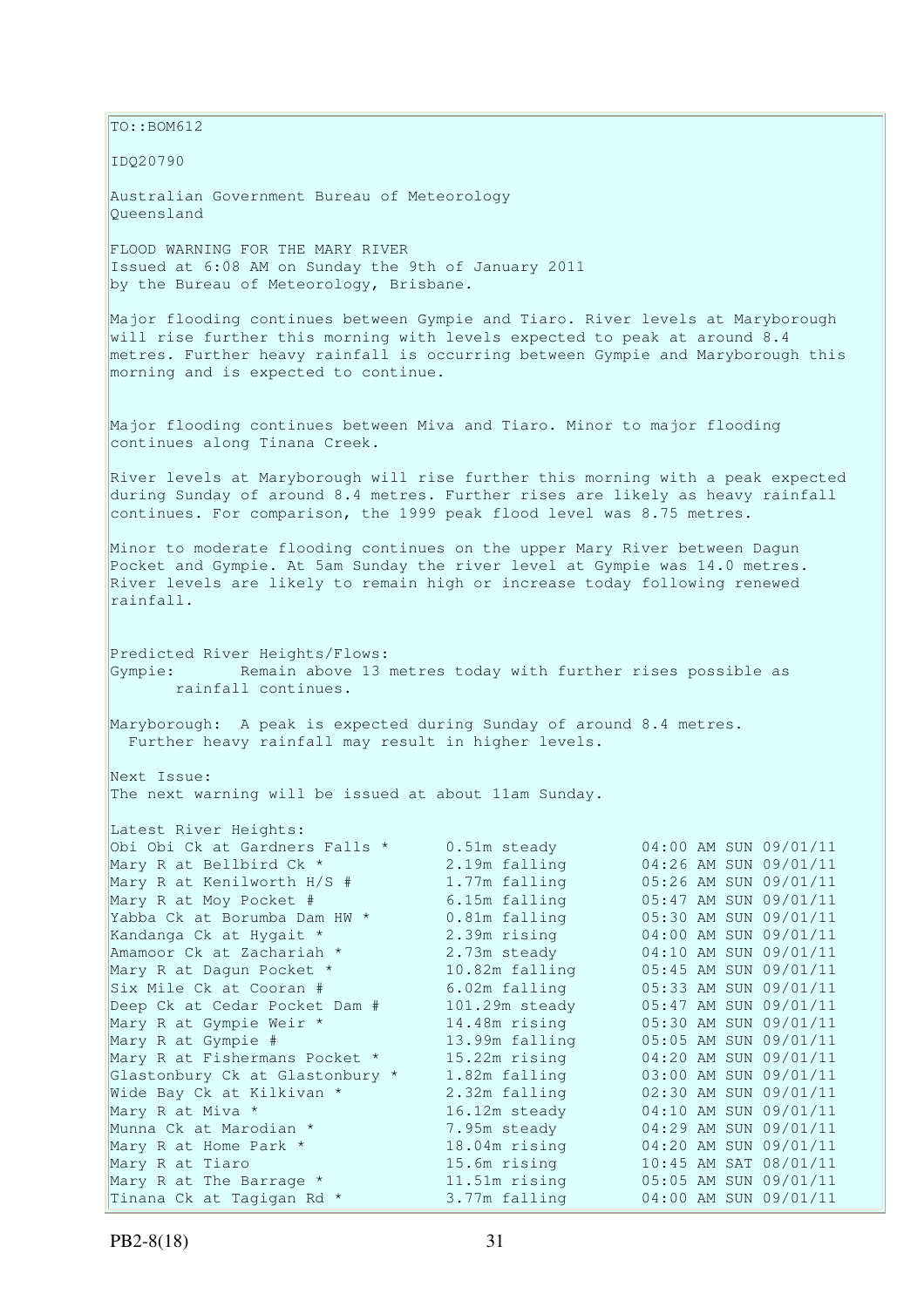TO::BOM612

IDQ20790

Australian Government Bureau of Meteorology
Queensland

FLOOD WARNING FOR THE MARY RIVER
Issued at 6:08 AM on Sunday the 9th of January 2011
by the Bureau of Meteorology, Brisbane.

Major flooding continues between Gympie and Tiaro. River levels at Maryborough will rise further this morning with levels expected to peak at around 8.4 metres. Further heavy rainfall is occurring between Gympie and Maryborough this morning and is expected to continue.

Major flooding continues between Miva and Tiaro. Minor to major flooding continues along Tinana Creek.

River levels at Maryborough will rise further this morning with a peak expected during Sunday of around 8.4 metres. Further rises are likely as heavy rainfall continues. For comparison, the 1999 peak flood level was 8.75 metres.

Minor to moderate flooding continues on the upper Mary River between Dagun Pocket and Gympie. At 5am Sunday the river level at Gympie was 14.0 metres. River levels are likely to remain high or increase today following renewed rainfall.

Predicted River Heights/Flows:
Gympie: Remain above 13 metres today with further rises possible as rainfall continues.

Maryborough: A peak is expected during Sunday of around 8.4 metres. Further heavy rainfall may result in higher levels.

Next Issue:
The next warning will be issued at about 11am Sunday.

Latest River Heights:

| Location | Height | Time |
|---|---|---|
| Obi Obi Ck at Gardners Falls * | 0.51m steady | 04:00 AM SUN 09/01/11 |
| Mary R at Bellbird Ck * | 2.19m falling | 04:26 AM SUN 09/01/11 |
| Mary R at Kenilworth H/S # | 1.77m falling | 05:26 AM SUN 09/01/11 |
| Mary R at Moy Pocket # | 6.15m falling | 05:47 AM SUN 09/01/11 |
| Yabba Ck at Borumba Dam HW * | 0.81m falling | 05:30 AM SUN 09/01/11 |
| Kandanga Ck at Hygait * | 2.39m rising | 04:00 AM SUN 09/01/11 |
| Amamoor Ck at Zachariah * | 2.73m steady | 04:10 AM SUN 09/01/11 |
| Mary R at Dagun Pocket * | 10.82m falling | 05:45 AM SUN 09/01/11 |
| Six Mile Ck at Cooran # | 6.02m falling | 05:33 AM SUN 09/01/11 |
| Deep Ck at Cedar Pocket Dam # | 101.29m steady | 05:47 AM SUN 09/01/11 |
| Mary R at Gympie Weir * | 14.48m rising | 05:30 AM SUN 09/01/11 |
| Mary R at Gympie # | 13.99m falling | 05:05 AM SUN 09/01/11 |
| Mary R at Fishermans Pocket * | 15.22m rising | 04:20 AM SUN 09/01/11 |
| Glastonbury Ck at Glastonbury * | 1.82m falling | 03:00 AM SUN 09/01/11 |
| Wide Bay Ck at Kilkivan * | 2.32m falling | 02:30 AM SUN 09/01/11 |
| Mary R at Miva * | 16.12m steady | 04:10 AM SUN 09/01/11 |
| Munna Ck at Marodian * | 7.95m steady | 04:29 AM SUN 09/01/11 |
| Mary R at Home Park * | 18.04m rising | 04:20 AM SUN 09/01/11 |
| Mary R at Tiaro | 15.6m rising | 10:45 AM SAT 08/01/11 |
| Mary R at The Barrage * | 11.51m rising | 05:05 AM SUN 09/01/11 |
| Tinana Ck at Tagigan Rd * | 3.77m falling | 04:00 AM SUN 09/01/11 |

PB2-8(18)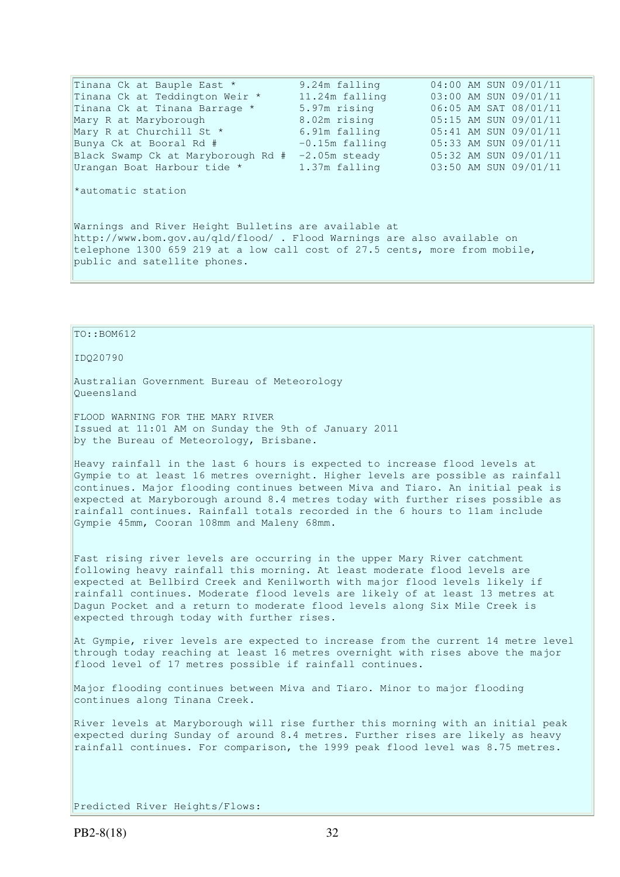| | | |
|---|---|---|
| Tinana Ck at Bauple East * | 9.24m falling | 04:00 AM SUN 09/01/11 |
| Tinana Ck at Teddington Weir * | 11.24m falling | 03:00 AM SUN 09/01/11 |
| Tinana Ck at Tinana Barrage * | 5.97m rising | 06:05 AM SAT 08/01/11 |
| Mary R at Maryborough | 8.02m rising | 05:15 AM SUN 09/01/11 |
| Mary R at Churchill St * | 6.91m falling | 05:41 AM SUN 09/01/11 |
| Bunya Ck at Booral Rd # | -0.15m falling | 05:33 AM SUN 09/01/11 |
| Black Swamp Ck at Maryborough Rd # | -2.05m steady | 05:32 AM SUN 09/01/11 |
| Urangan Boat Harbour tide * | 1.37m falling | 03:50 AM SUN 09/01/11 |

*automatic station

Warnings and River Height Bulletins are available at http://www.bom.gov.au/qld/flood/ . Flood Warnings are also available on telephone 1300 659 219 at a low call cost of 27.5 cents, more from mobile, public and satellite phones.

TO::BOM612

IDQ20790

Australian Government Bureau of Meteorology
Queensland

FLOOD WARNING FOR THE MARY RIVER
Issued at 11:01 AM on Sunday the 9th of January 2011
by the Bureau of Meteorology, Brisbane.

Heavy rainfall in the last 6 hours is expected to increase flood levels at Gympie to at least 16 metres overnight. Higher levels are possible as rainfall continues. Major flooding continues between Miva and Tiaro. An initial peak is expected at Maryborough around 8.4 metres today with further rises possible as rainfall continues. Rainfall totals recorded in the 6 hours to 11am include Gympie 45mm, Cooran 108mm and Maleny 68mm.

Fast rising river levels are occurring in the upper Mary River catchment following heavy rainfall this morning. At least moderate flood levels are expected at Bellbird Creek and Kenilworth with major flood levels likely if rainfall continues. Moderate flood levels are likely of at least 13 metres at Dagun Pocket and a return to moderate flood levels along Six Mile Creek is expected through today with further rises.

At Gympie, river levels are expected to increase from the current 14 metre level through today reaching at least 16 metres overnight with rises above the major flood level of 17 metres possible if rainfall continues.

Major flooding continues between Miva and Tiaro. Minor to major flooding continues along Tinana Creek.

River levels at Maryborough will rise further this morning with an initial peak expected during Sunday of around 8.4 metres. Further rises are likely as heavy rainfall continues. For comparison, the 1999 peak flood level was 8.75 metres.

Predicted River Heights/Flows: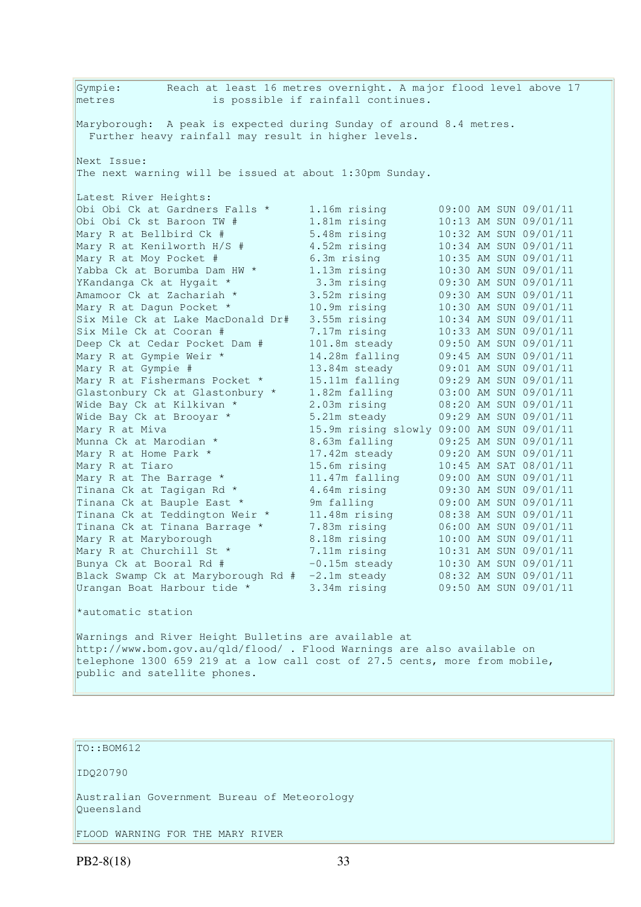Gympie: Reach at least 16 metres overnight. A major flood level above 17 metres is possible if rainfall continues.

Maryborough: A peak is expected during Sunday of around 8.4 metres. Further heavy rainfall may result in higher levels.

Next Issue:
The next warning will be issued at about 1:30pm Sunday.

Latest River Heights:

| | | |
|---|---|---|
| Obi Obi Ck at Gardners Falls * | 1.16m rising | 09:00 AM SUN 09/01/11 |
| Obi Obi Ck st Baroon TW # | 1.81m rising | 10:13 AM SUN 09/01/11 |
| Mary R at Bellbird Ck # | 5.48m rising | 10:32 AM SUN 09/01/11 |
| Mary R at Kenilworth H/S # | 4.52m rising | 10:34 AM SUN 09/01/11 |
| Mary R at Moy Pocket # | 6.3m rising | 10:35 AM SUN 09/01/11 |
| Yabba Ck at Borumba Dam HW * | 1.13m rising | 10:30 AM SUN 09/01/11 |
| YKandanga Ck at Hygait * | 3.3m rising | 09:30 AM SUN 09/01/11 |
| Amamoor Ck at Zachariah * | 3.52m rising | 09:30 AM SUN 09/01/11 |
| Mary R at Dagun Pocket * | 10.9m rising | 10:30 AM SUN 09/01/11 |
| Six Mile Ck at Lake MacDonald Dr# | 3.55m rising | 10:34 AM SUN 09/01/11 |
| Six Mile Ck at Cooran # | 7.17m rising | 10:33 AM SUN 09/01/11 |
| Deep Ck at Cedar Pocket Dam # | 101.8m steady | 09:50 AM SUN 09/01/11 |
| Mary R at Gympie Weir * | 14.28m falling | 09:45 AM SUN 09/01/11 |
| Mary R at Gympie # | 13.84m steady | 09:01 AM SUN 09/01/11 |
| Mary R at Fishermans Pocket * | 15.11m falling | 09:29 AM SUN 09/01/11 |
| Glastonbury Ck at Glastonbury * | 1.82m falling | 03:00 AM SUN 09/01/11 |
| Wide Bay Ck at Kilkivan * | 2.03m rising | 08:20 AM SUN 09/01/11 |
| Wide Bay Ck at Brooyar * | 5.21m steady | 09:29 AM SUN 09/01/11 |
| Mary R at Miva | 15.9m rising slowly | 09:00 AM SUN 09/01/11 |
| Munna Ck at Marodian * | 8.63m falling | 09:25 AM SUN 09/01/11 |
| Mary R at Home Park * | 17.42m steady | 09:20 AM SUN 09/01/11 |
| Mary R at Tiaro | 15.6m rising | 10:45 AM SAT 08/01/11 |
| Mary R at The Barrage * | 11.47m falling | 09:00 AM SUN 09/01/11 |
| Tinana Ck at Tagigan Rd * | 4.64m rising | 09:30 AM SUN 09/01/11 |
| Tinana Ck at Bauple East * | 9m falling | 09:00 AM SUN 09/01/11 |
| Tinana Ck at Teddington Weir * | 11.48m rising | 08:38 AM SUN 09/01/11 |
| Tinana Ck at Tinana Barrage * | 7.83m rising | 06:00 AM SUN 09/01/11 |
| Mary R at Maryborough | 8.18m rising | 10:00 AM SUN 09/01/11 |
| Mary R at Churchill St * | 7.11m rising | 10:31 AM SUN 09/01/11 |
| Bunya Ck at Booral Rd # | -0.15m steady | 10:30 AM SUN 09/01/11 |
| Black Swamp Ck at Maryborough Rd # | -2.1m steady | 08:32 AM SUN 09/01/11 |
| Urangan Boat Harbour tide * | 3.34m rising | 09:50 AM SUN 09/01/11 |

*automatic station

Warnings and River Height Bulletins are available at http://www.bom.gov.au/qld/flood/ . Flood Warnings are also available on telephone 1300 659 219 at a low call cost of 27.5 cents, more from mobile, public and satellite phones.

TO::BOM612

IDQ20790

Australian Government Bureau of Meteorology
Queensland

FLOOD WARNING FOR THE MARY RIVER

PB2-8(18)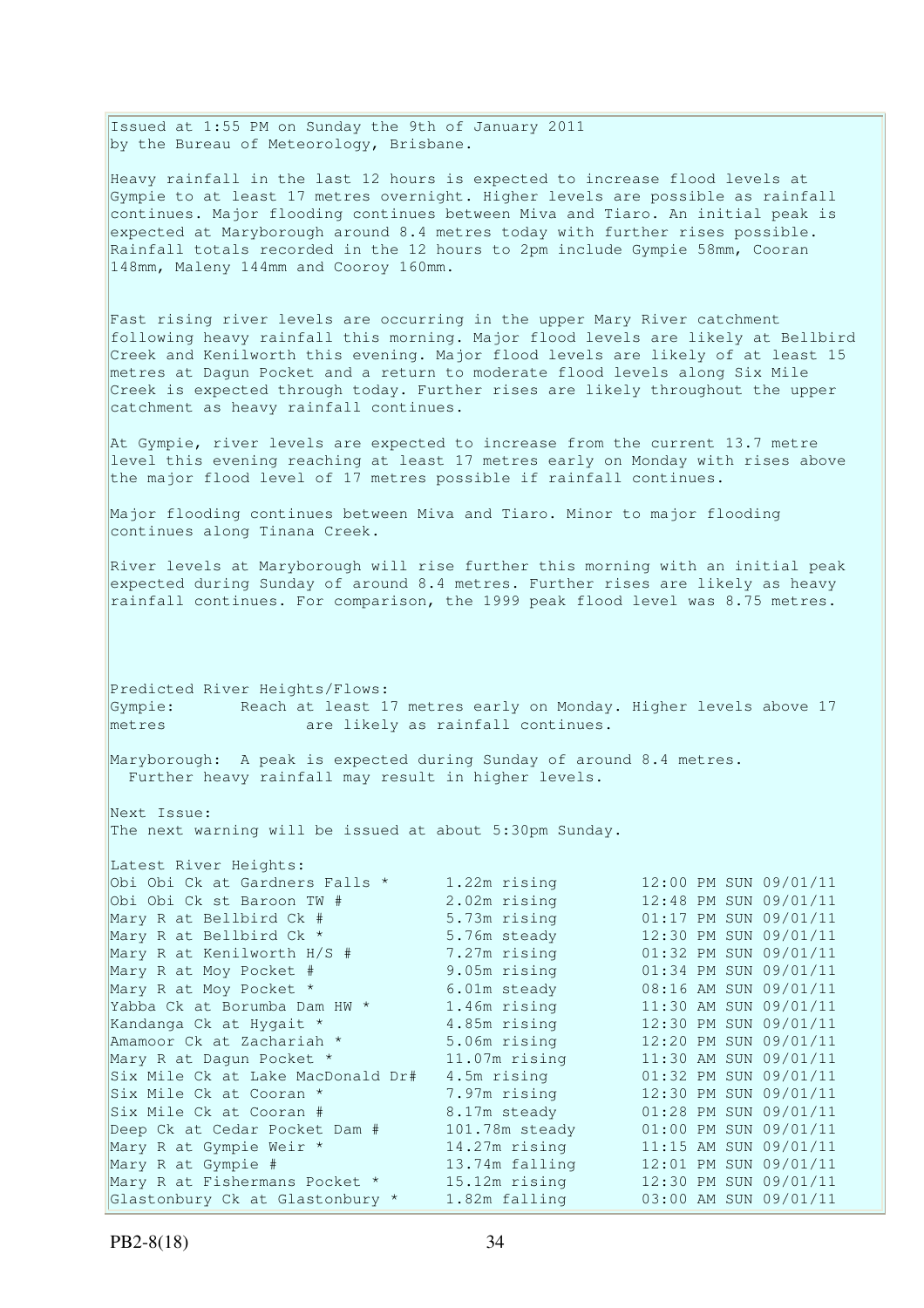Issued at 1:55 PM on Sunday the 9th of January 2011
by the Bureau of Meteorology, Brisbane.

Heavy rainfall in the last 12 hours is expected to increase flood levels at Gympie to at least 17 metres overnight. Higher levels are possible as rainfall continues. Major flooding continues between Miva and Tiaro. An initial peak is expected at Maryborough around 8.4 metres today with further rises possible. Rainfall totals recorded in the 12 hours to 2pm include Gympie 58mm, Cooran 148mm, Maleny 144mm and Cooroy 160mm.

Fast rising river levels are occurring in the upper Mary River catchment following heavy rainfall this morning. Major flood levels are likely at Bellbird Creek and Kenilworth this evening. Major flood levels are likely of at least 15 metres at Dagun Pocket and a return to moderate flood levels along Six Mile Creek is expected through today. Further rises are likely throughout the upper catchment as heavy rainfall continues.

At Gympie, river levels are expected to increase from the current 13.7 metre level this evening reaching at least 17 metres early on Monday with rises above the major flood level of 17 metres possible if rainfall continues.

Major flooding continues between Miva and Tiaro. Minor to major flooding continues along Tinana Creek.

River levels at Maryborough will rise further this morning with an initial peak expected during Sunday of around 8.4 metres. Further rises are likely as heavy rainfall continues. For comparison, the 1999 peak flood level was 8.75 metres.

Predicted River Heights/Flows:
Gympie: Reach at least 17 metres early on Monday. Higher levels above 17 metres are likely as rainfall continues.

Maryborough: A peak is expected during Sunday of around 8.4 metres. Further heavy rainfall may result in higher levels.

Next Issue:
The next warning will be issued at about 5:30pm Sunday.

Latest River Heights:

| Location | Height | Time |
|---|---|---|
| Obi Obi Ck at Gardners Falls * | 1.22m rising | 12:00 PM SUN 09/01/11 |
| Obi Obi Ck st Baroon TW # | 2.02m rising | 12:48 PM SUN 09/01/11 |
| Mary R at Bellbird Ck # | 5.73m rising | 01:17 PM SUN 09/01/11 |
| Mary R at Bellbird Ck * | 5.76m steady | 12:30 PM SUN 09/01/11 |
| Mary R at Kenilworth H/S # | 7.27m rising | 01:32 PM SUN 09/01/11 |
| Mary R at Moy Pocket # | 9.05m rising | 01:34 PM SUN 09/01/11 |
| Mary R at Moy Pocket * | 6.01m steady | 08:16 AM SUN 09/01/11 |
| Yabba Ck at Borumba Dam HW * | 1.46m rising | 11:30 AM SUN 09/01/11 |
| Kandanga Ck at Hygait * | 4.85m rising | 12:30 PM SUN 09/01/11 |
| Amamoor Ck at Zachariah * | 5.06m rising | 12:20 PM SUN 09/01/11 |
| Mary R at Dagun Pocket * | 11.07m rising | 11:30 AM SUN 09/01/11 |
| Six Mile Ck at Lake MacDonald Dr# | 4.5m rising | 01:32 PM SUN 09/01/11 |
| Six Mile Ck at Cooran * | 7.97m rising | 12:30 PM SUN 09/01/11 |
| Six Mile Ck at Cooran # | 8.17m steady | 01:28 PM SUN 09/01/11 |
| Deep Ck at Cedar Pocket Dam # | 101.78m steady | 01:00 PM SUN 09/01/11 |
| Mary R at Gympie Weir * | 14.27m rising | 11:15 AM SUN 09/01/11 |
| Mary R at Gympie # | 13.74m falling | 12:01 PM SUN 09/01/11 |
| Mary R at Fishermans Pocket * | 15.12m rising | 12:30 PM SUN 09/01/11 |
| Glastonbury Ck at Glastonbury * | 1.82m falling | 03:00 AM SUN 09/01/11 |

PB2-8(18)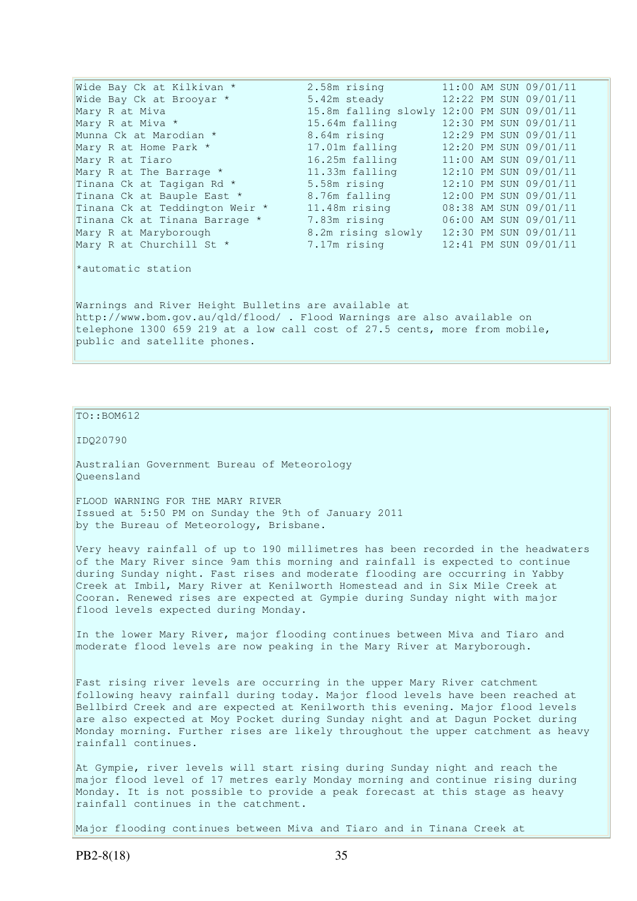| | | |
|---|---|---|
| Wide Bay Ck at Kilkivan * | 2.58m rising | 11:00 AM SUN 09/01/11 |
| Wide Bay Ck at Brooyar * | 5.42m steady | 12:22 PM SUN 09/01/11 |
| Mary R at Miva | 15.8m falling slowly | 12:00 PM SUN 09/01/11 |
| Mary R at Miva * | 15.64m falling | 12:30 PM SUN 09/01/11 |
| Munna Ck at Marodian * | 8.64m rising | 12:29 PM SUN 09/01/11 |
| Mary R at Home Park * | 17.01m falling | 12:20 PM SUN 09/01/11 |
| Mary R at Tiaro | 16.25m falling | 11:00 AM SUN 09/01/11 |
| Mary R at The Barrage * | 11.33m falling | 12:10 PM SUN 09/01/11 |
| Tinana Ck at Tagigan Rd * | 5.58m rising | 12:10 PM SUN 09/01/11 |
| Tinana Ck at Bauple East * | 8.76m falling | 12:00 PM SUN 09/01/11 |
| Tinana Ck at Teddington Weir * | 11.48m rising | 08:38 AM SUN 09/01/11 |
| Tinana Ck at Tinana Barrage * | 7.83m rising | 06:00 AM SUN 09/01/11 |
| Mary R at Maryborough | 8.2m rising slowly | 12:30 PM SUN 09/01/11 |
| Mary R at Churchill St * | 7.17m rising | 12:41 PM SUN 09/01/11 |

*automatic station

Warnings and River Height Bulletins are available at http://www.bom.gov.au/qld/flood/ . Flood Warnings are also available on telephone 1300 659 219 at a low call cost of 27.5 cents, more from mobile, public and satellite phones.

TO::BOM612

IDQ20790

Australian Government Bureau of Meteorology
Queensland

FLOOD WARNING FOR THE MARY RIVER
Issued at 5:50 PM on Sunday the 9th of January 2011
by the Bureau of Meteorology, Brisbane.

Very heavy rainfall of up to 190 millimetres has been recorded in the headwaters of the Mary River since 9am this morning and rainfall is expected to continue during Sunday night. Fast rises and moderate flooding are occurring in Yabby Creek at Imbil, Mary River at Kenilworth Homestead and in Six Mile Creek at Cooran. Renewed rises are expected at Gympie during Sunday night with major flood levels expected during Monday.

In the lower Mary River, major flooding continues between Miva and Tiaro and moderate flood levels are now peaking in the Mary River at Maryborough.

Fast rising river levels are occurring in the upper Mary River catchment following heavy rainfall during today. Major flood levels have been reached at Bellbird Creek and are expected at Kenilworth this evening. Major flood levels are also expected at Moy Pocket during Sunday night and at Dagun Pocket during Monday morning. Further rises are likely throughout the upper catchment as heavy rainfall continues.

At Gympie, river levels will start rising during Sunday night and reach the major flood level of 17 metres early Monday morning and continue rising during Monday. It is not possible to provide a peak forecast at this stage as heavy rainfall continues in the catchment.

Major flooding continues between Miva and Tiaro and in Tinana Creek at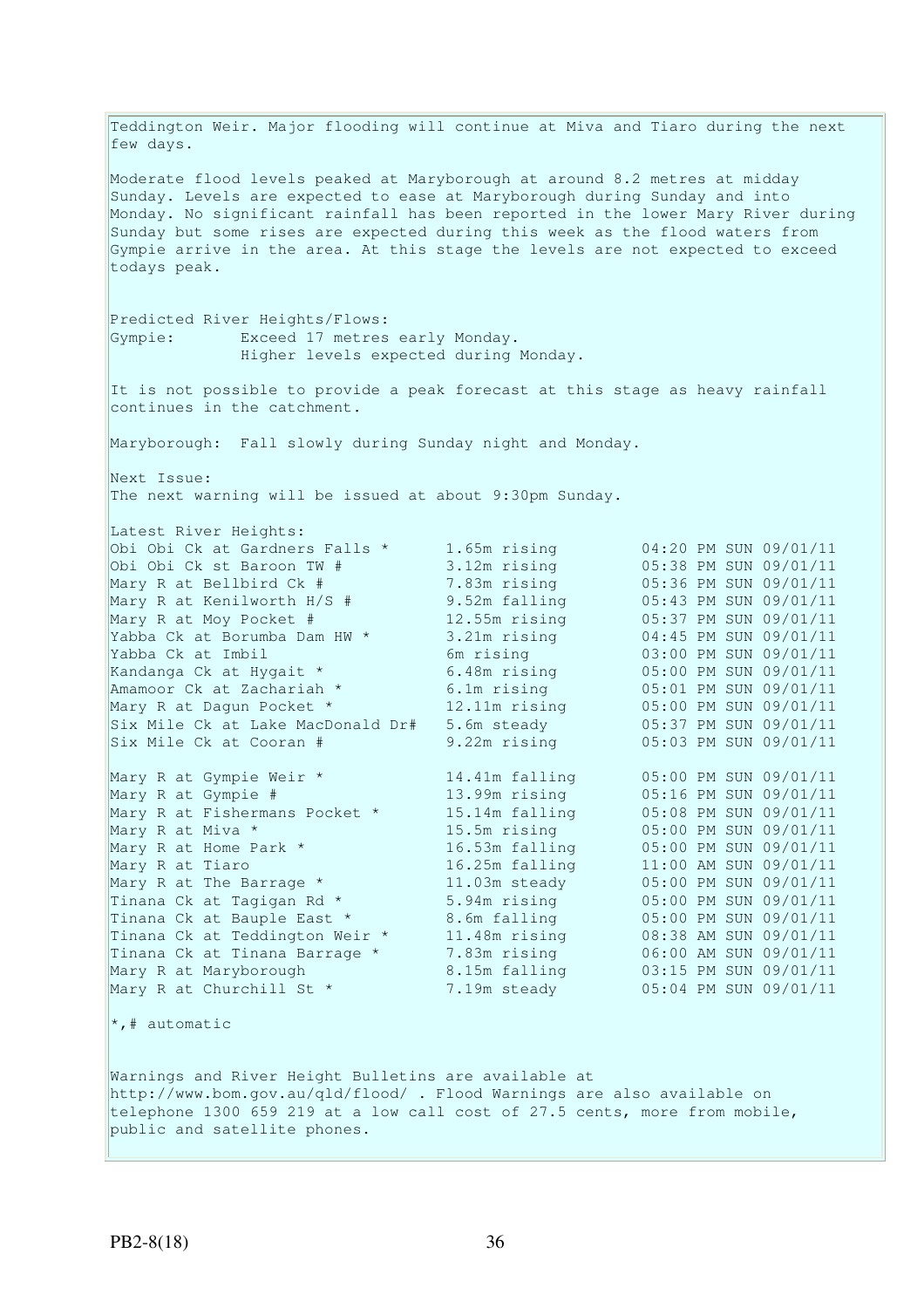Teddington Weir. Major flooding will continue at Miva and Tiaro during the next few days.

Moderate flood levels peaked at Maryborough at around 8.2 metres at midday Sunday. Levels are expected to ease at Maryborough during Sunday and into Monday. No significant rainfall has been reported in the lower Mary River during Sunday but some rises are expected during this week as the flood waters from Gympie arrive in the area. At this stage the levels are not expected to exceed todays peak.

Predicted River Heights/Flows:
Gympie: Exceed 17 metres early Monday.
Higher levels expected during Monday.

It is not possible to provide a peak forecast at this stage as heavy rainfall continues in the catchment.

Maryborough: Fall slowly during Sunday night and Monday.

Next Issue:
The next warning will be issued at about 9:30pm Sunday.

Latest River Heights:

| Location | Height | Time |
|---|---|---|
| Obi Obi Ck at Gardners Falls * | 1.65m rising | 04:20 PM SUN 09/01/11 |
| Obi Obi Ck st Baroon TW # | 3.12m rising | 05:38 PM SUN 09/01/11 |
| Mary R at Bellbird Ck # | 7.83m rising | 05:36 PM SUN 09/01/11 |
| Mary R at Kenilworth H/S # | 9.52m falling | 05:43 PM SUN 09/01/11 |
| Mary R at Moy Pocket # | 12.55m rising | 05:37 PM SUN 09/01/11 |
| Yabba Ck at Borumba Dam HW * | 3.21m rising | 04:45 PM SUN 09/01/11 |
| Yabba Ck at Imbil | 6m rising | 03:00 PM SUN 09/01/11 |
| Kandanga Ck at Hygait * | 6.48m rising | 05:00 PM SUN 09/01/11 |
| Amamoor Ck at Zachariah * | 6.1m rising | 05:01 PM SUN 09/01/11 |
| Mary R at Dagun Pocket * | 12.11m rising | 05:00 PM SUN 09/01/11 |
| Six Mile Ck at Lake MacDonald Dr# | 5.6m steady | 05:37 PM SUN 09/01/11 |
| Six Mile Ck at Cooran # | 9.22m rising | 05:03 PM SUN 09/01/11 |
| Mary R at Gympie Weir * | 14.41m falling | 05:00 PM SUN 09/01/11 |
| Mary R at Gympie # | 13.99m rising | 05:16 PM SUN 09/01/11 |
| Mary R at Fishermans Pocket * | 15.14m falling | 05:08 PM SUN 09/01/11 |
| Mary R at Miva * | 15.5m rising | 05:00 PM SUN 09/01/11 |
| Mary R at Home Park * | 16.53m falling | 05:00 PM SUN 09/01/11 |
| Mary R at Tiaro | 16.25m falling | 11:00 AM SUN 09/01/11 |
| Mary R at The Barrage * | 11.03m steady | 05:00 PM SUN 09/01/11 |
| Tinana Ck at Tagigan Rd * | 5.94m rising | 05:00 PM SUN 09/01/11 |
| Tinana Ck at Bauple East * | 8.6m falling | 05:00 PM SUN 09/01/11 |
| Tinana Ck at Teddington Weir * | 11.48m rising | 08:38 AM SUN 09/01/11 |
| Tinana Ck at Tinana Barrage * | 7.83m rising | 06:00 AM SUN 09/01/11 |
| Mary R at Maryborough | 8.15m falling | 03:15 PM SUN 09/01/11 |
| Mary R at Churchill St * | 7.19m steady | 05:04 PM SUN 09/01/11 |

*,# automatic

Warnings and River Height Bulletins are available at http://www.bom.gov.au/qld/flood/ . Flood Warnings are also available on telephone 1300 659 219 at a low call cost of 27.5 cents, more from mobile, public and satellite phones.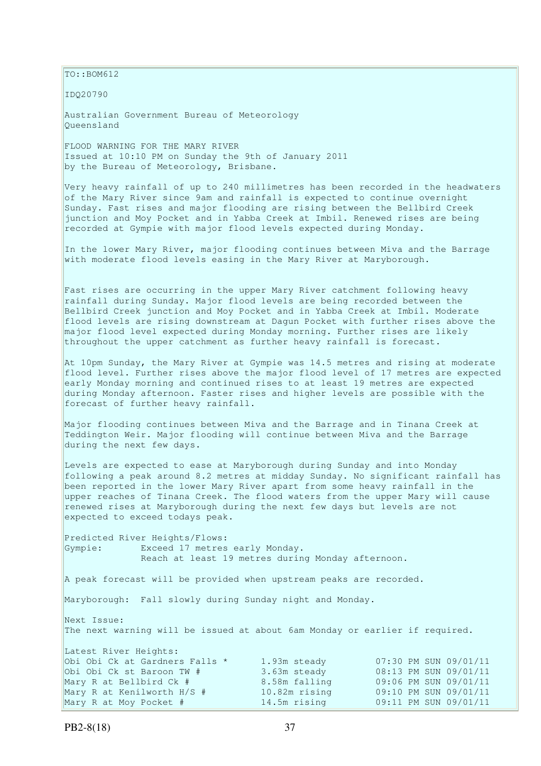TO::BOM612

IDQ20790

Australian Government Bureau of Meteorology
Queensland

FLOOD WARNING FOR THE MARY RIVER
Issued at 10:10 PM on Sunday the 9th of January 2011
by the Bureau of Meteorology, Brisbane.

Very heavy rainfall of up to 240 millimetres has been recorded in the headwaters of the Mary River since 9am and rainfall is expected to continue overnight Sunday. Fast rises and major flooding are rising between the Bellbird Creek junction and Moy Pocket and in Yabba Creek at Imbil. Renewed rises are being recorded at Gympie with major flood levels expected during Monday.

In the lower Mary River, major flooding continues between Miva and the Barrage with moderate flood levels easing in the Mary River at Maryborough.

Fast rises are occurring in the upper Mary River catchment following heavy rainfall during Sunday. Major flood levels are being recorded between the Bellbird Creek junction and Moy Pocket and in Yabba Creek at Imbil. Moderate flood levels are rising downstream at Dagun Pocket with further rises above the major flood level expected during Monday morning. Further rises are likely throughout the upper catchment as further heavy rainfall is forecast.

At 10pm Sunday, the Mary River at Gympie was 14.5 metres and rising at moderate flood level. Further rises above the major flood level of 17 metres are expected early Monday morning and continued rises to at least 19 metres are expected during Monday afternoon. Faster rises and higher levels are possible with the forecast of further heavy rainfall.

Major flooding continues between Miva and the Barrage and in Tinana Creek at Teddington Weir. Major flooding will continue between Miva and the Barrage during the next few days.

Levels are expected to ease at Maryborough during Sunday and into Monday following a peak around 8.2 metres at midday Sunday. No significant rainfall has been reported in the lower Mary River apart from some heavy rainfall in the upper reaches of Tinana Creek. The flood waters from the upper Mary will cause renewed rises at Maryborough during the next few days but levels are not expected to exceed todays peak.

Predicted River Heights/Flows:
Gympie: Exceed 17 metres early Monday.
Reach at least 19 metres during Monday afternoon.

A peak forecast will be provided when upstream peaks are recorded.

Maryborough: Fall slowly during Sunday night and Monday.

Next Issue:
The next warning will be issued at about 6am Monday or earlier if required.

Latest River Heights:

| | | |
|---|---|---|
| Obi Obi Ck at Gardners Falls * | 1.93m steady | 07:30 PM SUN 09/01/11 |
| Obi Obi Ck st Baroon TW # | 3.63m steady | 08:13 PM SUN 09/01/11 |
| Mary R at Bellbird Ck # | 8.58m falling | 09:06 PM SUN 09/01/11 |
| Mary R at Kenilworth H/S # | 10.82m rising | 09:10 PM SUN 09/01/11 |
| Mary R at Moy Pocket # | 14.5m rising | 09:11 PM SUN 09/01/11 |

PB2-8(18)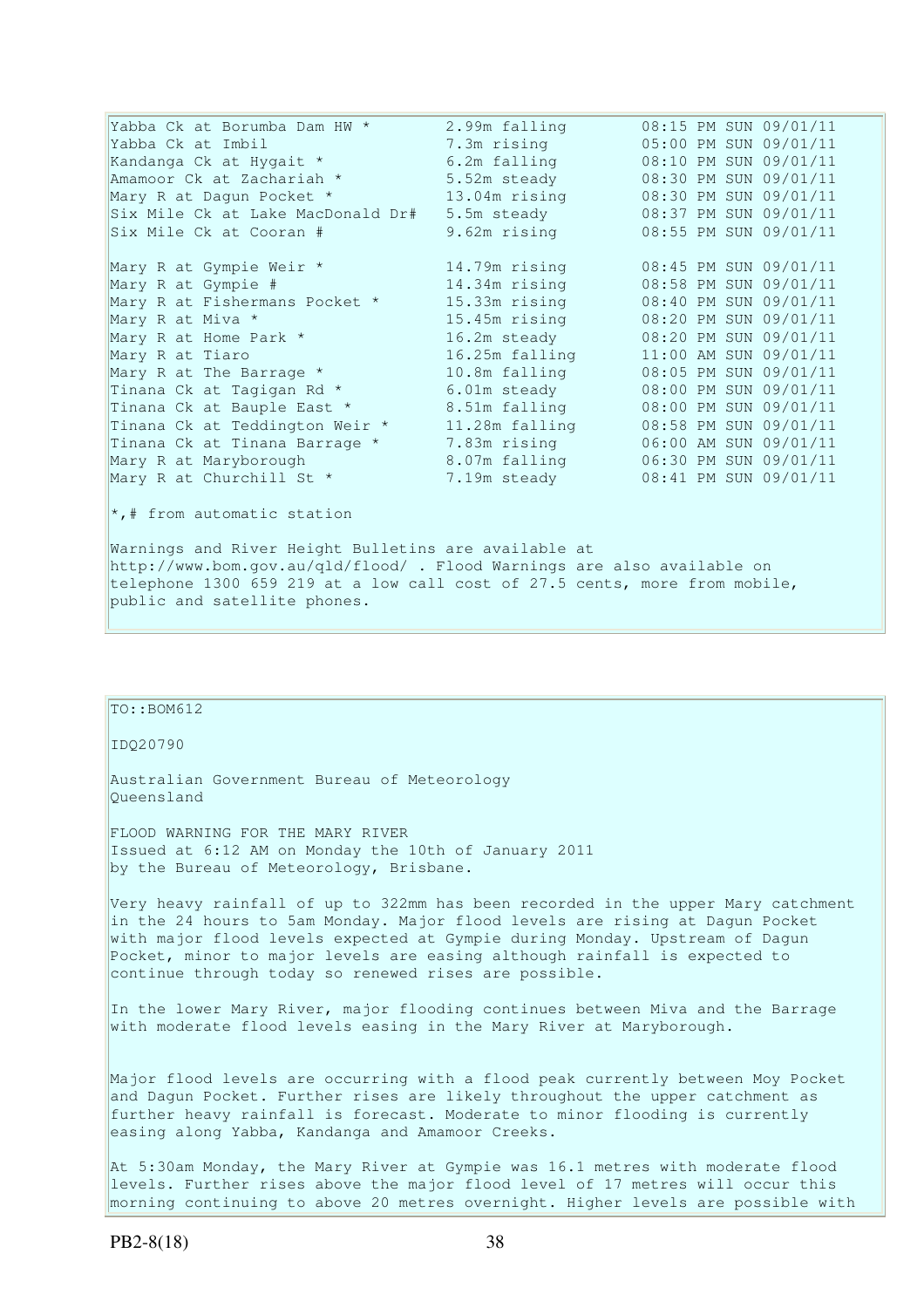| | | |
|---|---|---|
| Yabba Ck at Borumba Dam HW * | 2.99m falling | 08:15 PM SUN 09/01/11 |
| Yabba Ck at Imbil | 7.3m rising | 05:00 PM SUN 09/01/11 |
| Kandanga Ck at Hygait * | 6.2m falling | 08:10 PM SUN 09/01/11 |
| Amamoor Ck at Zachariah * | 5.52m steady | 08:30 PM SUN 09/01/11 |
| Mary R at Dagun Pocket * | 13.04m rising | 08:30 PM SUN 09/01/11 |
| Six Mile Ck at Lake MacDonald Dr# | 5.5m steady | 08:37 PM SUN 09/01/11 |
| Six Mile Ck at Cooran # | 9.62m rising | 08:55 PM SUN 09/01/11 |
| Mary R at Gympie Weir * | 14.79m rising | 08:45 PM SUN 09/01/11 |
| Mary R at Gympie # | 14.34m rising | 08:58 PM SUN 09/01/11 |
| Mary R at Fishermans Pocket * | 15.33m rising | 08:40 PM SUN 09/01/11 |
| Mary R at Miva * | 15.45m rising | 08:20 PM SUN 09/01/11 |
| Mary R at Home Park * | 16.2m steady | 08:20 PM SUN 09/01/11 |
| Mary R at Tiaro | 16.25m falling | 11:00 AM SUN 09/01/11 |
| Mary R at The Barrage * | 10.8m falling | 08:05 PM SUN 09/01/11 |
| Tinana Ck at Tagigan Rd * | 6.01m steady | 08:00 PM SUN 09/01/11 |
| Tinana Ck at Bauple East * | 8.51m falling | 08:00 PM SUN 09/01/11 |
| Tinana Ck at Teddington Weir * | 11.28m falling | 08:58 PM SUN 09/01/11 |
| Tinana Ck at Tinana Barrage * | 7.83m rising | 06:00 AM SUN 09/01/11 |
| Mary R at Maryborough | 8.07m falling | 06:30 PM SUN 09/01/11 |
| Mary R at Churchill St * | 7.19m steady | 08:41 PM SUN 09/01/11 |

*,# from automatic station

Warnings and River Height Bulletins are available at http://www.bom.gov.au/qld/flood/ . Flood Warnings are also available on telephone 1300 659 219 at a low call cost of 27.5 cents, more from mobile, public and satellite phones.

TO::BOM612

IDQ20790

Australian Government Bureau of Meteorology
Queensland

FLOOD WARNING FOR THE MARY RIVER
Issued at 6:12 AM on Monday the 10th of January 2011
by the Bureau of Meteorology, Brisbane.

Very heavy rainfall of up to 322mm has been recorded in the upper Mary catchment in the 24 hours to 5am Monday. Major flood levels are rising at Dagun Pocket with major flood levels expected at Gympie during Monday. Upstream of Dagun Pocket, minor to major levels are easing although rainfall is expected to continue through today so renewed rises are possible.

In the lower Mary River, major flooding continues between Miva and the Barrage with moderate flood levels easing in the Mary River at Maryborough.

Major flood levels are occurring with a flood peak currently between Moy Pocket and Dagun Pocket. Further rises are likely throughout the upper catchment as further heavy rainfall is forecast. Moderate to minor flooding is currently easing along Yabba, Kandanga and Amamoor Creeks.

At 5:30am Monday, the Mary River at Gympie was 16.1 metres with moderate flood levels. Further rises above the major flood level of 17 metres will occur this morning continuing to above 20 metres overnight. Higher levels are possible with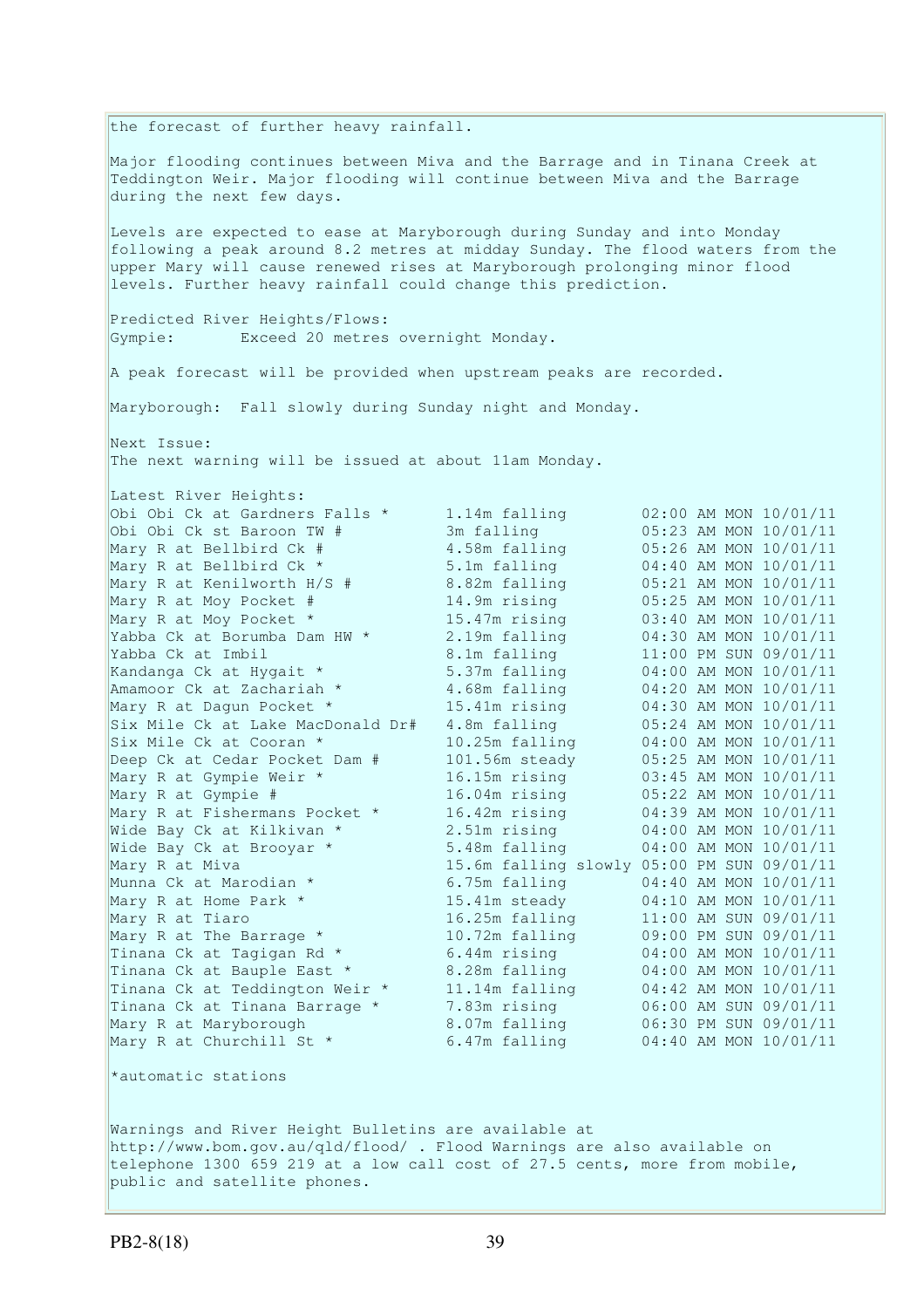the forecast of further heavy rainfall.

Major flooding continues between Miva and the Barrage and in Tinana Creek at Teddington Weir. Major flooding will continue between Miva and the Barrage during the next few days.

Levels are expected to ease at Maryborough during Sunday and into Monday following a peak around 8.2 metres at midday Sunday. The flood waters from the upper Mary will cause renewed rises at Maryborough prolonging minor flood levels. Further heavy rainfall could change this prediction.

Predicted River Heights/Flows:
Gympie: Exceed 20 metres overnight Monday.

A peak forecast will be provided when upstream peaks are recorded.

Maryborough: Fall slowly during Sunday night and Monday.

Next Issue:
The next warning will be issued at about 11am Monday.

Latest River Heights:

| | | |
|---|---|---|
| Obi Obi Ck at Gardners Falls * | 1.14m falling | 02:00 AM MON 10/01/11 |
| Obi Obi Ck st Baroon TW # | 3m falling | 05:23 AM MON 10/01/11 |
| Mary R at Bellbird Ck # | 4.58m falling | 05:26 AM MON 10/01/11 |
| Mary R at Bellbird Ck * | 5.1m falling | 04:40 AM MON 10/01/11 |
| Mary R at Kenilworth H/S # | 8.82m falling | 05:21 AM MON 10/01/11 |
| Mary R at Moy Pocket # | 14.9m rising | 05:25 AM MON 10/01/11 |
| Mary R at Moy Pocket * | 15.47m rising | 03:40 AM MON 10/01/11 |
| Yabba Ck at Borumba Dam HW * | 2.19m falling | 04:30 AM MON 10/01/11 |
| Yabba Ck at Imbil | 8.1m falling | 11:00 PM SUN 09/01/11 |
| Kandanga Ck at Hygait * | 5.37m falling | 04:00 AM MON 10/01/11 |
| Amamoor Ck at Zachariah * | 4.68m falling | 04:20 AM MON 10/01/11 |
| Mary R at Dagun Pocket * | 15.41m rising | 04:30 AM MON 10/01/11 |
| Six Mile Ck at Lake MacDonald Dr# | 4.8m falling | 05:24 AM MON 10/01/11 |
| Six Mile Ck at Cooran * | 10.25m falling | 04:00 AM MON 10/01/11 |
| Deep Ck at Cedar Pocket Dam # | 101.56m steady | 05:25 AM MON 10/01/11 |
| Mary R at Gympie Weir * | 16.15m rising | 03:45 AM MON 10/01/11 |
| Mary R at Gympie # | 16.04m rising | 05:22 AM MON 10/01/11 |
| Mary R at Fishermans Pocket * | 16.42m rising | 04:39 AM MON 10/01/11 |
| Wide Bay Ck at Kilkivan * | 2.51m rising | 04:00 AM MON 10/01/11 |
| Wide Bay Ck at Brooyar * | 5.48m falling | 04:00 AM MON 10/01/11 |
| Mary R at Miva | 15.6m falling slowly | 05:00 PM SUN 09/01/11 |
| Munna Ck at Marodian * | 6.75m falling | 04:40 AM MON 10/01/11 |
| Mary R at Home Park * | 15.41m steady | 04:10 AM MON 10/01/11 |
| Mary R at Tiaro | 16.25m falling | 11:00 AM SUN 09/01/11 |
| Mary R at The Barrage * | 10.72m falling | 09:00 PM SUN 09/01/11 |
| Tinana Ck at Tagigan Rd * | 6.44m rising | 04:00 AM MON 10/01/11 |
| Tinana Ck at Bauple East * | 8.28m falling | 04:00 AM MON 10/01/11 |
| Tinana Ck at Teddington Weir * | 11.14m falling | 04:42 AM MON 10/01/11 |
| Tinana Ck at Tinana Barrage * | 7.83m rising | 06:00 AM SUN 09/01/11 |
| Mary R at Maryborough | 8.07m falling | 06:30 PM SUN 09/01/11 |
| Mary R at Churchill St * | 6.47m falling | 04:40 AM MON 10/01/11 |

*automatic stations

Warnings and River Height Bulletins are available at http://www.bom.gov.au/qld/flood/ . Flood Warnings are also available on telephone 1300 659 219 at a low call cost of 27.5 cents, more from mobile, public and satellite phones.

PB2-8(18)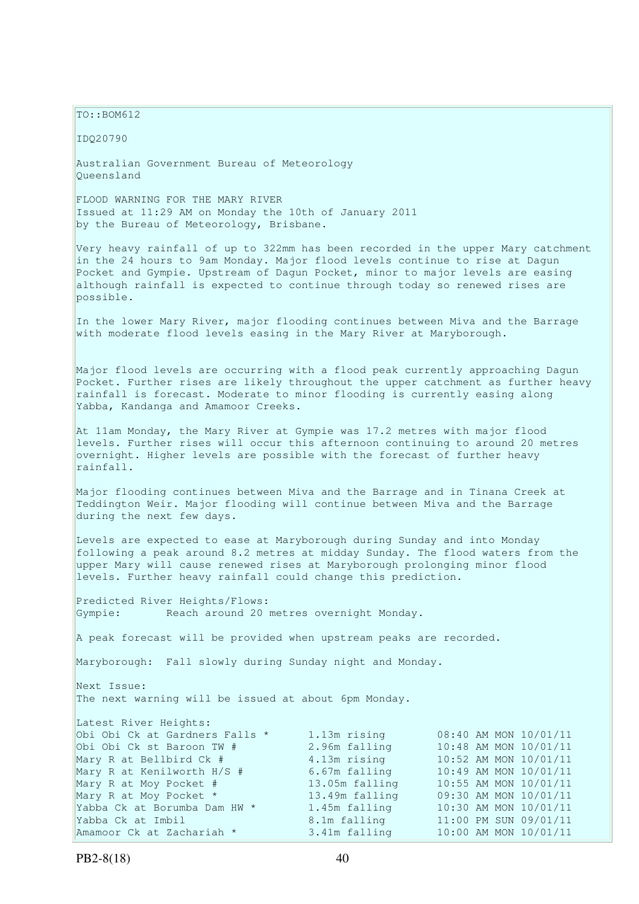TO::BOM612

IDQ20790

Australian Government Bureau of Meteorology
Queensland

FLOOD WARNING FOR THE MARY RIVER
Issued at 11:29 AM on Monday the 10th of January 2011
by the Bureau of Meteorology, Brisbane.

Very heavy rainfall of up to 322mm has been recorded in the upper Mary catchment in the 24 hours to 9am Monday. Major flood levels continue to rise at Dagun Pocket and Gympie. Upstream of Dagun Pocket, minor to major levels are easing although rainfall is expected to continue through today so renewed rises are possible.

In the lower Mary River, major flooding continues between Miva and the Barrage with moderate flood levels easing in the Mary River at Maryborough.

Major flood levels are occurring with a flood peak currently approaching Dagun Pocket. Further rises are likely throughout the upper catchment as further heavy rainfall is forecast. Moderate to minor flooding is currently easing along Yabba, Kandanga and Amamoor Creeks.

At 11am Monday, the Mary River at Gympie was 17.2 metres with major flood levels. Further rises will occur this afternoon continuing to around 20 metres overnight. Higher levels are possible with the forecast of further heavy rainfall.

Major flooding continues between Miva and the Barrage and in Tinana Creek at Teddington Weir. Major flooding will continue between Miva and the Barrage during the next few days.

Levels are expected to ease at Maryborough during Sunday and into Monday following a peak around 8.2 metres at midday Sunday. The flood waters from the upper Mary will cause renewed rises at Maryborough prolonging minor flood levels. Further heavy rainfall could change this prediction.

Predicted River Heights/Flows:
Gympie: Reach around 20 metres overnight Monday.

A peak forecast will be provided when upstream peaks are recorded.

Maryborough: Fall slowly during Sunday night and Monday.

Next Issue:
The next warning will be issued at about 6pm Monday.

Latest River Heights:

| | | |
|---|---|---|
| Obi Obi Ck at Gardners Falls * | 1.13m rising | 08:40 AM MON 10/01/11 |
| Obi Obi Ck st Baroon TW # | 2.96m falling | 10:48 AM MON 10/01/11 |
| Mary R at Bellbird Ck # | 4.13m rising | 10:52 AM MON 10/01/11 |
| Mary R at Kenilworth H/S # | 6.67m falling | 10:49 AM MON 10/01/11 |
| Mary R at Moy Pocket # | 13.05m falling | 10:55 AM MON 10/01/11 |
| Mary R at Moy Pocket * | 13.49m falling | 09:30 AM MON 10/01/11 |
| Yabba Ck at Borumba Dam HW * | 1.45m falling | 10:30 AM MON 10/01/11 |
| Yabba Ck at Imbil | 8.1m falling | 11:00 PM SUN 09/01/11 |
| Amamoor Ck at Zachariah * | 3.41m falling | 10:00 AM MON 10/01/11 |

PB2-8(18)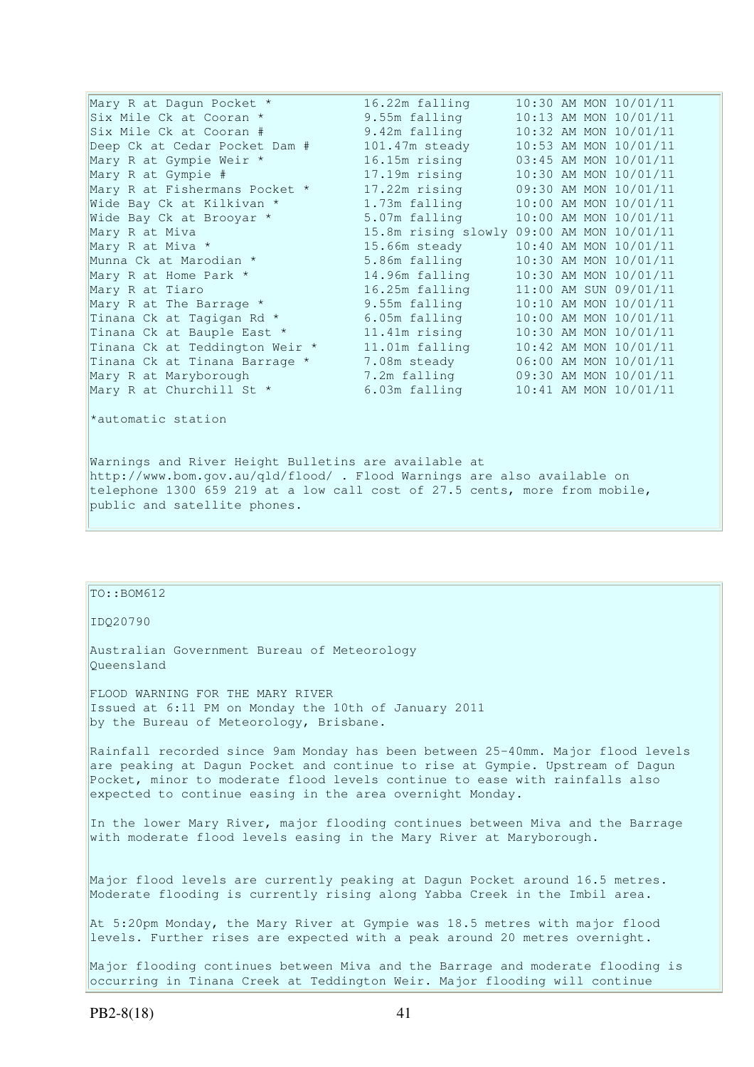| | | |
|---|---|---|
| Mary R at Dagun Pocket * | 16.22m falling | 10:30 AM MON 10/01/11 |
| Six Mile Ck at Cooran * | 9.55m falling | 10:13 AM MON 10/01/11 |
| Six Mile Ck at Cooran # | 9.42m falling | 10:32 AM MON 10/01/11 |
| Deep Ck at Cedar Pocket Dam # | 101.47m steady | 10:53 AM MON 10/01/11 |
| Mary R at Gympie Weir * | 16.15m rising | 03:45 AM MON 10/01/11 |
| Mary R at Gympie # | 17.19m rising | 10:30 AM MON 10/01/11 |
| Mary R at Fishermans Pocket * | 17.22m rising | 09:30 AM MON 10/01/11 |
| Wide Bay Ck at Kilkivan * | 1.73m falling | 10:00 AM MON 10/01/11 |
| Wide Bay Ck at Brooyar * | 5.07m falling | 10:00 AM MON 10/01/11 |
| Mary R at Miva | 15.8m rising slowly | 09:00 AM MON 10/01/11 |
| Mary R at Miva * | 15.66m steady | 10:40 AM MON 10/01/11 |
| Munna Ck at Marodian * | 5.86m falling | 10:30 AM MON 10/01/11 |
| Mary R at Home Park * | 14.96m falling | 10:30 AM MON 10/01/11 |
| Mary R at Tiaro | 16.25m falling | 11:00 AM SUN 09/01/11 |
| Mary R at The Barrage * | 9.55m falling | 10:10 AM MON 10/01/11 |
| Tinana Ck at Tagigan Rd * | 6.05m falling | 10:00 AM MON 10/01/11 |
| Tinana Ck at Bauple East * | 11.41m rising | 10:30 AM MON 10/01/11 |
| Tinana Ck at Teddington Weir * | 11.01m falling | 10:42 AM MON 10/01/11 |
| Tinana Ck at Tinana Barrage * | 7.08m steady | 06:00 AM MON 10/01/11 |
| Mary R at Maryborough | 7.2m falling | 09:30 AM MON 10/01/11 |
| Mary R at Churchill St * | 6.03m falling | 10:41 AM MON 10/01/11 |

*automatic station

Warnings and River Height Bulletins are available at http://www.bom.gov.au/qld/flood/ . Flood Warnings are also available on telephone 1300 659 219 at a low call cost of 27.5 cents, more from mobile, public and satellite phones.

TO::BOM612

IDQ20790

Australian Government Bureau of Meteorology
Queensland

FLOOD WARNING FOR THE MARY RIVER
Issued at 6:11 PM on Monday the 10th of January 2011
by the Bureau of Meteorology, Brisbane.

Rainfall recorded since 9am Monday has been between 25-40mm. Major flood levels are peaking at Dagun Pocket and continue to rise at Gympie. Upstream of Dagun Pocket, minor to moderate flood levels continue to ease with rainfalls also expected to continue easing in the area overnight Monday.

In the lower Mary River, major flooding continues between Miva and the Barrage with moderate flood levels easing in the Mary River at Maryborough.

Major flood levels are currently peaking at Dagun Pocket around 16.5 metres. Moderate flooding is currently rising along Yabba Creek in the Imbil area.

At 5:20pm Monday, the Mary River at Gympie was 18.5 metres with major flood levels. Further rises are expected with a peak around 20 metres overnight.

Major flooding continues between Miva and the Barrage and moderate flooding is occurring in Tinana Creek at Teddington Weir. Major flooding will continue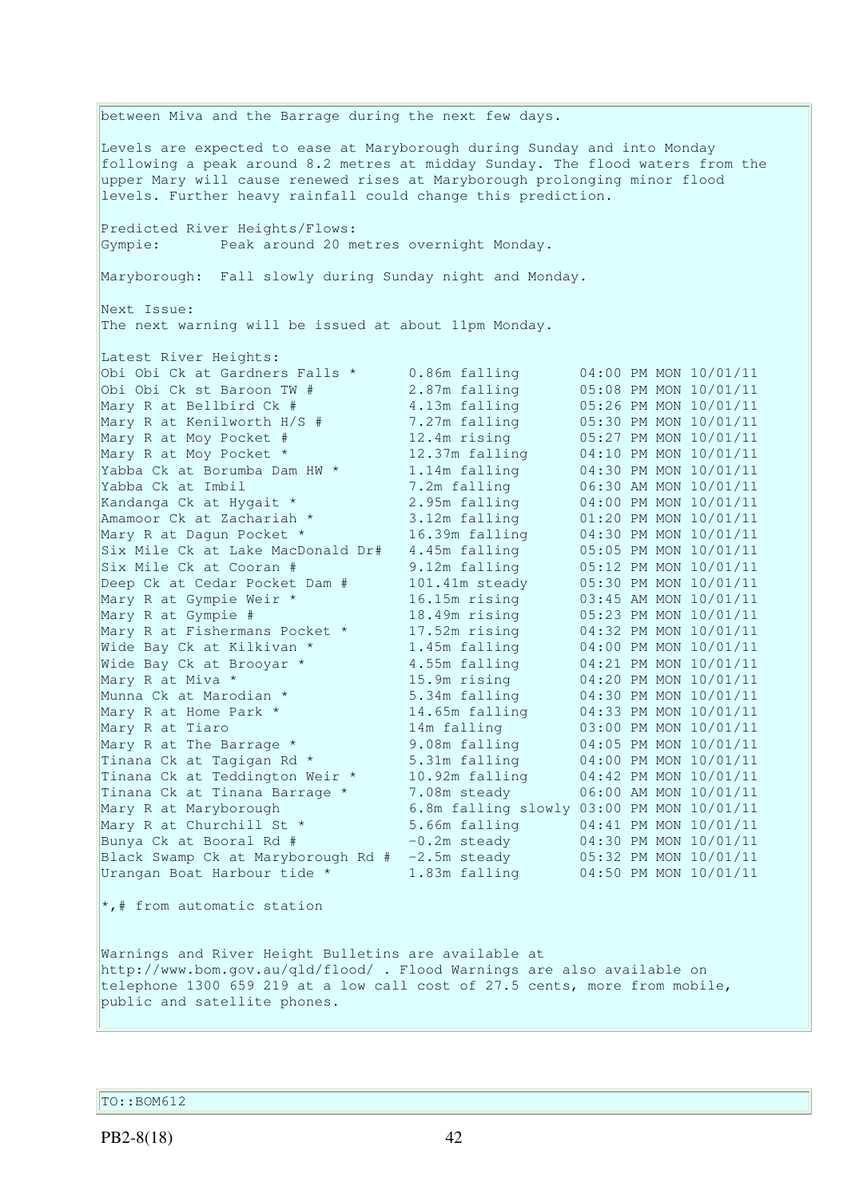between Miva and the Barrage during the next few days.

Levels are expected to ease at Maryborough during Sunday and into Monday following a peak around 8.2 metres at midday Sunday. The flood waters from the upper Mary will cause renewed rises at Maryborough prolonging minor flood levels. Further heavy rainfall could change this prediction.

Predicted River Heights/Flows:
Gympie: Peak around 20 metres overnight Monday.

Maryborough: Fall slowly during Sunday night and Monday.

Next Issue:
The next warning will be issued at about 11pm Monday.

Latest River Heights:

| Location | Height | Time |
|---|---|---|
| Obi Obi Ck at Gardners Falls * | 0.86m falling | 04:00 PM MON 10/01/11 |
| Obi Obi Ck st Baroon TW # | 2.87m falling | 05:08 PM MON 10/01/11 |
| Mary R at Bellbird Ck # | 4.13m falling | 05:26 PM MON 10/01/11 |
| Mary R at Kenilworth H/S # | 7.27m falling | 05:30 PM MON 10/01/11 |
| Mary R at Moy Pocket # | 12.4m rising | 05:27 PM MON 10/01/11 |
| Mary R at Moy Pocket * | 12.37m falling | 04:10 PM MON 10/01/11 |
| Yabba Ck at Borumba Dam HW * | 1.14m falling | 04:30 PM MON 10/01/11 |
| Yabba Ck at Imbil | 7.2m falling | 06:30 AM MON 10/01/11 |
| Kandanga Ck at Hygait * | 2.95m falling | 04:00 PM MON 10/01/11 |
| Amamoor Ck at Zachariah * | 3.12m falling | 01:20 PM MON 10/01/11 |
| Mary R at Dagun Pocket * | 16.39m falling | 04:30 PM MON 10/01/11 |
| Six Mile Ck at Lake MacDonald Dr# | 4.45m falling | 05:05 PM MON 10/01/11 |
| Six Mile Ck at Cooran # | 9.12m falling | 05:12 PM MON 10/01/11 |
| Deep Ck at Cedar Pocket Dam # | 101.41m steady | 05:30 PM MON 10/01/11 |
| Mary R at Gympie Weir * | 16.15m rising | 03:45 AM MON 10/01/11 |
| Mary R at Gympie # | 18.49m rising | 05:23 PM MON 10/01/11 |
| Mary R at Fishermans Pocket * | 17.52m rising | 04:32 PM MON 10/01/11 |
| Wide Bay Ck at Kilkivan * | 1.45m falling | 04:00 PM MON 10/01/11 |
| Wide Bay Ck at Brooyar * | 4.55m falling | 04:21 PM MON 10/01/11 |
| Mary R at Miva * | 15.9m rising | 04:20 PM MON 10/01/11 |
| Munna Ck at Marodian * | 5.34m falling | 04:30 PM MON 10/01/11 |
| Mary R at Home Park * | 14.65m falling | 04:33 PM MON 10/01/11 |
| Mary R at Tiaro | 14m falling | 03:00 PM MON 10/01/11 |
| Mary R at The Barrage * | 9.08m falling | 04:05 PM MON 10/01/11 |
| Tinana Ck at Tagigan Rd * | 5.31m falling | 04:00 PM MON 10/01/11 |
| Tinana Ck at Teddington Weir * | 10.92m falling | 04:42 PM MON 10/01/11 |
| Tinana Ck at Tinana Barrage * | 7.08m steady | 06:00 AM MON 10/01/11 |
| Mary R at Maryborough | 6.8m falling slowly | 03:00 PM MON 10/01/11 |
| Mary R at Churchill St * | 5.66m falling | 04:41 PM MON 10/01/11 |
| Bunya Ck at Booral Rd # | -0.2m steady | 04:30 PM MON 10/01/11 |
| Black Swamp Ck at Maryborough Rd # | -2.5m steady | 05:32 PM MON 10/01/11 |
| Urangan Boat Harbour tide * | 1.83m falling | 04:50 PM MON 10/01/11 |

*,# from automatic station

Warnings and River Height Bulletins are available at http://www.bom.gov.au/qld/flood/ . Flood Warnings are also available on telephone 1300 659 219 at a low call cost of 27.5 cents, more from mobile, public and satellite phones.

TO::BOM612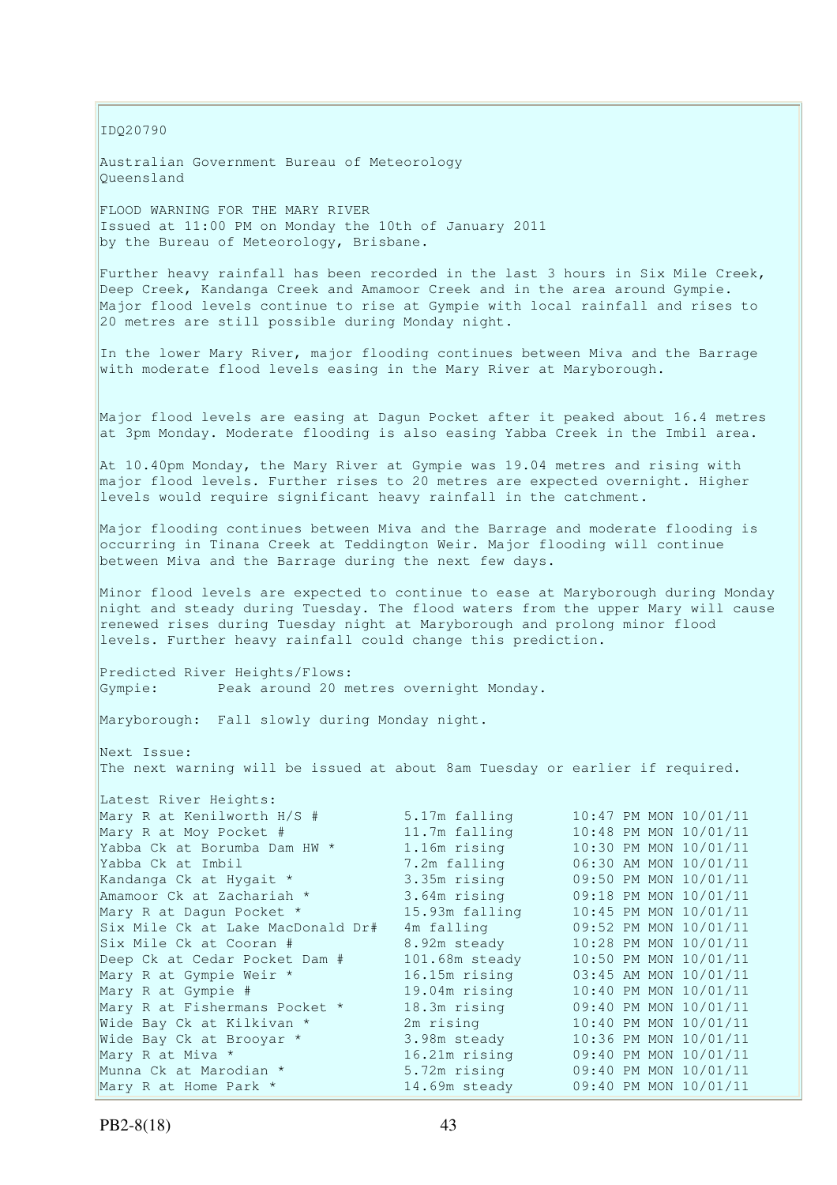IDQ20790

Australian Government Bureau of Meteorology
Queensland

FLOOD WARNING FOR THE MARY RIVER
Issued at 11:00 PM on Monday the 10th of January 2011
by the Bureau of Meteorology, Brisbane.

Further heavy rainfall has been recorded in the last 3 hours in Six Mile Creek, Deep Creek, Kandanga Creek and Amamoor Creek and in the area around Gympie. Major flood levels continue to rise at Gympie with local rainfall and rises to 20 metres are still possible during Monday night.

In the lower Mary River, major flooding continues between Miva and the Barrage with moderate flood levels easing in the Mary River at Maryborough.

Major flood levels are easing at Dagun Pocket after it peaked about 16.4 metres at 3pm Monday. Moderate flooding is also easing Yabba Creek in the Imbil area.

At 10.40pm Monday, the Mary River at Gympie was 19.04 metres and rising with major flood levels. Further rises to 20 metres are expected overnight. Higher levels would require significant heavy rainfall in the catchment.

Major flooding continues between Miva and the Barrage and moderate flooding is occurring in Tinana Creek at Teddington Weir. Major flooding will continue between Miva and the Barrage during the next few days.

Minor flood levels are expected to continue to ease at Maryborough during Monday night and steady during Tuesday. The flood waters from the upper Mary will cause renewed rises during Tuesday night at Maryborough and prolong minor flood levels. Further heavy rainfall could change this prediction.

Predicted River Heights/Flows:
Gympie: Peak around 20 metres overnight Monday.

Maryborough: Fall slowly during Monday night.

Next Issue:
The next warning will be issued at about 8am Tuesday or earlier if required.

Latest River Heights:

| | | |
|---|---|---|
| Mary R at Kenilworth H/S # | 5.17m falling | 10:47 PM MON 10/01/11 |
| Mary R at Moy Pocket # | 11.7m falling | 10:48 PM MON 10/01/11 |
| Yabba Ck at Borumba Dam HW * | 1.16m rising | 10:30 PM MON 10/01/11 |
| Yabba Ck at Imbil | 7.2m falling | 06:30 AM MON 10/01/11 |
| Kandanga Ck at Hygait * | 3.35m rising | 09:50 PM MON 10/01/11 |
| Amamoor Ck at Zachariah * | 3.64m rising | 09:18 PM MON 10/01/11 |
| Mary R at Dagun Pocket * | 15.93m falling | 10:45 PM MON 10/01/11 |
| Six Mile Ck at Lake MacDonald Dr# | 4m falling | 09:52 PM MON 10/01/11 |
| Six Mile Ck at Cooran # | 8.92m steady | 10:28 PM MON 10/01/11 |
| Deep Ck at Cedar Pocket Dam # | 101.68m steady | 10:50 PM MON 10/01/11 |
| Mary R at Gympie Weir * | 16.15m rising | 03:45 AM MON 10/01/11 |
| Mary R at Gympie # | 19.04m rising | 10:40 PM MON 10/01/11 |
| Mary R at Fishermans Pocket * | 18.3m rising | 09:40 PM MON 10/01/11 |
| Wide Bay Ck at Kilkivan * | 2m rising | 10:40 PM MON 10/01/11 |
| Wide Bay Ck at Brooyar * | 3.98m steady | 10:36 PM MON 10/01/11 |
| Mary R at Miva * | 16.21m rising | 09:40 PM MON 10/01/11 |
| Munna Ck at Marodian * | 5.72m rising | 09:40 PM MON 10/01/11 |
| Mary R at Home Park * | 14.69m steady | 09:40 PM MON 10/01/11 |

PB2-8(18)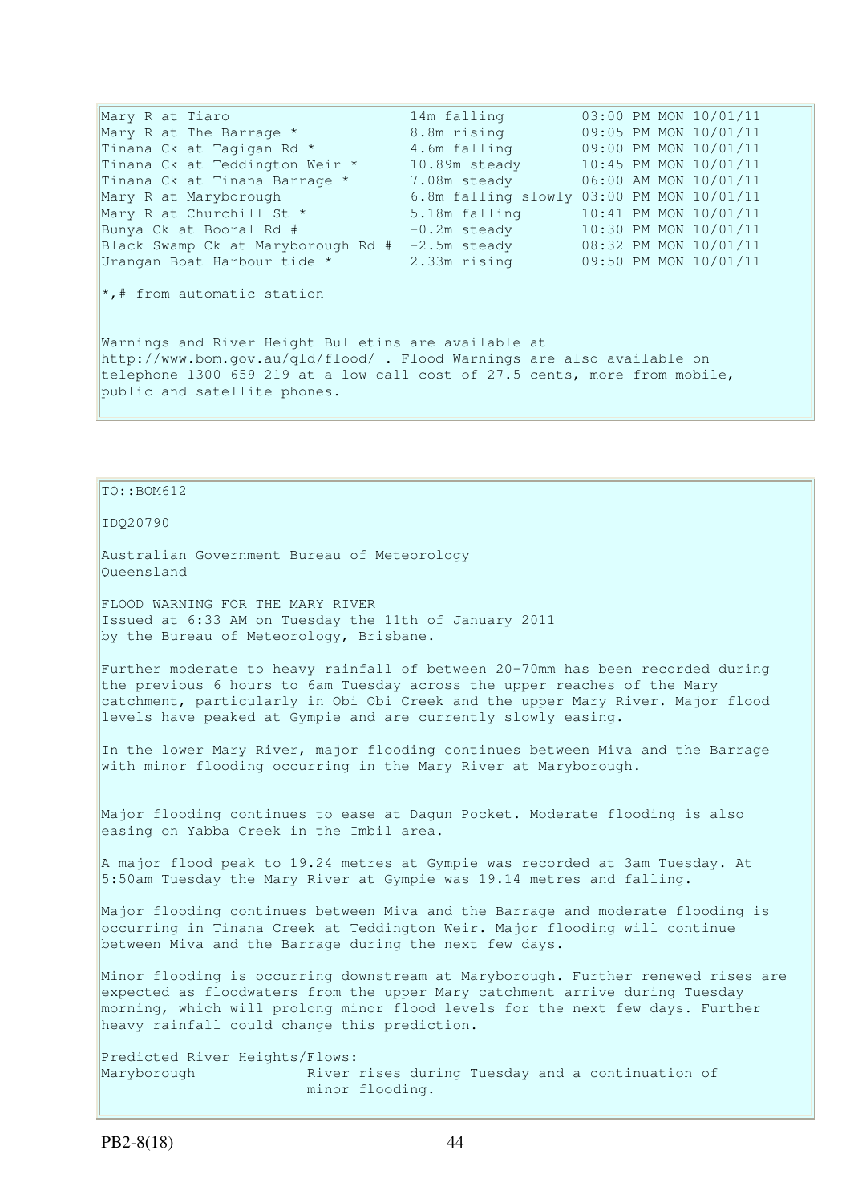| Station | Height | Time |
|---|---|---|
| Mary R at Tiaro | 14m falling | 03:00 PM MON 10/01/11 |
| Mary R at The Barrage * | 8.8m rising | 09:05 PM MON 10/01/11 |
| Tinana Ck at Tagigan Rd * | 4.6m falling | 09:00 PM MON 10/01/11 |
| Tinana Ck at Teddington Weir * | 10.89m steady | 10:45 PM MON 10/01/11 |
| Tinana Ck at Tinana Barrage * | 7.08m steady | 06:00 AM MON 10/01/11 |
| Mary R at Maryborough | 6.8m falling slowly | 03:00 PM MON 10/01/11 |
| Mary R at Churchill St * | 5.18m falling | 10:41 PM MON 10/01/11 |
| Bunya Ck at Booral Rd # | -0.2m steady | 10:30 PM MON 10/01/11 |
| Black Swamp Ck at Maryborough Rd # | -2.5m steady | 08:32 PM MON 10/01/11 |
| Urangan Boat Harbour tide * | 2.33m rising | 09:50 PM MON 10/01/11 |

*,# from automatic station

Warnings and River Height Bulletins are available at http://www.bom.gov.au/qld/flood/ . Flood Warnings are also available on telephone 1300 659 219 at a low call cost of 27.5 cents, more from mobile, public and satellite phones.

---

TO::BOM612

IDQ20790

Australian Government Bureau of Meteorology
Queensland

FLOOD WARNING FOR THE MARY RIVER
Issued at 6:33 AM on Tuesday the 11th of January 2011
by the Bureau of Meteorology, Brisbane.

Further moderate to heavy rainfall of between 20-70mm has been recorded during the previous 6 hours to 6am Tuesday across the upper reaches of the Mary catchment, particularly in Obi Obi Creek and the upper Mary River. Major flood levels have peaked at Gympie and are currently slowly easing.

In the lower Mary River, major flooding continues between Miva and the Barrage with minor flooding occurring in the Mary River at Maryborough.

Major flooding continues to ease at Dagun Pocket. Moderate flooding is also easing on Yabba Creek in the Imbil area.

A major flood peak to 19.24 metres at Gympie was recorded at 3am Tuesday. At 5:50am Tuesday the Mary River at Gympie was 19.14 metres and falling.

Major flooding continues between Miva and the Barrage and moderate flooding is occurring in Tinana Creek at Teddington Weir. Major flooding will continue between Miva and the Barrage during the next few days.

Minor flooding is occurring downstream at Maryborough. Further renewed rises are expected as floodwaters from the upper Mary catchment arrive during Tuesday morning, which will prolong minor flood levels for the next few days. Further heavy rainfall could change this prediction.

Predicted River Heights/Flows:

| | |
|---|---|
| Maryborough | River rises during Tuesday and a continuation of minor flooding. |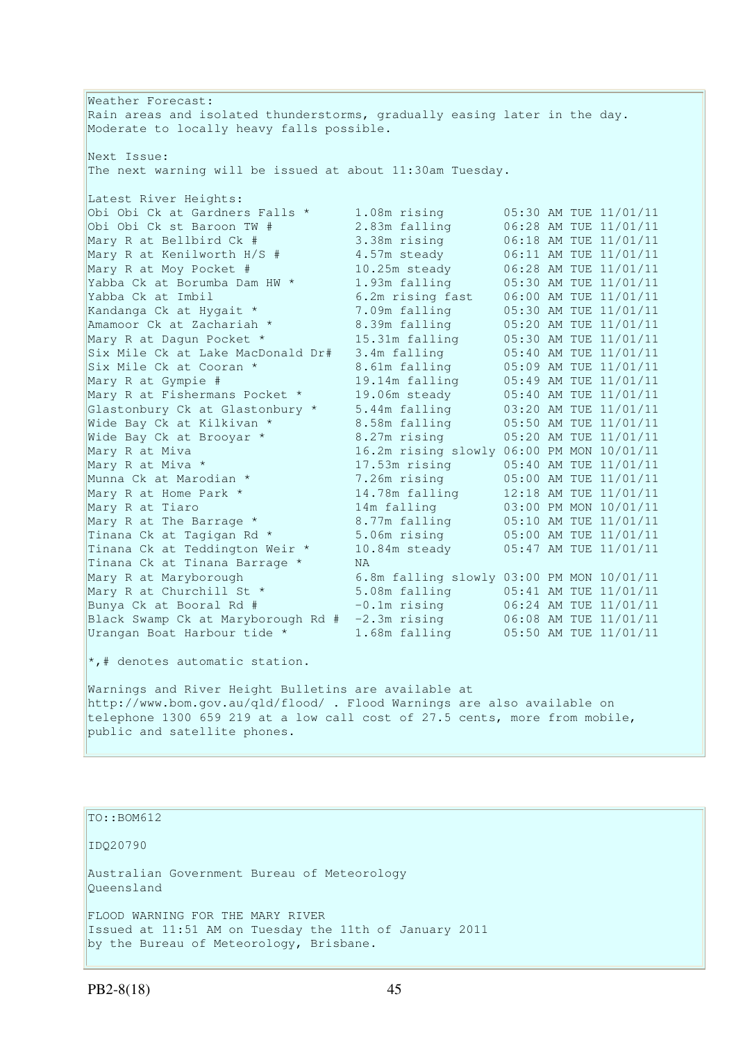Weather Forecast:
Rain areas and isolated thunderstorms, gradually easing later in the day. Moderate to locally heavy falls possible.

Next Issue:
The next warning will be issued at about 11:30am Tuesday.

Latest River Heights:

| Location | Height | Time |
|---|---|---|
| Obi Obi Ck at Gardners Falls * | 1.08m rising | 05:30 AM TUE 11/01/11 |
| Obi Obi Ck st Baroon TW # | 2.83m falling | 06:28 AM TUE 11/01/11 |
| Mary R at Bellbird Ck # | 3.38m rising | 06:18 AM TUE 11/01/11 |
| Mary R at Kenilworth H/S # | 4.57m steady | 06:11 AM TUE 11/01/11 |
| Mary R at Moy Pocket # | 10.25m steady | 06:28 AM TUE 11/01/11 |
| Yabba Ck at Borumba Dam HW * | 1.93m falling | 05:30 AM TUE 11/01/11 |
| Yabba Ck at Imbil | 6.2m rising fast | 06:00 AM TUE 11/01/11 |
| Kandanga Ck at Hygait * | 7.09m falling | 05:30 AM TUE 11/01/11 |
| Amamoor Ck at Zachariah * | 8.39m falling | 05:20 AM TUE 11/01/11 |
| Mary R at Dagun Pocket * | 15.31m falling | 05:30 AM TUE 11/01/11 |
| Six Mile Ck at Lake MacDonald Dr# | 3.4m falling | 05:40 AM TUE 11/01/11 |
| Six Mile Ck at Cooran * | 8.61m falling | 05:09 AM TUE 11/01/11 |
| Mary R at Gympie # | 19.14m falling | 05:49 AM TUE 11/01/11 |
| Mary R at Fishermans Pocket * | 19.06m steady | 05:40 AM TUE 11/01/11 |
| Glastonbury Ck at Glastonbury * | 5.44m falling | 03:20 AM TUE 11/01/11 |
| Wide Bay Ck at Kilkivan * | 8.58m falling | 05:50 AM TUE 11/01/11 |
| Wide Bay Ck at Brooyar * | 8.27m rising | 05:20 AM TUE 11/01/11 |
| Mary R at Miva | 16.2m rising slowly | 06:00 PM MON 10/01/11 |
| Mary R at Miva * | 17.53m rising | 05:40 AM TUE 11/01/11 |
| Munna Ck at Marodian * | 7.26m rising | 05:00 AM TUE 11/01/11 |
| Mary R at Home Park * | 14.78m falling | 12:18 AM TUE 11/01/11 |
| Mary R at Tiaro | 14m falling | 03:00 PM MON 10/01/11 |
| Mary R at The Barrage * | 8.77m falling | 05:10 AM TUE 11/01/11 |
| Tinana Ck at Tagigan Rd * | 5.06m rising | 05:00 AM TUE 11/01/11 |
| Tinana Ck at Teddington Weir * | 10.84m steady | 05:47 AM TUE 11/01/11 |
| Tinana Ck at Tinana Barrage * | NA | |
| Mary R at Maryborough | 6.8m falling slowly | 03:00 PM MON 10/01/11 |
| Mary R at Churchill St * | 5.08m falling | 05:41 AM TUE 11/01/11 |
| Bunya Ck at Booral Rd # | -0.1m rising | 06:24 AM TUE 11/01/11 |
| Black Swamp Ck at Maryborough Rd # | -2.3m rising | 06:08 AM TUE 11/01/11 |
| Urangan Boat Harbour tide * | 1.68m falling | 05:50 AM TUE 11/01/11 |

*,# denotes automatic station.

Warnings and River Height Bulletins are available at http://www.bom.gov.au/qld/flood/ . Flood Warnings are also available on telephone 1300 659 219 at a low call cost of 27.5 cents, more from mobile, public and satellite phones.

TO::BOM612

IDQ20790

Australian Government Bureau of Meteorology
Queensland

FLOOD WARNING FOR THE MARY RIVER
Issued at 11:51 AM on Tuesday the 11th of January 2011
by the Bureau of Meteorology, Brisbane.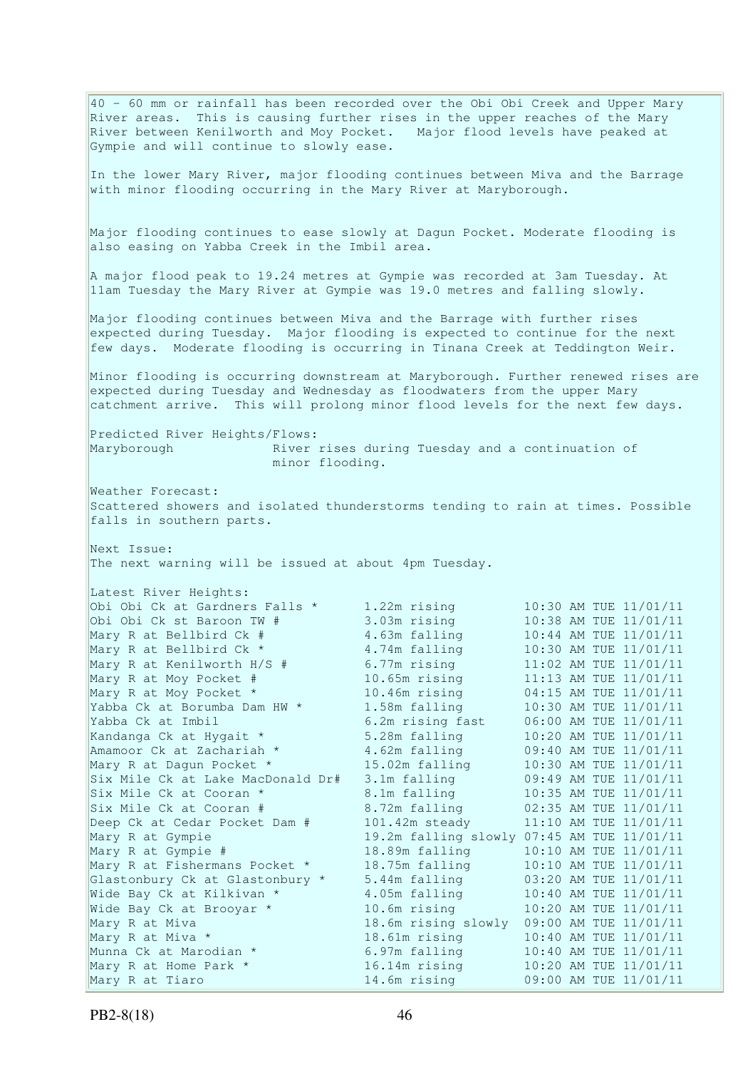40 - 60 mm or rainfall has been recorded over the Obi Obi Creek and Upper Mary River areas. This is causing further rises in the upper reaches of the Mary River between Kenilworth and Moy Pocket. Major flood levels have peaked at Gympie and will continue to slowly ease.

In the lower Mary River, major flooding continues between Miva and the Barrage with minor flooding occurring in the Mary River at Maryborough.

Major flooding continues to ease slowly at Dagun Pocket. Moderate flooding is also easing on Yabba Creek in the Imbil area.

A major flood peak to 19.24 metres at Gympie was recorded at 3am Tuesday. At 11am Tuesday the Mary River at Gympie was 19.0 metres and falling slowly.

Major flooding continues between Miva and the Barrage with further rises expected during Tuesday. Major flooding is expected to continue for the next few days. Moderate flooding is occurring in Tinana Creek at Teddington Weir.

Minor flooding is occurring downstream at Maryborough. Further renewed rises are expected during Tuesday and Wednesday as floodwaters from the upper Mary catchment arrive. This will prolong minor flood levels for the next few days.

Predicted River Heights/Flows:

Maryborough River rises during Tuesday and a continuation of minor flooding.

Weather Forecast:

Scattered showers and isolated thunderstorms tending to rain at times. Possible falls in southern parts.

Next Issue:

The next warning will be issued at about 4pm Tuesday.

Latest River Heights:

| Location | Height | Time |
|---|---|---|
| Obi Obi Ck at Gardners Falls * | 1.22m rising | 10:30 AM TUE 11/01/11 |
| Obi Obi Ck st Baroon TW # | 3.03m rising | 10:38 AM TUE 11/01/11 |
| Mary R at Bellbird Ck # | 4.63m falling | 10:44 AM TUE 11/01/11 |
| Mary R at Bellbird Ck * | 4.74m falling | 10:30 AM TUE 11/01/11 |
| Mary R at Kenilworth H/S # | 6.77m rising | 11:02 AM TUE 11/01/11 |
| Mary R at Moy Pocket # | 10.65m rising | 11:13 AM TUE 11/01/11 |
| Mary R at Moy Pocket * | 10.46m rising | 04:15 AM TUE 11/01/11 |
| Yabba Ck at Borumba Dam HW * | 1.58m falling | 10:30 AM TUE 11/01/11 |
| Yabba Ck at Imbil | 6.2m rising fast | 06:00 AM TUE 11/01/11 |
| Kandanga Ck at Hygait * | 5.28m falling | 10:20 AM TUE 11/01/11 |
| Amamoor Ck at Zachariah * | 4.62m falling | 09:40 AM TUE 11/01/11 |
| Mary R at Dagun Pocket * | 15.02m falling | 10:30 AM TUE 11/01/11 |
| Six Mile Ck at Lake MacDonald Dr# | 3.1m falling | 09:49 AM TUE 11/01/11 |
| Six Mile Ck at Cooran * | 8.1m falling | 10:35 AM TUE 11/01/11 |
| Six Mile Ck at Cooran # | 8.72m falling | 02:35 AM TUE 11/01/11 |
| Deep Ck at Cedar Pocket Dam # | 101.42m steady | 11:10 AM TUE 11/01/11 |
| Mary R at Gympie | 19.2m falling slowly | 07:45 AM TUE 11/01/11 |
| Mary R at Gympie # | 18.89m falling | 10:10 AM TUE 11/01/11 |
| Mary R at Fishermans Pocket * | 18.75m falling | 10:10 AM TUE 11/01/11 |
| Glastonbury Ck at Glastonbury * | 5.44m falling | 03:20 AM TUE 11/01/11 |
| Wide Bay Ck at Kilkivan * | 4.05m falling | 10:40 AM TUE 11/01/11 |
| Wide Bay Ck at Brooyar * | 10.6m rising | 10:20 AM TUE 11/01/11 |
| Mary R at Miva | 18.6m rising slowly | 09:00 AM TUE 11/01/11 |
| Mary R at Miva * | 18.61m rising | 10:40 AM TUE 11/01/11 |
| Munna Ck at Marodian * | 6.97m falling | 10:40 AM TUE 11/01/11 |
| Mary R at Home Park * | 16.14m rising | 10:20 AM TUE 11/01/11 |
| Mary R at Tiaro | 14.6m rising | 09:00 AM TUE 11/01/11 |

PB2-8(18)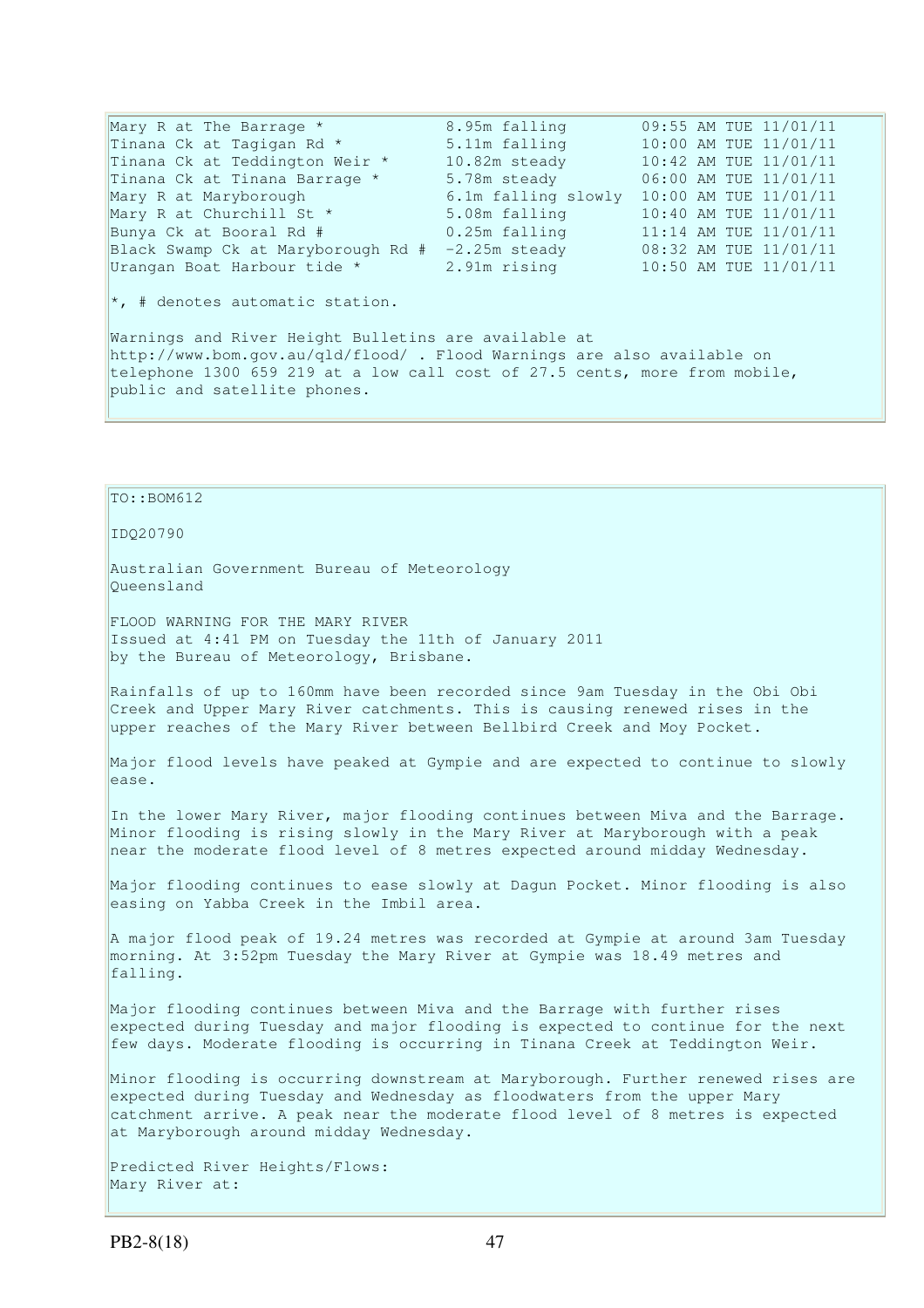| | | |
|---|---|---|
| Mary R at The Barrage * | 8.95m falling | 09:55 AM TUE 11/01/11 |
| Tinana Ck at Tagigan Rd * | 5.11m falling | 10:00 AM TUE 11/01/11 |
| Tinana Ck at Teddington Weir * | 10.82m steady | 10:42 AM TUE 11/01/11 |
| Tinana Ck at Tinana Barrage * | 5.78m steady | 06:00 AM TUE 11/01/11 |
| Mary R at Maryborough | 6.1m falling slowly | 10:00 AM TUE 11/01/11 |
| Mary R at Churchill St * | 5.08m falling | 10:40 AM TUE 11/01/11 |
| Bunya Ck at Booral Rd # | 0.25m falling | 11:14 AM TUE 11/01/11 |
| Black Swamp Ck at Maryborough Rd # | -2.25m steady | 08:32 AM TUE 11/01/11 |
| Urangan Boat Harbour tide * | 2.91m rising | 10:50 AM TUE 11/01/11 |

*, # denotes automatic station.

Warnings and River Height Bulletins are available at http://www.bom.gov.au/qld/flood/ . Flood Warnings are also available on telephone 1300 659 219 at a low call cost of 27.5 cents, more from mobile, public and satellite phones.

TO::BOM612

IDQ20790

Australian Government Bureau of Meteorology
Queensland

FLOOD WARNING FOR THE MARY RIVER
Issued at 4:41 PM on Tuesday the 11th of January 2011
by the Bureau of Meteorology, Brisbane.

Rainfalls of up to 160mm have been recorded since 9am Tuesday in the Obi Obi Creek and Upper Mary River catchments. This is causing renewed rises in the upper reaches of the Mary River between Bellbird Creek and Moy Pocket.

Major flood levels have peaked at Gympie and are expected to continue to slowly ease.

In the lower Mary River, major flooding continues between Miva and the Barrage. Minor flooding is rising slowly in the Mary River at Maryborough with a peak near the moderate flood level of 8 metres expected around midday Wednesday.

Major flooding continues to ease slowly at Dagun Pocket. Minor flooding is also easing on Yabba Creek in the Imbil area.

A major flood peak of 19.24 metres was recorded at Gympie at around 3am Tuesday morning. At 3:52pm Tuesday the Mary River at Gympie was 18.49 metres and falling.

Major flooding continues between Miva and the Barrage with further rises expected during Tuesday and major flooding is expected to continue for the next few days. Moderate flooding is occurring in Tinana Creek at Teddington Weir.

Minor flooding is occurring downstream at Maryborough. Further renewed rises are expected during Tuesday and Wednesday as floodwaters from the upper Mary catchment arrive. A peak near the moderate flood level of 8 metres is expected at Maryborough around midday Wednesday.

Predicted River Heights/Flows:
Mary River at: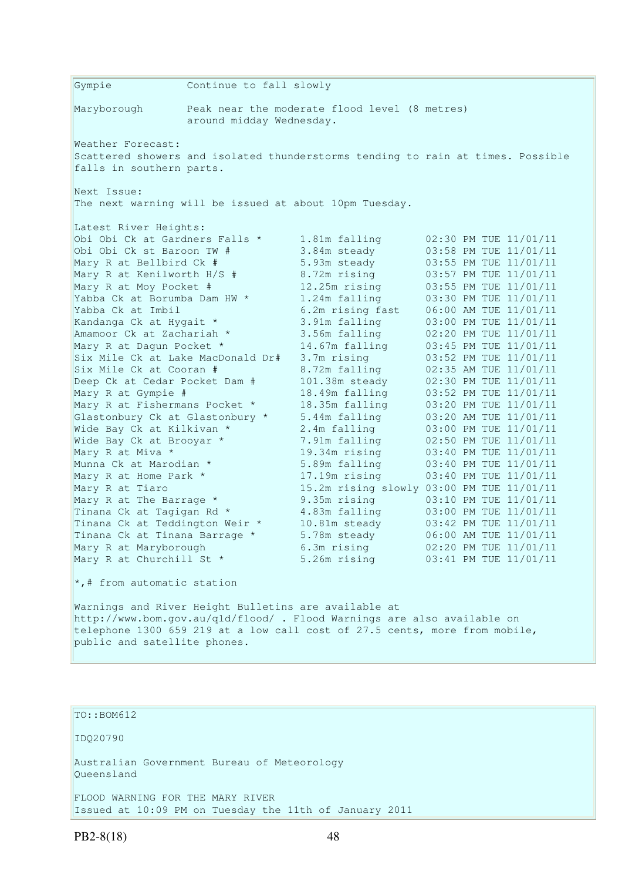Gympie            Continue to fall slowly

Maryborough       Peak near the moderate flood level (8 metres)
                  around midday Wednesday.

Weather Forecast:
Scattered showers and isolated thunderstorms tending to rain at times. Possible falls in southern parts.

Next Issue:
The next warning will be issued at about 10pm Tuesday.

Latest River Heights:

| Location | Height | Time |
|---|---|---|
| Obi Obi Ck at Gardners Falls * | 1.81m falling | 02:30 PM TUE 11/01/11 |
| Obi Obi Ck st Baroon TW # | 3.84m steady | 03:58 PM TUE 11/01/11 |
| Mary R at Bellbird Ck # | 5.93m steady | 03:55 PM TUE 11/01/11 |
| Mary R at Kenilworth H/S # | 8.72m rising | 03:57 PM TUE 11/01/11 |
| Mary R at Moy Pocket # | 12.25m rising | 03:55 PM TUE 11/01/11 |
| Yabba Ck at Borumba Dam HW * | 1.24m falling | 03:30 PM TUE 11/01/11 |
| Yabba Ck at Imbil | 6.2m rising fast | 06:00 AM TUE 11/01/11 |
| Kandanga Ck at Hygait * | 3.91m falling | 03:00 PM TUE 11/01/11 |
| Amamoor Ck at Zachariah * | 3.56m falling | 02:20 PM TUE 11/01/11 |
| Mary R at Dagun Pocket * | 14.67m falling | 03:45 PM TUE 11/01/11 |
| Six Mile Ck at Lake MacDonald Dr# | 3.7m rising | 03:52 PM TUE 11/01/11 |
| Six Mile Ck at Cooran # | 8.72m falling | 02:35 AM TUE 11/01/11 |
| Deep Ck at Cedar Pocket Dam # | 101.38m steady | 02:30 PM TUE 11/01/11 |
| Mary R at Gympie # | 18.49m falling | 03:52 PM TUE 11/01/11 |
| Mary R at Fishermans Pocket * | 18.35m falling | 03:20 PM TUE 11/01/11 |
| Glastonbury Ck at Glastonbury * | 5.44m falling | 03:20 AM TUE 11/01/11 |
| Wide Bay Ck at Kilkivan * | 2.4m falling | 03:00 PM TUE 11/01/11 |
| Wide Bay Ck at Brooyar * | 7.91m falling | 02:50 PM TUE 11/01/11 |
| Mary R at Miva * | 19.34m rising | 03:40 PM TUE 11/01/11 |
| Munna Ck at Marodian * | 5.89m falling | 03:40 PM TUE 11/01/11 |
| Mary R at Home Park * | 17.19m rising | 03:40 PM TUE 11/01/11 |
| Mary R at Tiaro | 15.2m rising slowly | 03:00 PM TUE 11/01/11 |
| Mary R at The Barrage * | 9.35m rising | 03:10 PM TUE 11/01/11 |
| Tinana Ck at Tagigan Rd * | 4.83m falling | 03:00 PM TUE 11/01/11 |
| Tinana Ck at Teddington Weir * | 10.81m steady | 03:42 PM TUE 11/01/11 |
| Tinana Ck at Tinana Barrage * | 5.78m steady | 06:00 AM TUE 11/01/11 |
| Mary R at Maryborough | 6.3m rising | 02:20 PM TUE 11/01/11 |
| Mary R at Churchill St * | 5.26m rising | 03:41 PM TUE 11/01/11 |

*,# from automatic station

Warnings and River Height Bulletins are available at http://www.bom.gov.au/qld/flood/ . Flood Warnings are also available on telephone 1300 659 219 at a low call cost of 27.5 cents, more from mobile, public and satellite phones.

---

TO::BOM612

IDQ20790

Australian Government Bureau of Meteorology
Queensland

FLOOD WARNING FOR THE MARY RIVER
Issued at 10:09 PM on Tuesday the 11th of January 2011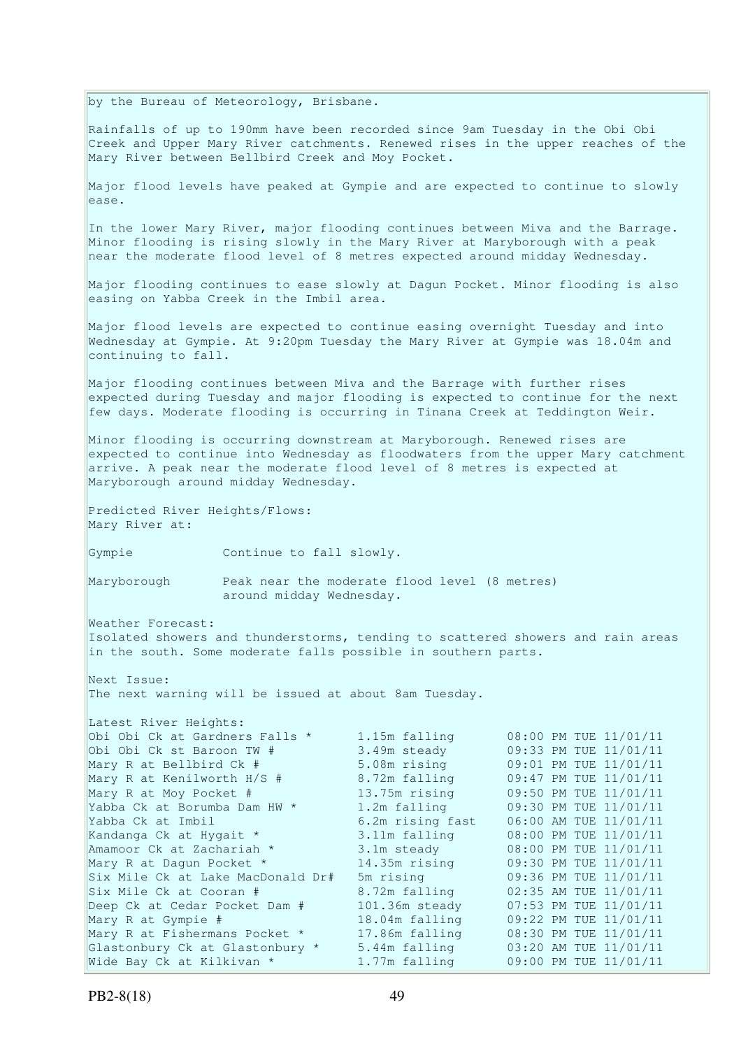by the Bureau of Meteorology, Brisbane.

Rainfalls of up to 190mm have been recorded since 9am Tuesday in the Obi Obi Creek and Upper Mary River catchments. Renewed rises in the upper reaches of the Mary River between Bellbird Creek and Moy Pocket.

Major flood levels have peaked at Gympie and are expected to continue to slowly ease.

In the lower Mary River, major flooding continues between Miva and the Barrage. Minor flooding is rising slowly in the Mary River at Maryborough with a peak near the moderate flood level of 8 metres expected around midday Wednesday.

Major flooding continues to ease slowly at Dagun Pocket. Minor flooding is also easing on Yabba Creek in the Imbil area.

Major flood levels are expected to continue easing overnight Tuesday and into Wednesday at Gympie. At 9:20pm Tuesday the Mary River at Gympie was 18.04m and continuing to fall.

Major flooding continues between Miva and the Barrage with further rises expected during Tuesday and major flooding is expected to continue for the next few days. Moderate flooding is occurring in Tinana Creek at Teddington Weir.

Minor flooding is occurring downstream at Maryborough. Renewed rises are expected to continue into Wednesday as floodwaters from the upper Mary catchment arrive. A peak near the moderate flood level of 8 metres is expected at Maryborough around midday Wednesday.

Predicted River Heights/Flows:
Mary River at:

| | |
|---|---|
| Gympie | Continue to fall slowly. |
| Maryborough | Peak near the moderate flood level (8 metres) around midday Wednesday. |

Weather Forecast:
Isolated showers and thunderstorms, tending to scattered showers and rain areas in the south. Some moderate falls possible in southern parts.

Next Issue:
The next warning will be issued at about 8am Tuesday.

Latest River Heights:

| | | |
|---|---|---|
| Obi Obi Ck at Gardners Falls * | 1.15m falling | 08:00 PM TUE 11/01/11 |
| Obi Obi Ck st Baroon TW # | 3.49m steady | 09:33 PM TUE 11/01/11 |
| Mary R at Bellbird Ck # | 5.08m rising | 09:01 PM TUE 11/01/11 |
| Mary R at Kenilworth H/S # | 8.72m falling | 09:47 PM TUE 11/01/11 |
| Mary R at Moy Pocket # | 13.75m rising | 09:50 PM TUE 11/01/11 |
| Yabba Ck at Borumba Dam HW * | 1.2m falling | 09:30 PM TUE 11/01/11 |
| Yabba Ck at Imbil | 6.2m rising fast | 06:00 AM TUE 11/01/11 |
| Kandanga Ck at Hygait * | 3.11m falling | 08:00 PM TUE 11/01/11 |
| Amamoor Ck at Zachariah * | 3.1m steady | 08:00 PM TUE 11/01/11 |
| Mary R at Dagun Pocket * | 14.35m rising | 09:30 PM TUE 11/01/11 |
| Six Mile Ck at Lake MacDonald Dr# | 5m rising | 09:36 PM TUE 11/01/11 |
| Six Mile Ck at Cooran # | 8.72m falling | 02:35 AM TUE 11/01/11 |
| Deep Ck at Cedar Pocket Dam # | 101.36m steady | 07:53 PM TUE 11/01/11 |
| Mary R at Gympie # | 18.04m falling | 09:22 PM TUE 11/01/11 |
| Mary R at Fishermans Pocket * | 17.86m falling | 08:30 PM TUE 11/01/11 |
| Glastonbury Ck at Glastonbury * | 5.44m falling | 03:20 AM TUE 11/01/11 |
| Wide Bay Ck at Kilkivan * | 1.77m falling | 09:00 PM TUE 11/01/11 |

PB2-8(18)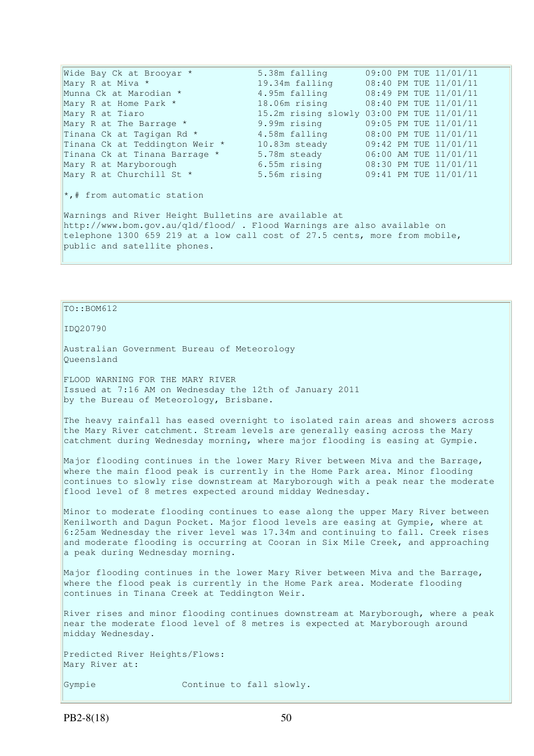```
Wide Bay Ck at Brooyar *            5.38m falling       09:00 PM TUE 11/01/11
Mary R at Miva *                    19.34m falling      08:40 PM TUE 11/01/11
Munna Ck at Marodian *              4.95m falling       08:49 PM TUE 11/01/11
Mary R at Home Park *               18.06m rising       08:40 PM TUE 11/01/11
Mary R at Tiaro                     15.2m rising slowly 03:00 PM TUE 11/01/11
Mary R at The Barrage *             9.99m rising        09:05 PM TUE 11/01/11
Tinana Ck at Tagigan Rd *           4.58m falling       08:00 PM TUE 11/01/11
Tinana Ck at Teddington Weir *      10.83m steady       09:42 PM TUE 11/01/11
Tinana Ck at Tinana Barrage *       5.78m steady        06:00 AM TUE 11/01/11
Mary R at Maryborough               6.55m rising        08:30 PM TUE 11/01/11
Mary R at Churchill St *            5.56m rising        09:41 PM TUE 11/01/11
```

*,# from automatic station

Warnings and River Height Bulletins are available at http://www.bom.gov.au/qld/flood/ . Flood Warnings are also available on telephone 1300 659 219 at a low call cost of 27.5 cents, more from mobile, public and satellite phones.

TO::BOM612

IDQ20790

Australian Government Bureau of Meteorology
Queensland

FLOOD WARNING FOR THE MARY RIVER
Issued at 7:16 AM on Wednesday the 12th of January 2011
by the Bureau of Meteorology, Brisbane.

The heavy rainfall has eased overnight to isolated rain areas and showers across the Mary River catchment. Stream levels are generally easing across the Mary catchment during Wednesday morning, where major flooding is easing at Gympie.

Major flooding continues in the lower Mary River between Miva and the Barrage, where the main flood peak is currently in the Home Park area. Minor flooding continues to slowly rise downstream at Maryborough with a peak near the moderate flood level of 8 metres expected around midday Wednesday.

Minor to moderate flooding continues to ease along the upper Mary River between Kenilworth and Dagun Pocket. Major flood levels are easing at Gympie, where at 6:25am Wednesday the river level was 17.34m and continuing to fall. Creek rises and moderate flooding is occurring at Cooran in Six Mile Creek, and approaching a peak during Wednesday morning.

Major flooding continues in the lower Mary River between Miva and the Barrage, where the flood peak is currently in the Home Park area. Moderate flooding continues in Tinana Creek at Teddington Weir.

River rises and minor flooding continues downstream at Maryborough, where a peak near the moderate flood level of 8 metres is expected at Maryborough around midday Wednesday.

Predicted River Heights/Flows:
Mary River at:

```
Gympie                Continue to fall slowly.
```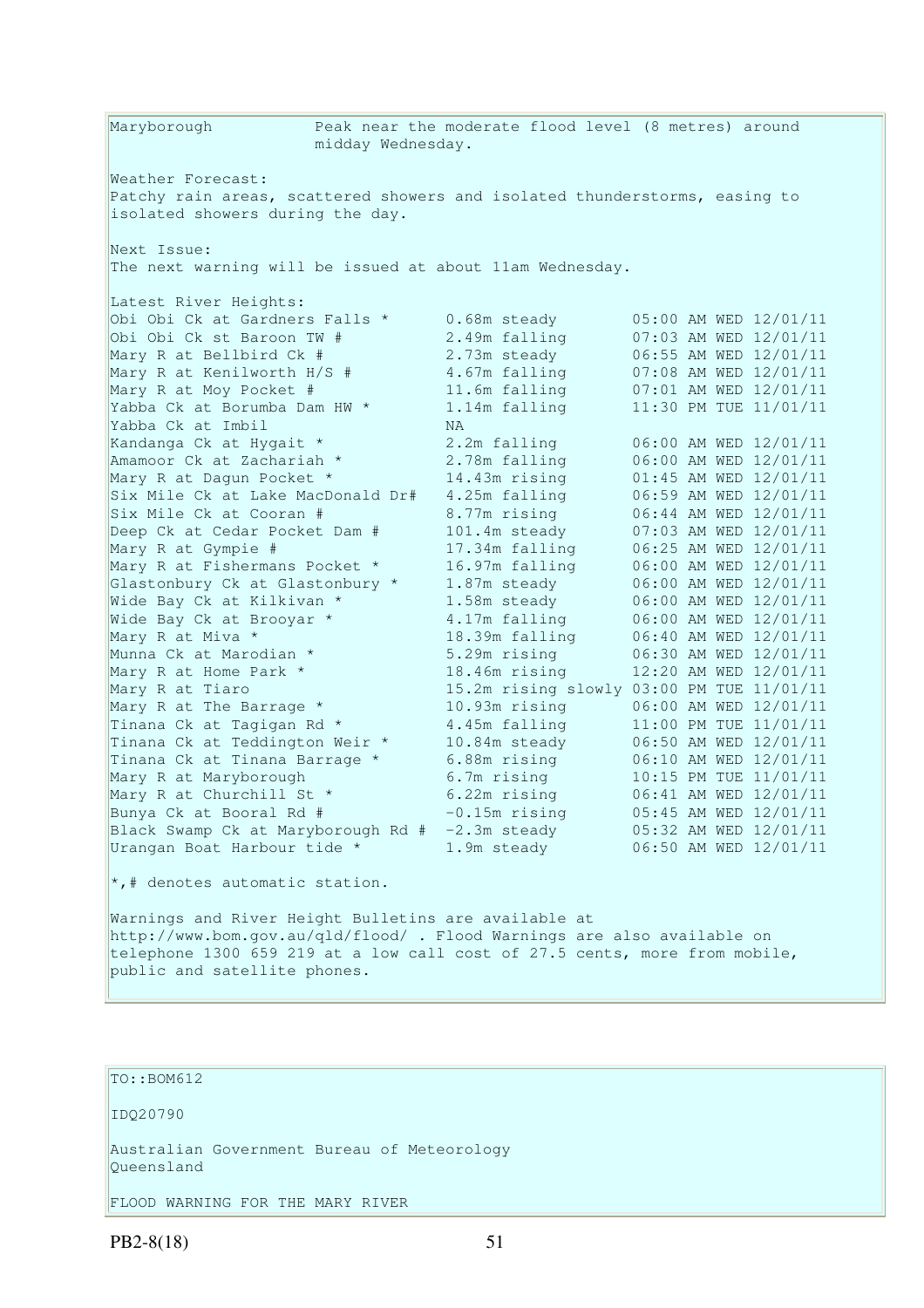Maryborough Peak near the moderate flood level (8 metres) around midday Wednesday.

Weather Forecast:
Patchy rain areas, scattered showers and isolated thunderstorms, easing to isolated showers during the day.

Next Issue:
The next warning will be issued at about 11am Wednesday.

Latest River Heights:

| Station | Height | Time |
|---|---|---|
| Obi Obi Ck at Gardners Falls * | 0.68m steady | 05:00 AM WED 12/01/11 |
| Obi Obi Ck st Baroon TW # | 2.49m falling | 07:03 AM WED 12/01/11 |
| Mary R at Bellbird Ck # | 2.73m steady | 06:55 AM WED 12/01/11 |
| Mary R at Kenilworth H/S # | 4.67m falling | 07:08 AM WED 12/01/11 |
| Mary R at Moy Pocket # | 11.6m falling | 07:01 AM WED 12/01/11 |
| Yabba Ck at Borumba Dam HW * | 1.14m falling | 11:30 PM TUE 11/01/11 |
| Yabba Ck at Imbil | NA | |
| Kandanga Ck at Hygait * | 2.2m falling | 06:00 AM WED 12/01/11 |
| Amamoor Ck at Zachariah * | 2.78m falling | 06:00 AM WED 12/01/11 |
| Mary R at Dagun Pocket * | 14.43m rising | 01:45 AM WED 12/01/11 |
| Six Mile Ck at Lake MacDonald Dr# | 4.25m falling | 06:59 AM WED 12/01/11 |
| Six Mile Ck at Cooran # | 8.77m rising | 06:44 AM WED 12/01/11 |
| Deep Ck at Cedar Pocket Dam # | 101.4m steady | 07:03 AM WED 12/01/11 |
| Mary R at Gympie # | 17.34m falling | 06:25 AM WED 12/01/11 |
| Mary R at Fishermans Pocket * | 16.97m falling | 06:00 AM WED 12/01/11 |
| Glastonbury Ck at Glastonbury * | 1.87m steady | 06:00 AM WED 12/01/11 |
| Wide Bay Ck at Kilkivan * | 1.58m steady | 06:00 AM WED 12/01/11 |
| Wide Bay Ck at Brooyar * | 4.17m falling | 06:00 AM WED 12/01/11 |
| Mary R at Miva * | 18.39m falling | 06:40 AM WED 12/01/11 |
| Munna Ck at Marodian * | 5.29m rising | 06:30 AM WED 12/01/11 |
| Mary R at Home Park * | 18.46m rising | 12:20 AM WED 12/01/11 |
| Mary R at Tiaro | 15.2m rising slowly | 03:00 PM TUE 11/01/11 |
| Mary R at The Barrage * | 10.93m rising | 06:00 AM WED 12/01/11 |
| Tinana Ck at Tagigan Rd * | 4.45m falling | 11:00 PM TUE 11/01/11 |
| Tinana Ck at Teddington Weir * | 10.84m steady | 06:50 AM WED 12/01/11 |
| Tinana Ck at Tinana Barrage * | 6.88m rising | 06:10 AM WED 12/01/11 |
| Mary R at Maryborough | 6.7m rising | 10:15 PM TUE 11/01/11 |
| Mary R at Churchill St * | 6.22m rising | 06:41 AM WED 12/01/11 |
| Bunya Ck at Booral Rd # | -0.15m rising | 05:45 AM WED 12/01/11 |
| Black Swamp Ck at Maryborough Rd # | -2.3m steady | 05:32 AM WED 12/01/11 |
| Urangan Boat Harbour tide * | 1.9m steady | 06:50 AM WED 12/01/11 |

*,# denotes automatic station.

Warnings and River Height Bulletins are available at http://www.bom.gov.au/qld/flood/ . Flood Warnings are also available on telephone 1300 659 219 at a low call cost of 27.5 cents, more from mobile, public and satellite phones.

TO::BOM612

IDQ20790

Australian Government Bureau of Meteorology
Queensland

FLOOD WARNING FOR THE MARY RIVER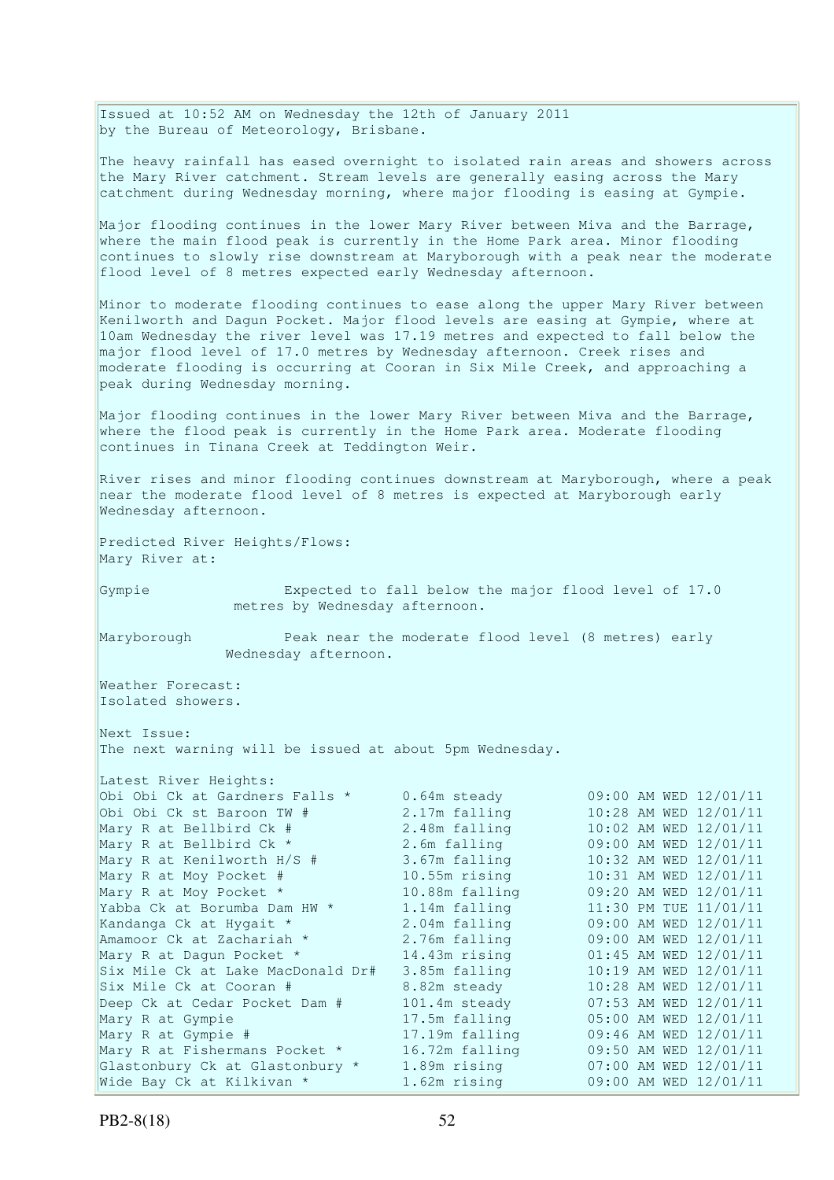Issued at 10:52 AM on Wednesday the 12th of January 2011
by the Bureau of Meteorology, Brisbane.

The heavy rainfall has eased overnight to isolated rain areas and showers across the Mary River catchment. Stream levels are generally easing across the Mary catchment during Wednesday morning, where major flooding is easing at Gympie.

Major flooding continues in the lower Mary River between Miva and the Barrage, where the main flood peak is currently in the Home Park area. Minor flooding continues to slowly rise downstream at Maryborough with a peak near the moderate flood level of 8 metres expected early Wednesday afternoon.

Minor to moderate flooding continues to ease along the upper Mary River between Kenilworth and Dagun Pocket. Major flood levels are easing at Gympie, where at 10am Wednesday the river level was 17.19 metres and expected to fall below the major flood level of 17.0 metres by Wednesday afternoon. Creek rises and moderate flooding is occurring at Cooran in Six Mile Creek, and approaching a peak during Wednesday morning.

Major flooding continues in the lower Mary River between Miva and the Barrage, where the flood peak is currently in the Home Park area. Moderate flooding continues in Tinana Creek at Teddington Weir.

River rises and minor flooding continues downstream at Maryborough, where a peak near the moderate flood level of 8 metres is expected at Maryborough early Wednesday afternoon.

Predicted River Heights/Flows:
Mary River at:

Gympie — Expected to fall below the major flood level of 17.0 metres by Wednesday afternoon.

Maryborough — Peak near the moderate flood level (8 metres) early Wednesday afternoon.

Weather Forecast:
Isolated showers.

Next Issue:
The next warning will be issued at about 5pm Wednesday.

Latest River Heights:

| Location | Height | Time |
|---|---|---|
| Obi Obi Ck at Gardners Falls * | 0.64m steady | 09:00 AM WED 12/01/11 |
| Obi Obi Ck st Baroon TW # | 2.17m falling | 10:28 AM WED 12/01/11 |
| Mary R at Bellbird Ck # | 2.48m falling | 10:02 AM WED 12/01/11 |
| Mary R at Bellbird Ck * | 2.6m falling | 09:00 AM WED 12/01/11 |
| Mary R at Kenilworth H/S # | 3.67m falling | 10:32 AM WED 12/01/11 |
| Mary R at Moy Pocket # | 10.55m rising | 10:31 AM WED 12/01/11 |
| Mary R at Moy Pocket * | 10.88m falling | 09:20 AM WED 12/01/11 |
| Yabba Ck at Borumba Dam HW * | 1.14m falling | 11:30 PM TUE 11/01/11 |
| Kandanga Ck at Hygait * | 2.04m falling | 09:00 AM WED 12/01/11 |
| Amamoor Ck at Zachariah * | 2.76m falling | 09:00 AM WED 12/01/11 |
| Mary R at Dagun Pocket * | 14.43m rising | 01:45 AM WED 12/01/11 |
| Six Mile Ck at Lake MacDonald Dr# | 3.85m falling | 10:19 AM WED 12/01/11 |
| Six Mile Ck at Cooran # | 8.82m steady | 10:28 AM WED 12/01/11 |
| Deep Ck at Cedar Pocket Dam # | 101.4m steady | 07:53 AM WED 12/01/11 |
| Mary R at Gympie | 17.5m falling | 05:00 AM WED 12/01/11 |
| Mary R at Gympie # | 17.19m falling | 09:46 AM WED 12/01/11 |
| Mary R at Fishermans Pocket * | 16.72m falling | 09:50 AM WED 12/01/11 |
| Glastonbury Ck at Glastonbury * | 1.89m rising | 07:00 AM WED 12/01/11 |
| Wide Bay Ck at Kilkivan * | 1.62m rising | 09:00 AM WED 12/01/11 |

PB2-8(18)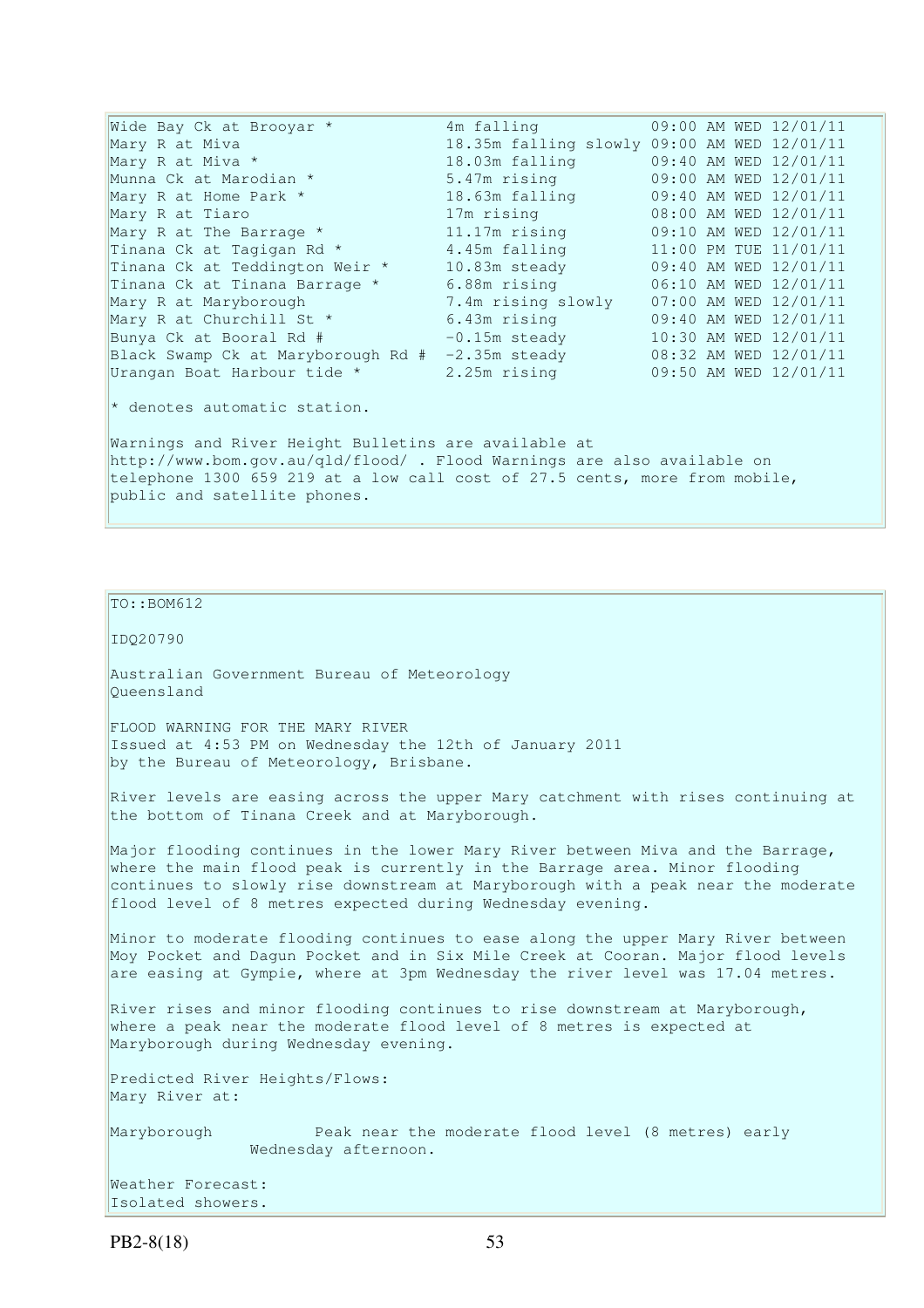| | | |
|---|---|---|
| Wide Bay Ck at Brooyar * | 4m falling | 09:00 AM WED 12/01/11 |
| Mary R at Miva | 18.35m falling slowly | 09:00 AM WED 12/01/11 |
| Mary R at Miva * | 18.03m falling | 09:40 AM WED 12/01/11 |
| Munna Ck at Marodian * | 5.47m rising | 09:00 AM WED 12/01/11 |
| Mary R at Home Park * | 18.63m falling | 09:40 AM WED 12/01/11 |
| Mary R at Tiaro | 17m rising | 08:00 AM WED 12/01/11 |
| Mary R at The Barrage * | 11.17m rising | 09:10 AM WED 12/01/11 |
| Tinana Ck at Tagigan Rd * | 4.45m falling | 11:00 PM TUE 11/01/11 |
| Tinana Ck at Teddington Weir * | 10.83m steady | 09:40 AM WED 12/01/11 |
| Tinana Ck at Tinana Barrage * | 6.88m rising | 06:10 AM WED 12/01/11 |
| Mary R at Maryborough | 7.4m rising slowly | 07:00 AM WED 12/01/11 |
| Mary R at Churchill St * | 6.43m rising | 09:40 AM WED 12/01/11 |
| Bunya Ck at Booral Rd # | -0.15m steady | 10:30 AM WED 12/01/11 |
| Black Swamp Ck at Maryborough Rd # | -2.35m steady | 08:32 AM WED 12/01/11 |
| Urangan Boat Harbour tide * | 2.25m rising | 09:50 AM WED 12/01/11 |

* denotes automatic station.

Warnings and River Height Bulletins are available at http://www.bom.gov.au/qld/flood/ . Flood Warnings are also available on telephone 1300 659 219 at a low call cost of 27.5 cents, more from mobile, public and satellite phones.

TO::BOM612

IDQ20790

Australian Government Bureau of Meteorology
Queensland

FLOOD WARNING FOR THE MARY RIVER
Issued at 4:53 PM on Wednesday the 12th of January 2011
by the Bureau of Meteorology, Brisbane.

River levels are easing across the upper Mary catchment with rises continuing at the bottom of Tinana Creek and at Maryborough.

Major flooding continues in the lower Mary River between Miva and the Barrage, where the main flood peak is currently in the Barrage area. Minor flooding continues to slowly rise downstream at Maryborough with a peak near the moderate flood level of 8 metres expected during Wednesday evening.

Minor to moderate flooding continues to ease along the upper Mary River between Moy Pocket and Dagun Pocket and in Six Mile Creek at Cooran. Major flood levels are easing at Gympie, where at 3pm Wednesday the river level was 17.04 metres.

River rises and minor flooding continues to rise downstream at Maryborough, where a peak near the moderate flood level of 8 metres is expected at Maryborough during Wednesday evening.

Predicted River Heights/Flows:
Mary River at:

Maryborough Peak near the moderate flood level (8 metres) early Wednesday afternoon.

Weather Forecast:
Isolated showers.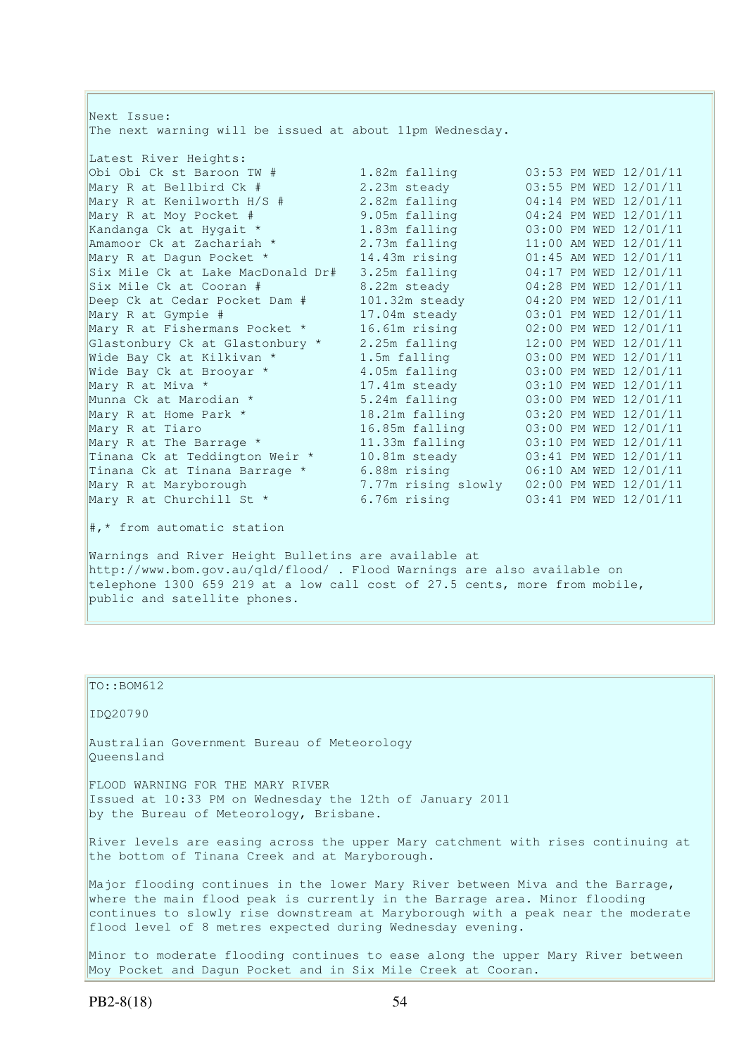Next Issue:
The next warning will be issued at about 11pm Wednesday.

Latest River Heights:

| Location | Height | Time |
|---|---|---|
| Obi Obi Ck st Baroon TW # | 1.82m falling | 03:53 PM WED 12/01/11 |
| Mary R at Bellbird Ck # | 2.23m steady | 03:55 PM WED 12/01/11 |
| Mary R at Kenilworth H/S # | 2.82m falling | 04:14 PM WED 12/01/11 |
| Mary R at Moy Pocket # | 9.05m falling | 04:24 PM WED 12/01/11 |
| Kandanga Ck at Hygait * | 1.83m falling | 03:00 PM WED 12/01/11 |
| Amamoor Ck at Zachariah * | 2.73m falling | 11:00 AM WED 12/01/11 |
| Mary R at Dagun Pocket * | 14.43m rising | 01:45 AM WED 12/01/11 |
| Six Mile Ck at Lake MacDonald Dr# | 3.25m falling | 04:17 PM WED 12/01/11 |
| Six Mile Ck at Cooran # | 8.22m steady | 04:28 PM WED 12/01/11 |
| Deep Ck at Cedar Pocket Dam # | 101.32m steady | 04:20 PM WED 12/01/11 |
| Mary R at Gympie # | 17.04m steady | 03:01 PM WED 12/01/11 |
| Mary R at Fishermans Pocket * | 16.61m rising | 02:00 PM WED 12/01/11 |
| Glastonbury Ck at Glastonbury * | 2.25m falling | 12:00 PM WED 12/01/11 |
| Wide Bay Ck at Kilkivan * | 1.5m falling | 03:00 PM WED 12/01/11 |
| Wide Bay Ck at Brooyar * | 4.05m falling | 03:00 PM WED 12/01/11 |
| Mary R at Miva * | 17.41m steady | 03:10 PM WED 12/01/11 |
| Munna Ck at Marodian * | 5.24m falling | 03:00 PM WED 12/01/11 |
| Mary R at Home Park * | 18.21m falling | 03:20 PM WED 12/01/11 |
| Mary R at Tiaro | 16.85m falling | 03:00 PM WED 12/01/11 |
| Mary R at The Barrage * | 11.33m falling | 03:10 PM WED 12/01/11 |
| Tinana Ck at Teddington Weir * | 10.81m steady | 03:41 PM WED 12/01/11 |
| Tinana Ck at Tinana Barrage * | 6.88m rising | 06:10 AM WED 12/01/11 |
| Mary R at Maryborough | 7.77m rising slowly | 02:00 PM WED 12/01/11 |
| Mary R at Churchill St * | 6.76m rising | 03:41 PM WED 12/01/11 |

#,* from automatic station

Warnings and River Height Bulletins are available at http://www.bom.gov.au/qld/flood/ . Flood Warnings are also available on telephone 1300 659 219 at a low call cost of 27.5 cents, more from mobile, public and satellite phones.

TO::BOM612

IDQ20790

Australian Government Bureau of Meteorology
Queensland

FLOOD WARNING FOR THE MARY RIVER
Issued at 10:33 PM on Wednesday the 12th of January 2011
by the Bureau of Meteorology, Brisbane.

River levels are easing across the upper Mary catchment with rises continuing at the bottom of Tinana Creek and at Maryborough.

Major flooding continues in the lower Mary River between Miva and the Barrage, where the main flood peak is currently in the Barrage area. Minor flooding continues to slowly rise downstream at Maryborough with a peak near the moderate flood level of 8 metres expected during Wednesday evening.

Minor to moderate flooding continues to ease along the upper Mary River between Moy Pocket and Dagun Pocket and in Six Mile Creek at Cooran.

PB2-8(18)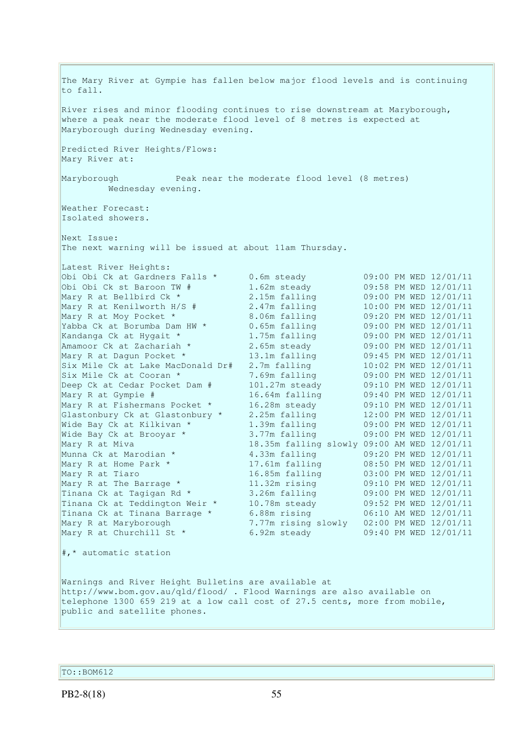The Mary River at Gympie has fallen below major flood levels and is continuing to fall.

River rises and minor flooding continues to rise downstream at Maryborough, where a peak near the moderate flood level of 8 metres is expected at Maryborough during Wednesday evening.

Predicted River Heights/Flows:
Mary River at:

Maryborough Peak near the moderate flood level (8 metres) Wednesday evening.

Weather Forecast:
Isolated showers.

Next Issue:
The next warning will be issued at about 11am Thursday.

Latest River Heights:

| Location | Height | Time |
|---|---|---|
| Obi Obi Ck at Gardners Falls * | 0.6m steady | 09:00 PM WED 12/01/11 |
| Obi Obi Ck st Baroon TW # | 1.62m steady | 09:58 PM WED 12/01/11 |
| Mary R at Bellbird Ck * | 2.15m falling | 09:00 PM WED 12/01/11 |
| Mary R at Kenilworth H/S # | 2.47m falling | 10:00 PM WED 12/01/11 |
| Mary R at Moy Pocket * | 8.06m falling | 09:20 PM WED 12/01/11 |
| Yabba Ck at Borumba Dam HW * | 0.65m falling | 09:00 PM WED 12/01/11 |
| Kandanga Ck at Hygait * | 1.75m falling | 09:00 PM WED 12/01/11 |
| Amamoor Ck at Zachariah * | 2.65m steady | 09:00 PM WED 12/01/11 |
| Mary R at Dagun Pocket * | 13.1m falling | 09:45 PM WED 12/01/11 |
| Six Mile Ck at Lake MacDonald Dr# | 2.7m falling | 10:02 PM WED 12/01/11 |
| Six Mile Ck at Cooran * | 7.69m falling | 09:00 PM WED 12/01/11 |
| Deep Ck at Cedar Pocket Dam # | 101.27m steady | 09:10 PM WED 12/01/11 |
| Mary R at Gympie # | 16.64m falling | 09:40 PM WED 12/01/11 |
| Mary R at Fishermans Pocket * | 16.28m steady | 09:10 PM WED 12/01/11 |
| Glastonbury Ck at Glastonbury * | 2.25m falling | 12:00 PM WED 12/01/11 |
| Wide Bay Ck at Kilkivan * | 1.39m falling | 09:00 PM WED 12/01/11 |
| Wide Bay Ck at Brooyar * | 3.77m falling | 09:00 PM WED 12/01/11 |
| Mary R at Miva | 18.35m falling slowly | 09:00 AM WED 12/01/11 |
| Munna Ck at Marodian * | 4.33m falling | 09:20 PM WED 12/01/11 |
| Mary R at Home Park * | 17.61m falling | 08:50 PM WED 12/01/11 |
| Mary R at Tiaro | 16.85m falling | 03:00 PM WED 12/01/11 |
| Mary R at The Barrage * | 11.32m rising | 09:10 PM WED 12/01/11 |
| Tinana Ck at Tagigan Rd * | 3.26m falling | 09:00 PM WED 12/01/11 |
| Tinana Ck at Teddington Weir * | 10.78m steady | 09:52 PM WED 12/01/11 |
| Tinana Ck at Tinana Barrage * | 6.88m rising | 06:10 AM WED 12/01/11 |
| Mary R at Maryborough | 7.77m rising slowly | 02:00 PM WED 12/01/11 |
| Mary R at Churchill St * | 6.92m steady | 09:40 PM WED 12/01/11 |

#,* automatic station

Warnings and River Height Bulletins are available at http://www.bom.gov.au/qld/flood/ . Flood Warnings are also available on telephone 1300 659 219 at a low call cost of 27.5 cents, more from mobile, public and satellite phones.

TO::BOM612

PB2-8(18)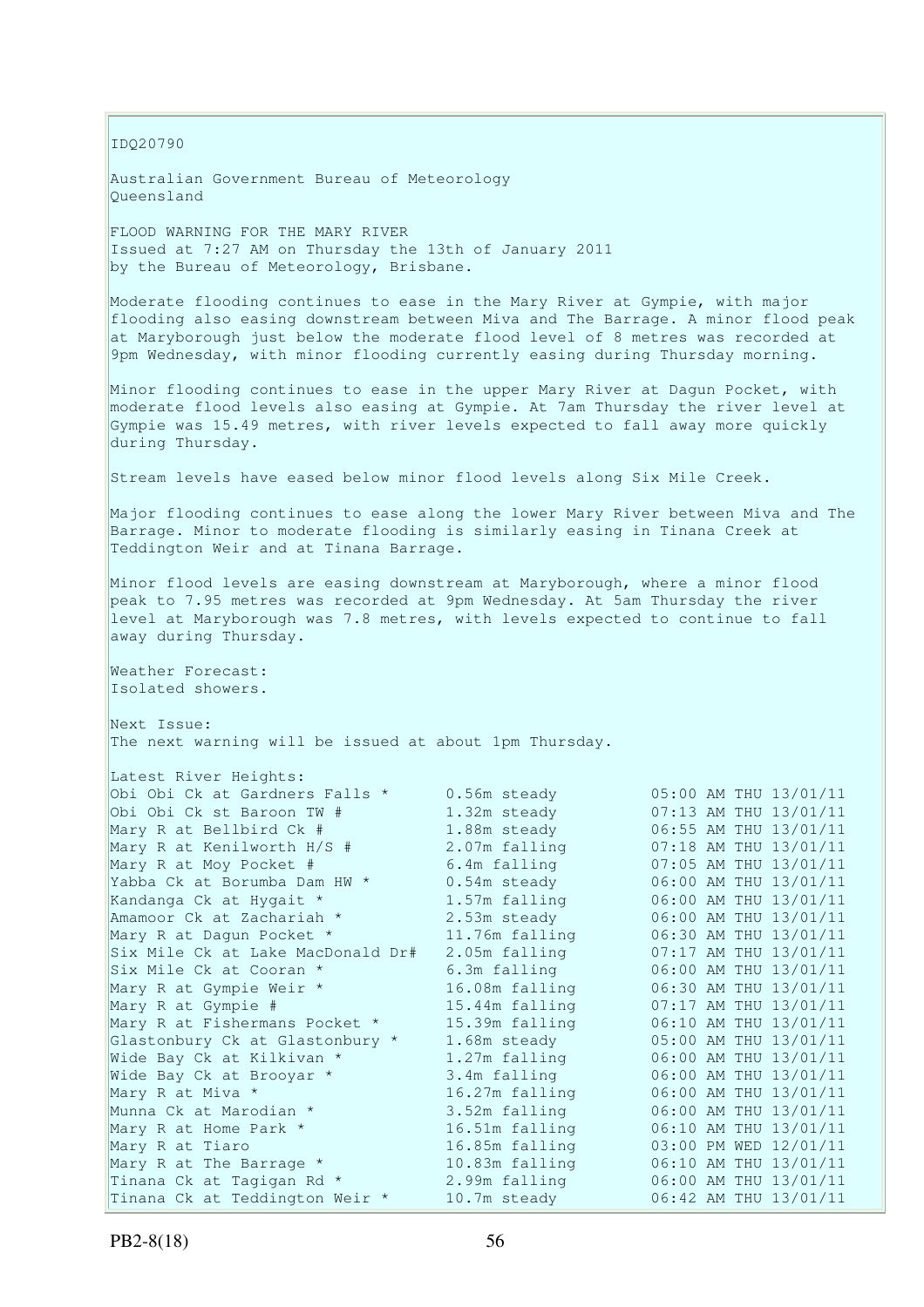IDQ20790

Australian Government Bureau of Meteorology
Queensland

FLOOD WARNING FOR THE MARY RIVER
Issued at 7:27 AM on Thursday the 13th of January 2011
by the Bureau of Meteorology, Brisbane.

Moderate flooding continues to ease in the Mary River at Gympie, with major flooding also easing downstream between Miva and The Barrage. A minor flood peak at Maryborough just below the moderate flood level of 8 metres was recorded at 9pm Wednesday, with minor flooding currently easing during Thursday morning.

Minor flooding continues to ease in the upper Mary River at Dagun Pocket, with moderate flood levels also easing at Gympie. At 7am Thursday the river level at Gympie was 15.49 metres, with river levels expected to fall away more quickly during Thursday.

Stream levels have eased below minor flood levels along Six Mile Creek.

Major flooding continues to ease along the lower Mary River between Miva and The Barrage. Minor to moderate flooding is similarly easing in Tinana Creek at Teddington Weir and at Tinana Barrage.

Minor flood levels are easing downstream at Maryborough, where a minor flood peak to 7.95 metres was recorded at 9pm Wednesday. At 5am Thursday the river level at Maryborough was 7.8 metres, with levels expected to continue to fall away during Thursday.

Weather Forecast:
Isolated showers.

Next Issue:
The next warning will be issued at about 1pm Thursday.

Latest River Heights:

| Location | Height | Time |
|---|---|---|
| Obi Obi Ck at Gardners Falls * | 0.56m steady | 05:00 AM THU 13/01/11 |
| Obi Obi Ck st Baroon TW # | 1.32m steady | 07:13 AM THU 13/01/11 |
| Mary R at Bellbird Ck # | 1.88m steady | 06:55 AM THU 13/01/11 |
| Mary R at Kenilworth H/S # | 2.07m falling | 07:18 AM THU 13/01/11 |
| Mary R at Moy Pocket # | 6.4m falling | 07:05 AM THU 13/01/11 |
| Yabba Ck at Borumba Dam HW * | 0.54m steady | 06:00 AM THU 13/01/11 |
| Kandanga Ck at Hygait * | 1.57m falling | 06:00 AM THU 13/01/11 |
| Amamoor Ck at Zachariah * | 2.53m steady | 06:00 AM THU 13/01/11 |
| Mary R at Dagun Pocket * | 11.76m falling | 06:30 AM THU 13/01/11 |
| Six Mile Ck at Lake MacDonald Dr# | 2.05m falling | 07:17 AM THU 13/01/11 |
| Six Mile Ck at Cooran * | 6.3m falling | 06:00 AM THU 13/01/11 |
| Mary R at Gympie Weir * | 16.08m falling | 06:30 AM THU 13/01/11 |
| Mary R at Gympie # | 15.44m falling | 07:17 AM THU 13/01/11 |
| Mary R at Fishermans Pocket * | 15.39m falling | 06:10 AM THU 13/01/11 |
| Glastonbury Ck at Glastonbury * | 1.68m steady | 05:00 AM THU 13/01/11 |
| Wide Bay Ck at Kilkivan * | 1.27m falling | 06:00 AM THU 13/01/11 |
| Wide Bay Ck at Brooyar * | 3.4m falling | 06:00 AM THU 13/01/11 |
| Mary R at Miva * | 16.27m falling | 06:00 AM THU 13/01/11 |
| Munna Ck at Marodian * | 3.52m falling | 06:00 AM THU 13/01/11 |
| Mary R at Home Park * | 16.51m falling | 06:10 AM THU 13/01/11 |
| Mary R at Tiaro | 16.85m falling | 03:00 PM WED 12/01/11 |
| Mary R at The Barrage * | 10.83m falling | 06:10 AM THU 13/01/11 |
| Tinana Ck at Tagigan Rd * | 2.99m falling | 06:00 AM THU 13/01/11 |
| Tinana Ck at Teddington Weir * | 10.7m steady | 06:42 AM THU 13/01/11 |

PB2-8(18)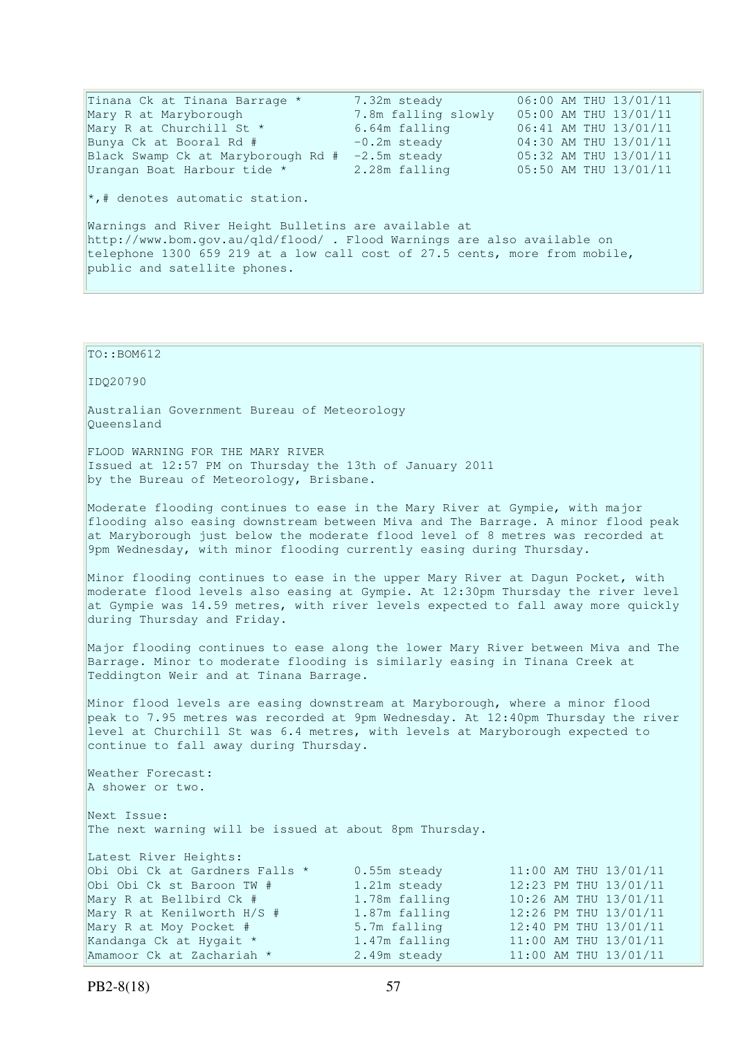| | | |
|---|---|---|
| Tinana Ck at Tinana Barrage * | 7.32m steady | 06:00 AM THU 13/01/11 |
| Mary R at Maryborough | 7.8m falling slowly | 05:00 AM THU 13/01/11 |
| Mary R at Churchill St * | 6.64m falling | 06:41 AM THU 13/01/11 |
| Bunya Ck at Booral Rd # | -0.2m steady | 04:30 AM THU 13/01/11 |
| Black Swamp Ck at Maryborough Rd # | -2.5m steady | 05:32 AM THU 13/01/11 |
| Urangan Boat Harbour tide * | 2.28m falling | 05:50 AM THU 13/01/11 |

*,# denotes automatic station.

Warnings and River Height Bulletins are available at http://www.bom.gov.au/qld/flood/ . Flood Warnings are also available on telephone 1300 659 219 at a low call cost of 27.5 cents, more from mobile, public and satellite phones.

TO::BOM612

IDQ20790

Australian Government Bureau of Meteorology
Queensland

FLOOD WARNING FOR THE MARY RIVER
Issued at 12:57 PM on Thursday the 13th of January 2011
by the Bureau of Meteorology, Brisbane.

Moderate flooding continues to ease in the Mary River at Gympie, with major flooding also easing downstream between Miva and The Barrage. A minor flood peak at Maryborough just below the moderate flood level of 8 metres was recorded at 9pm Wednesday, with minor flooding currently easing during Thursday.

Minor flooding continues to ease in the upper Mary River at Dagun Pocket, with moderate flood levels also easing at Gympie. At 12:30pm Thursday the river level at Gympie was 14.59 metres, with river levels expected to fall away more quickly during Thursday and Friday.

Major flooding continues to ease along the lower Mary River between Miva and The Barrage. Minor to moderate flooding is similarly easing in Tinana Creek at Teddington Weir and at Tinana Barrage.

Minor flood levels are easing downstream at Maryborough, where a minor flood peak to 7.95 metres was recorded at 9pm Wednesday. At 12:40pm Thursday the river level at Churchill St was 6.4 metres, with levels at Maryborough expected to continue to fall away during Thursday.

Weather Forecast:
A shower or two.

Next Issue:
The next warning will be issued at about 8pm Thursday.

Latest River Heights:

| | | |
|---|---|---|
| Obi Obi Ck at Gardners Falls * | 0.55m steady | 11:00 AM THU 13/01/11 |
| Obi Obi Ck st Baroon TW # | 1.21m steady | 12:23 PM THU 13/01/11 |
| Mary R at Bellbird Ck # | 1.78m falling | 10:26 AM THU 13/01/11 |
| Mary R at Kenilworth H/S # | 1.87m falling | 12:26 PM THU 13/01/11 |
| Mary R at Moy Pocket # | 5.7m falling | 12:40 PM THU 13/01/11 |
| Kandanga Ck at Hygait * | 1.47m falling | 11:00 AM THU 13/01/11 |
| Amamoor Ck at Zachariah * | 2.49m steady | 11:00 AM THU 13/01/11 |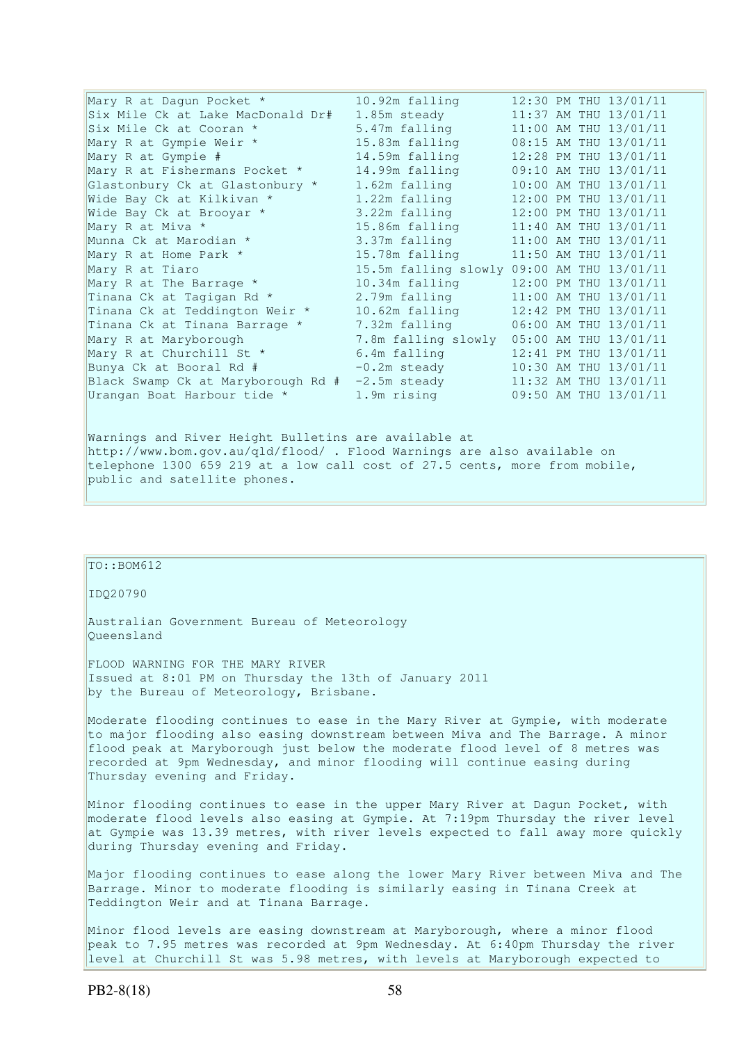| | | |
|---|---|---|
| Mary R at Dagun Pocket * | 10.92m falling | 12:30 PM THU 13/01/11 |
| Six Mile Ck at Lake MacDonald Dr# | 1.85m steady | 11:37 AM THU 13/01/11 |
| Six Mile Ck at Cooran * | 5.47m falling | 11:00 AM THU 13/01/11 |
| Mary R at Gympie Weir * | 15.83m falling | 08:15 AM THU 13/01/11 |
| Mary R at Gympie # | 14.59m falling | 12:28 PM THU 13/01/11 |
| Mary R at Fishermans Pocket * | 14.99m falling | 09:10 AM THU 13/01/11 |
| Glastonbury Ck at Glastonbury * | 1.62m falling | 10:00 AM THU 13/01/11 |
| Wide Bay Ck at Kilkivan * | 1.22m falling | 12:00 PM THU 13/01/11 |
| Wide Bay Ck at Brooyar * | 3.22m falling | 12:00 PM THU 13/01/11 |
| Mary R at Miva * | 15.86m falling | 11:40 AM THU 13/01/11 |
| Munna Ck at Marodian * | 3.37m falling | 11:00 AM THU 13/01/11 |
| Mary R at Home Park * | 15.78m falling | 11:50 AM THU 13/01/11 |
| Mary R at Tiaro | 15.5m falling slowly | 09:00 AM THU 13/01/11 |
| Mary R at The Barrage * | 10.34m falling | 12:00 PM THU 13/01/11 |
| Tinana Ck at Tagigan Rd * | 2.79m falling | 11:00 AM THU 13/01/11 |
| Tinana Ck at Teddington Weir * | 10.62m falling | 12:42 PM THU 13/01/11 |
| Tinana Ck at Tinana Barrage * | 7.32m falling | 06:00 AM THU 13/01/11 |
| Mary R at Maryborough | 7.8m falling slowly | 05:00 AM THU 13/01/11 |
| Mary R at Churchill St * | 6.4m falling | 12:41 PM THU 13/01/11 |
| Bunya Ck at Booral Rd # | -0.2m steady | 10:30 AM THU 13/01/11 |
| Black Swamp Ck at Maryborough Rd # | -2.5m steady | 11:32 AM THU 13/01/11 |
| Urangan Boat Harbour tide * | 1.9m rising | 09:50 AM THU 13/01/11 |

Warnings and River Height Bulletins are available at http://www.bom.gov.au/qld/flood/ . Flood Warnings are also available on telephone 1300 659 219 at a low call cost of 27.5 cents, more from mobile, public and satellite phones.

TO::BOM612

IDQ20790

Australian Government Bureau of Meteorology
Queensland

FLOOD WARNING FOR THE MARY RIVER
Issued at 8:01 PM on Thursday the 13th of January 2011
by the Bureau of Meteorology, Brisbane.

Moderate flooding continues to ease in the Mary River at Gympie, with moderate to major flooding also easing downstream between Miva and The Barrage. A minor flood peak at Maryborough just below the moderate flood level of 8 metres was recorded at 9pm Wednesday, and minor flooding will continue easing during Thursday evening and Friday.

Minor flooding continues to ease in the upper Mary River at Dagun Pocket, with moderate flood levels also easing at Gympie. At 7:19pm Thursday the river level at Gympie was 13.39 metres, with river levels expected to fall away more quickly during Thursday evening and Friday.

Major flooding continues to ease along the lower Mary River between Miva and The Barrage. Minor to moderate flooding is similarly easing in Tinana Creek at Teddington Weir and at Tinana Barrage.

Minor flood levels are easing downstream at Maryborough, where a minor flood peak to 7.95 metres was recorded at 9pm Wednesday. At 6:40pm Thursday the river level at Churchill St was 5.98 metres, with levels at Maryborough expected to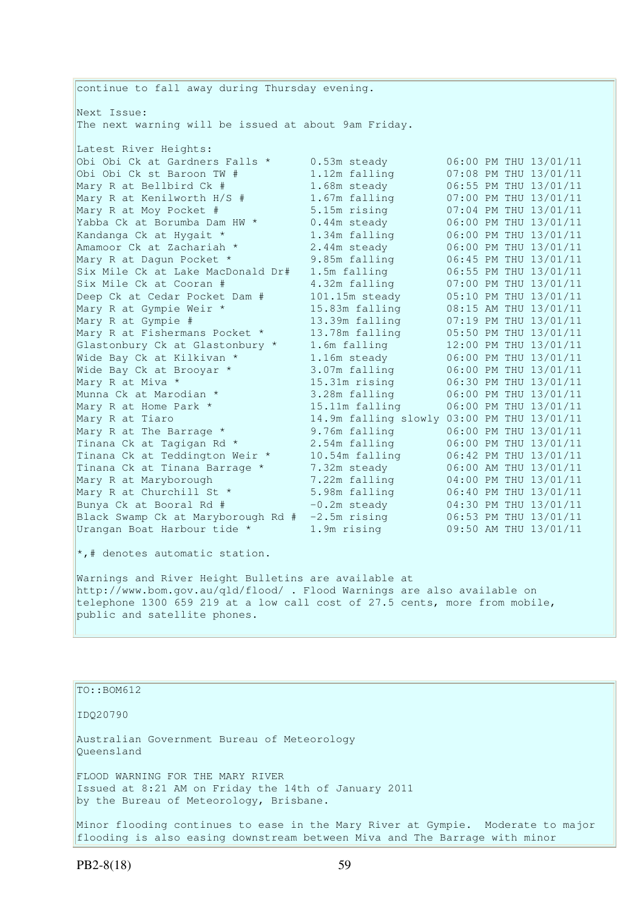continue to fall away during Thursday evening.

Next Issue:
The next warning will be issued at about 9am Friday.

Latest River Heights:

| Station | Height | Time |
|---|---|---|
| Obi Obi Ck at Gardners Falls * | 0.53m steady | 06:00 PM THU 13/01/11 |
| Obi Obi Ck st Baroon TW # | 1.12m falling | 07:08 PM THU 13/01/11 |
| Mary R at Bellbird Ck # | 1.68m steady | 06:55 PM THU 13/01/11 |
| Mary R at Kenilworth H/S # | 1.67m falling | 07:00 PM THU 13/01/11 |
| Mary R at Moy Pocket # | 5.15m rising | 07:04 PM THU 13/01/11 |
| Yabba Ck at Borumba Dam HW * | 0.44m steady | 06:00 PM THU 13/01/11 |
| Kandanga Ck at Hygait * | 1.34m falling | 06:00 PM THU 13/01/11 |
| Amamoor Ck at Zachariah * | 2.44m steady | 06:00 PM THU 13/01/11 |
| Mary R at Dagun Pocket * | 9.85m falling | 06:45 PM THU 13/01/11 |
| Six Mile Ck at Lake MacDonald Dr# | 1.5m falling | 06:55 PM THU 13/01/11 |
| Six Mile Ck at Cooran # | 4.32m falling | 07:00 PM THU 13/01/11 |
| Deep Ck at Cedar Pocket Dam # | 101.15m steady | 05:10 PM THU 13/01/11 |
| Mary R at Gympie Weir * | 15.83m falling | 08:15 AM THU 13/01/11 |
| Mary R at Gympie # | 13.39m falling | 07:19 PM THU 13/01/11 |
| Mary R at Fishermans Pocket * | 13.78m falling | 05:50 PM THU 13/01/11 |
| Glastonbury Ck at Glastonbury * | 1.6m falling | 12:00 PM THU 13/01/11 |
| Wide Bay Ck at Kilkivan * | 1.16m steady | 06:00 PM THU 13/01/11 |
| Wide Bay Ck at Brooyar * | 3.07m falling | 06:00 PM THU 13/01/11 |
| Mary R at Miva * | 15.31m rising | 06:30 PM THU 13/01/11 |
| Munna Ck at Marodian * | 3.28m falling | 06:00 PM THU 13/01/11 |
| Mary R at Home Park * | 15.11m falling | 06:00 PM THU 13/01/11 |
| Mary R at Tiaro | 14.9m falling slowly | 03:00 PM THU 13/01/11 |
| Mary R at The Barrage * | 9.76m falling | 06:00 PM THU 13/01/11 |
| Tinana Ck at Tagigan Rd * | 2.54m falling | 06:00 PM THU 13/01/11 |
| Tinana Ck at Teddington Weir * | 10.54m falling | 06:42 PM THU 13/01/11 |
| Tinana Ck at Tinana Barrage * | 7.32m steady | 06:00 AM THU 13/01/11 |
| Mary R at Maryborough | 7.22m falling | 04:00 PM THU 13/01/11 |
| Mary R at Churchill St * | 5.98m falling | 06:40 PM THU 13/01/11 |
| Bunya Ck at Booral Rd # | -0.2m steady | 04:30 PM THU 13/01/11 |
| Black Swamp Ck at Maryborough Rd # | -2.5m rising | 06:53 PM THU 13/01/11 |
| Urangan Boat Harbour tide * | 1.9m rising | 09:50 AM THU 13/01/11 |

*,# denotes automatic station.

Warnings and River Height Bulletins are available at http://www.bom.gov.au/qld/flood/ . Flood Warnings are also available on telephone 1300 659 219 at a low call cost of 27.5 cents, more from mobile, public and satellite phones.

---

TO::BOM612

IDQ20790

Australian Government Bureau of Meteorology
Queensland

FLOOD WARNING FOR THE MARY RIVER
Issued at 8:21 AM on Friday the 14th of January 2011
by the Bureau of Meteorology, Brisbane.

Minor flooding continues to ease in the Mary River at Gympie. Moderate to major flooding is also easing downstream between Miva and The Barrage with minor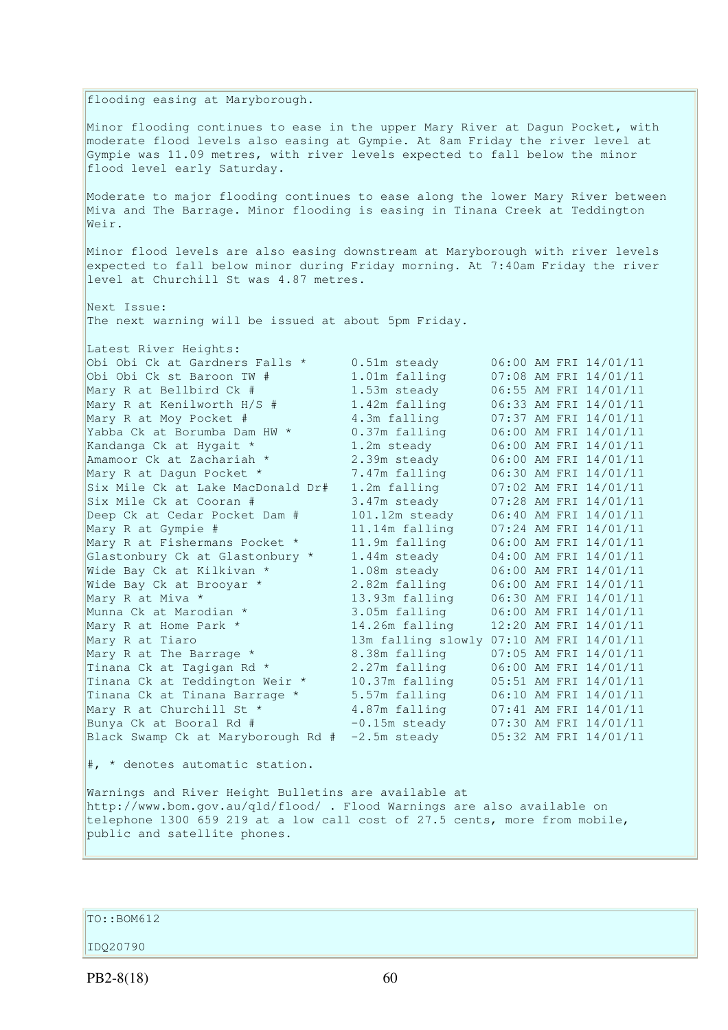flooding easing at Maryborough.

Minor flooding continues to ease in the upper Mary River at Dagun Pocket, with moderate flood levels also easing at Gympie. At 8am Friday the river level at Gympie was 11.09 metres, with river levels expected to fall below the minor flood level early Saturday.

Moderate to major flooding continues to ease along the lower Mary River between Miva and The Barrage. Minor flooding is easing in Tinana Creek at Teddington Weir.

Minor flood levels are also easing downstream at Maryborough with river levels expected to fall below minor during Friday morning. At 7:40am Friday the river level at Churchill St was 4.87 metres.

Next Issue:
The next warning will be issued at about 5pm Friday.

Latest River Heights:

| Station | Height | Time |
|---|---|---|
| Obi Obi Ck at Gardners Falls * | 0.51m steady | 06:00 AM FRI 14/01/11 |
| Obi Obi Ck st Baroon TW # | 1.01m falling | 07:08 AM FRI 14/01/11 |
| Mary R at Bellbird Ck # | 1.53m steady | 06:55 AM FRI 14/01/11 |
| Mary R at Kenilworth H/S # | 1.42m falling | 06:33 AM FRI 14/01/11 |
| Mary R at Moy Pocket # | 4.3m falling | 07:37 AM FRI 14/01/11 |
| Yabba Ck at Borumba Dam HW * | 0.37m falling | 06:00 AM FRI 14/01/11 |
| Kandanga Ck at Hygait * | 1.2m steady | 06:00 AM FRI 14/01/11 |
| Amamoor Ck at Zachariah * | 2.39m steady | 06:00 AM FRI 14/01/11 |
| Mary R at Dagun Pocket * | 7.47m falling | 06:30 AM FRI 14/01/11 |
| Six Mile Ck at Lake MacDonald Dr# | 1.2m falling | 07:02 AM FRI 14/01/11 |
| Six Mile Ck at Cooran # | 3.47m steady | 07:28 AM FRI 14/01/11 |
| Deep Ck at Cedar Pocket Dam # | 101.12m steady | 06:40 AM FRI 14/01/11 |
| Mary R at Gympie # | 11.14m falling | 07:24 AM FRI 14/01/11 |
| Mary R at Fishermans Pocket * | 11.9m falling | 06:00 AM FRI 14/01/11 |
| Glastonbury Ck at Glastonbury * | 1.44m steady | 04:00 AM FRI 14/01/11 |
| Wide Bay Ck at Kilkivan * | 1.08m steady | 06:00 AM FRI 14/01/11 |
| Wide Bay Ck at Brooyar * | 2.82m falling | 06:00 AM FRI 14/01/11 |
| Mary R at Miva * | 13.93m falling | 06:30 AM FRI 14/01/11 |
| Munna Ck at Marodian * | 3.05m falling | 06:00 AM FRI 14/01/11 |
| Mary R at Home Park * | 14.26m falling | 12:20 AM FRI 14/01/11 |
| Mary R at Tiaro | 13m falling slowly | 07:10 AM FRI 14/01/11 |
| Mary R at The Barrage * | 8.38m falling | 07:05 AM FRI 14/01/11 |
| Tinana Ck at Tagigan Rd * | 2.27m falling | 06:00 AM FRI 14/01/11 |
| Tinana Ck at Teddington Weir * | 10.37m falling | 05:51 AM FRI 14/01/11 |
| Tinana Ck at Tinana Barrage * | 5.57m falling | 06:10 AM FRI 14/01/11 |
| Mary R at Churchill St * | 4.87m falling | 07:41 AM FRI 14/01/11 |
| Bunya Ck at Booral Rd # | -0.15m steady | 07:30 AM FRI 14/01/11 |
| Black Swamp Ck at Maryborough Rd # | -2.5m steady | 05:32 AM FRI 14/01/11 |

#, * denotes automatic station.

Warnings and River Height Bulletins are available at http://www.bom.gov.au/qld/flood/ . Flood Warnings are also available on telephone 1300 659 219 at a low call cost of 27.5 cents, more from mobile, public and satellite phones.

TO::BOM612

IDQ20790

PB2-8(18)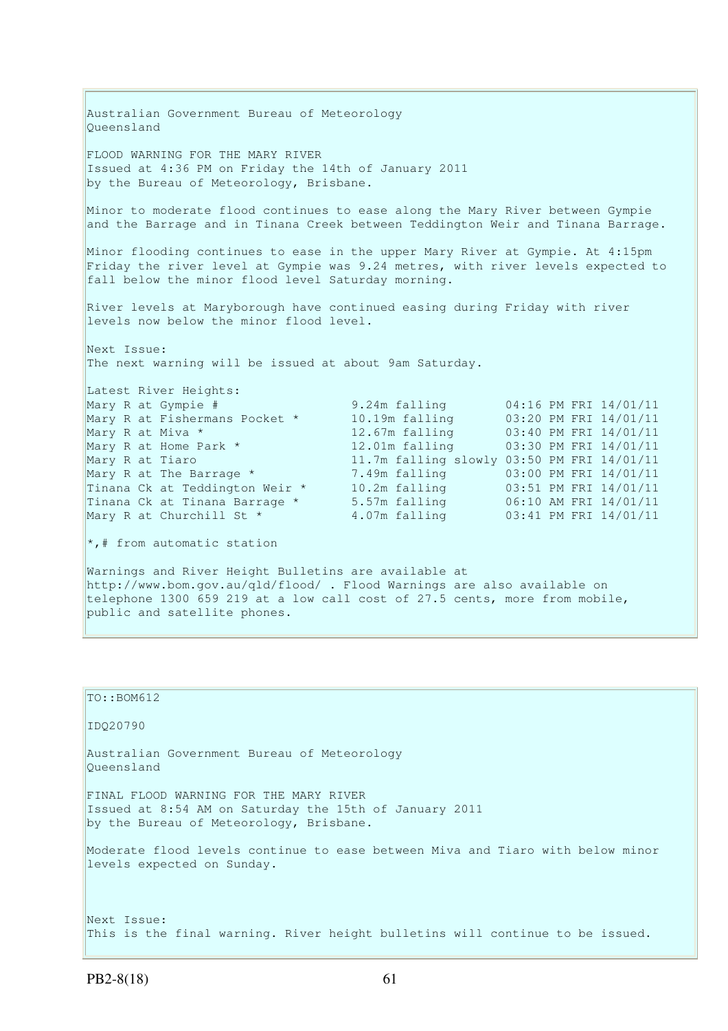Australian Government Bureau of Meteorology
Queensland

FLOOD WARNING FOR THE MARY RIVER
Issued at 4:36 PM on Friday the 14th of January 2011
by the Bureau of Meteorology, Brisbane.

Minor to moderate flood continues to ease along the Mary River between Gympie and the Barrage and in Tinana Creek between Teddington Weir and Tinana Barrage.

Minor flooding continues to ease in the upper Mary River at Gympie. At 4:15pm Friday the river level at Gympie was 9.24 metres, with river levels expected to fall below the minor flood level Saturday morning.

River levels at Maryborough have continued easing during Friday with river levels now below the minor flood level.

Next Issue:
The next warning will be issued at about 9am Saturday.

Latest River Heights:

```
Mary R at Gympie #                9.24m falling        04:16 PM FRI 14/01/11
Mary R at Fishermans Pocket *     10.19m falling       03:20 PM FRI 14/01/11
Mary R at Miva *                  12.67m falling       03:40 PM FRI 14/01/11
Mary R at Home Park *             12.01m falling       03:30 PM FRI 14/01/11
Mary R at Tiaro                   11.7m falling slowly 03:50 PM FRI 14/01/11
Mary R at The Barrage *           7.49m falling        03:00 PM FRI 14/01/11
Tinana Ck at Teddington Weir *    10.2m falling        03:51 PM FRI 14/01/11
Tinana Ck at Tinana Barrage *     5.57m falling        06:10 AM FRI 14/01/11
Mary R at Churchill St *          4.07m falling        03:41 PM FRI 14/01/11
```

*,# from automatic station

Warnings and River Height Bulletins are available at http://www.bom.gov.au/qld/flood/ . Flood Warnings are also available on telephone 1300 659 219 at a low call cost of 27.5 cents, more from mobile, public and satellite phones.

TO::BOM612

IDQ20790

Australian Government Bureau of Meteorology
Queensland

FINAL FLOOD WARNING FOR THE MARY RIVER
Issued at 8:54 AM on Saturday the 15th of January 2011
by the Bureau of Meteorology, Brisbane.

Moderate flood levels continue to ease between Miva and Tiaro with below minor levels expected on Sunday.

Next Issue:
This is the final warning. River height bulletins will continue to be issued.

PB2-8(18)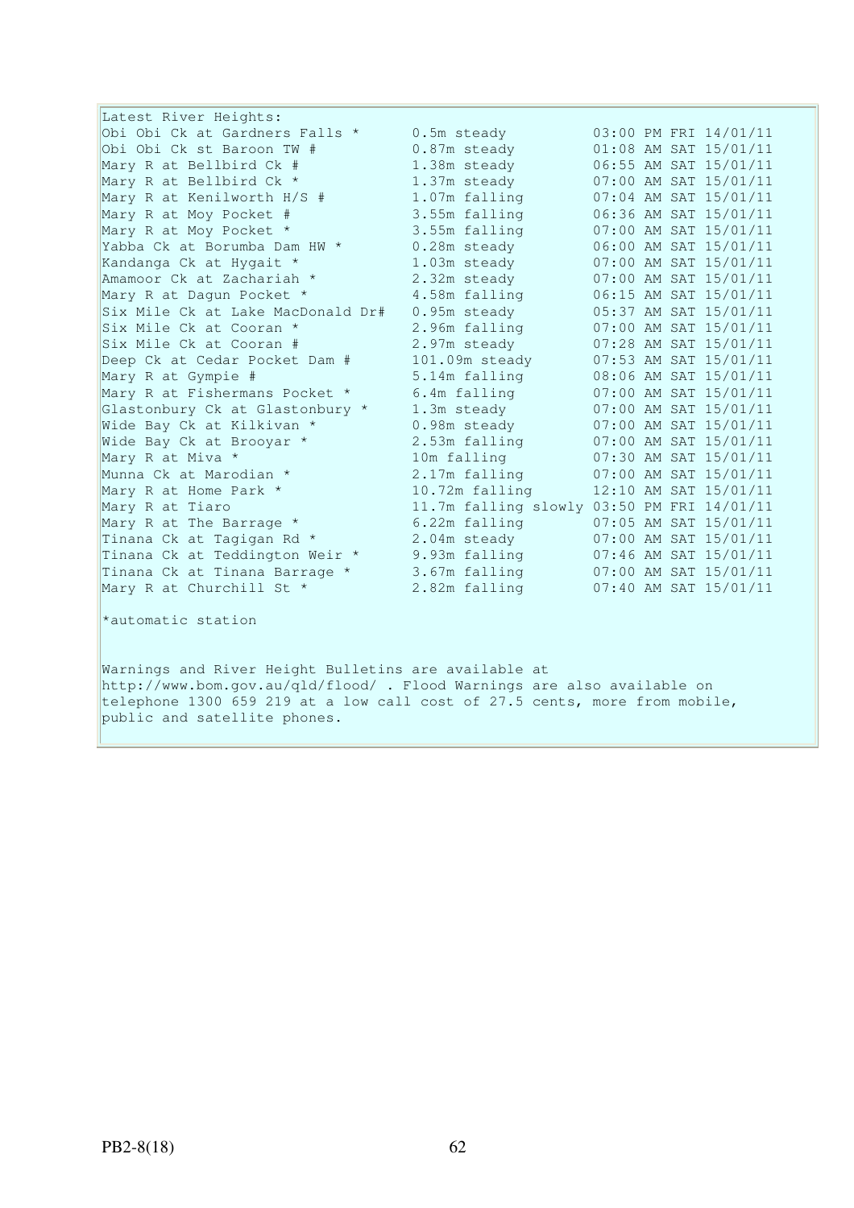Latest River Heights:

| | | |
|---|---|---|
| Obi Obi Ck at Gardners Falls * | 0.5m steady | 03:00 PM FRI 14/01/11 |
| Obi Obi Ck st Baroon TW # | 0.87m steady | 01:08 AM SAT 15/01/11 |
| Mary R at Bellbird Ck # | 1.38m steady | 06:55 AM SAT 15/01/11 |
| Mary R at Bellbird Ck * | 1.37m steady | 07:00 AM SAT 15/01/11 |
| Mary R at Kenilworth H/S # | 1.07m falling | 07:04 AM SAT 15/01/11 |
| Mary R at Moy Pocket # | 3.55m falling | 06:36 AM SAT 15/01/11 |
| Mary R at Moy Pocket * | 3.55m falling | 07:00 AM SAT 15/01/11 |
| Yabba Ck at Borumba Dam HW * | 0.28m steady | 06:00 AM SAT 15/01/11 |
| Kandanga Ck at Hygait * | 1.03m steady | 07:00 AM SAT 15/01/11 |
| Amamoor Ck at Zachariah * | 2.32m steady | 07:00 AM SAT 15/01/11 |
| Mary R at Dagun Pocket * | 4.58m falling | 06:15 AM SAT 15/01/11 |
| Six Mile Ck at Lake MacDonald Dr# | 0.95m steady | 05:37 AM SAT 15/01/11 |
| Six Mile Ck at Cooran * | 2.96m falling | 07:00 AM SAT 15/01/11 |
| Six Mile Ck at Cooran # | 2.97m steady | 07:28 AM SAT 15/01/11 |
| Deep Ck at Cedar Pocket Dam # | 101.09m steady | 07:53 AM SAT 15/01/11 |
| Mary R at Gympie # | 5.14m falling | 08:06 AM SAT 15/01/11 |
| Mary R at Fishermans Pocket * | 6.4m falling | 07:00 AM SAT 15/01/11 |
| Glastonbury Ck at Glastonbury * | 1.3m steady | 07:00 AM SAT 15/01/11 |
| Wide Bay Ck at Kilkivan * | 0.98m steady | 07:00 AM SAT 15/01/11 |
| Wide Bay Ck at Brooyar * | 2.53m falling | 07:00 AM SAT 15/01/11 |
| Mary R at Miva * | 10m falling | 07:30 AM SAT 15/01/11 |
| Munna Ck at Marodian * | 2.17m falling | 07:00 AM SAT 15/01/11 |
| Mary R at Home Park * | 10.72m falling | 12:10 AM SAT 15/01/11 |
| Mary R at Tiaro | 11.7m falling slowly | 03:50 PM FRI 14/01/11 |
| Mary R at The Barrage * | 6.22m falling | 07:05 AM SAT 15/01/11 |
| Tinana Ck at Tagigan Rd * | 2.04m steady | 07:00 AM SAT 15/01/11 |
| Tinana Ck at Teddington Weir * | 9.93m falling | 07:46 AM SAT 15/01/11 |
| Tinana Ck at Tinana Barrage * | 3.67m falling | 07:00 AM SAT 15/01/11 |
| Mary R at Churchill St * | 2.82m falling | 07:40 AM SAT 15/01/11 |

*automatic station

Warnings and River Height Bulletins are available at http://www.bom.gov.au/qld/flood/ . Flood Warnings are also available on telephone 1300 659 219 at a low call cost of 27.5 cents, more from mobile, public and satellite phones.

PB2-8(18)